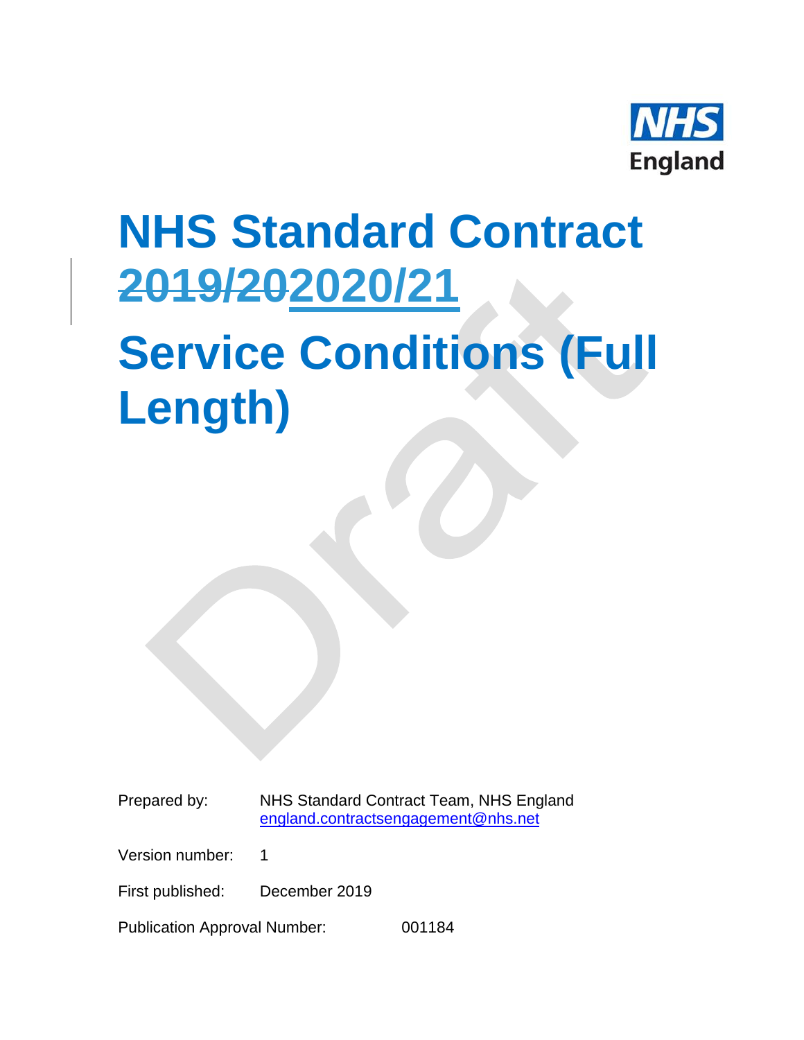NHS England

# NHS Standard Contract ~~2019/20~~2020/21

# Service Conditions (Full Length)

Prepared by: NHS Standard Contract Team, NHS England
england.contractsengagement@nhs.net

Version number: 1

First published: December 2019

Publication Approval Number: 001184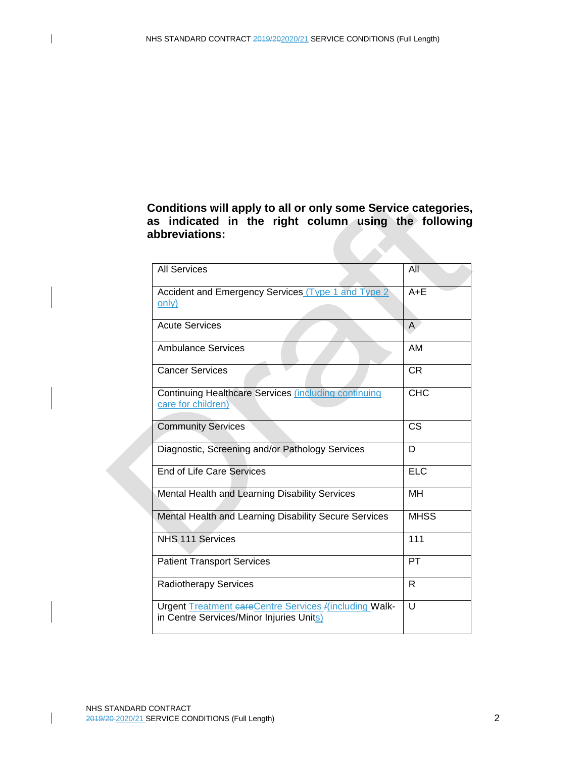**Conditions will apply to all or only some Service categories, as indicated in the right column using the following abbreviations:**

| All Services | All |
|---|---|
| Accident and Emergency Services (Type 1 and Type 2 only) | A+E |
| Acute Services | A |
| Ambulance Services | AM |
| Cancer Services | CR |
| Continuing Healthcare Services (including continuing care for children) | CHC |
| Community Services | CS |
| Diagnostic, Screening and/or Pathology Services | D |
| End of Life Care Services | ELC |
| Mental Health and Learning Disability Services | MH |
| Mental Health and Learning Disability Secure Services | MHSS |
| NHS 111 Services | 111 |
| Patient Transport Services | PT |
| Radiotherapy Services | R |
| Urgent Treatment ~~care~~Centre Services ~~/~~(including Walk-in Centre Services/Minor Injuries Units) | U |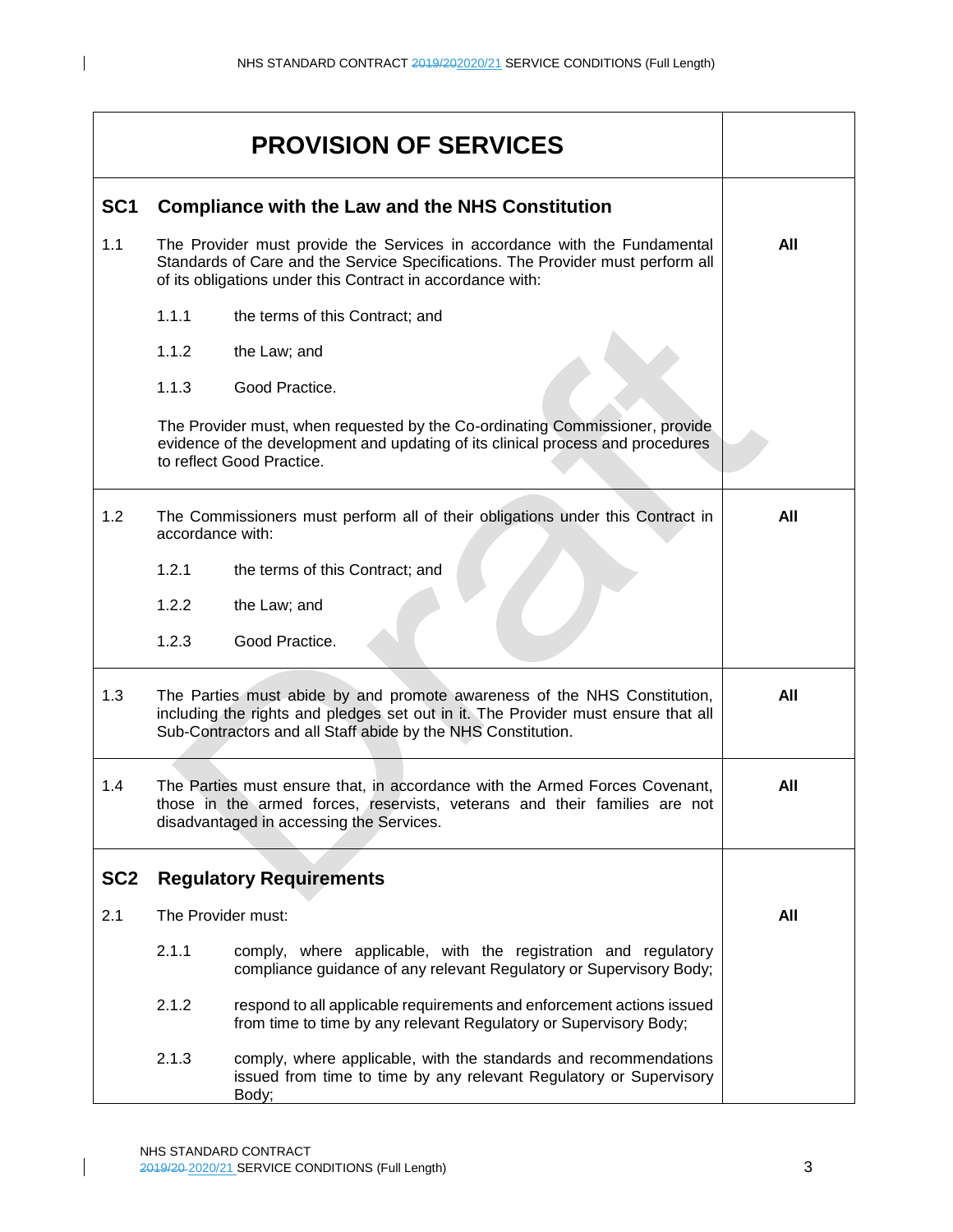# PROVISION OF SERVICES

## SC1 Compliance with the Law and the NHS Constitution

| | |
|---|---|
| 1.1 The Provider must provide the Services in accordance with the Fundamental Standards of Care and the Service Specifications. The Provider must perform all of its obligations under this Contract in accordance with:<br><br>1.1.1 the terms of this Contract; and<br><br>1.1.2 the Law; and<br><br>1.1.3 Good Practice.<br><br>The Provider must, when requested by the Co-ordinating Commissioner, provide evidence of the development and updating of its clinical process and procedures to reflect Good Practice. | **All** |
| 1.2 The Commissioners must perform all of their obligations under this Contract in accordance with:<br><br>1.2.1 the terms of this Contract; and<br><br>1.2.2 the Law; and<br><br>1.2.3 Good Practice. | **All** |
| 1.3 The Parties must abide by and promote awareness of the NHS Constitution, including the rights and pledges set out in it. The Provider must ensure that all Sub-Contractors and all Staff abide by the NHS Constitution. | **All** |
| 1.4 The Parties must ensure that, in accordance with the Armed Forces Covenant, those in the armed forces, reservists, veterans and their families are not disadvantaged in accessing the Services. | **All** |

## SC2 Regulatory Requirements

| | |
|---|---|
| 2.1 The Provider must:<br><br>2.1.1 comply, where applicable, with the registration and regulatory compliance guidance of any relevant Regulatory or Supervisory Body;<br><br>2.1.2 respond to all applicable requirements and enforcement actions issued from time to time by any relevant Regulatory or Supervisory Body;<br><br>2.1.3 comply, where applicable, with the standards and recommendations issued from time to time by any relevant Regulatory or Supervisory Body; | **All** |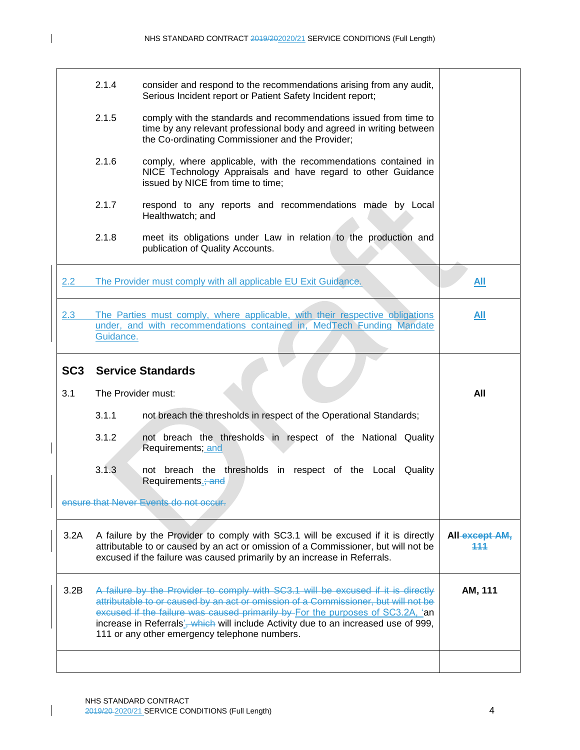| | |
|---|---|
| 2.1.4 consider and respond to the recommendations arising from any audit, Serious Incident report or Patient Safety Incident report;<br><br>2.1.5 comply with the standards and recommendations issued from time to time by any relevant professional body and agreed in writing between the Co-ordinating Commissioner and the Provider;<br><br>2.1.6 comply, where applicable, with the recommendations contained in NICE Technology Appraisals and have regard to other Guidance issued by NICE from time to time;<br><br>2.1.7 respond to any reports and recommendations made by Local Healthwatch; and<br><br>2.1.8 meet its obligations under Law in relation to the production and publication of Quality Accounts. | |
| 2.2 The Provider must comply with all applicable EU Exit Guidance. | All |
| 2.3 The Parties must comply, where applicable, with their respective obligations under, and with recommendations contained in, MedTech Funding Mandate Guidance. | All |
| **SC3 Service Standards**<br><br>3.1 The Provider must:<br><br>3.1.1 not breach the thresholds in respect of the Operational Standards;<br><br>3.1.2 not breach the thresholds in respect of the National Quality Requirements; and<br><br>3.1.3 not breach the thresholds in respect of the Local Quality Requirements.~~; and~~<br><br>~~ensure that Never Events do not occur.~~ | All |
| 3.2A A failure by the Provider to comply with SC3.1 will be excused if it is directly attributable to or caused by an act or omission of a Commissioner, but will not be excused if the failure was caused primarily by an increase in Referrals. | All ~~except AM, 111~~ |
| 3.2B ~~A failure by the Provider to comply with SC3.1 will be excused if it is directly attributable to or caused by an act or omission of a Commissioner, but will not be excused if the failure was caused primarily by~~ For the purposes of SC3.2A, 'an increase in Referrals'~~, which~~ will include Activity due to an increased use of 999, 111 or any other emergency telephone numbers. | AM, 111 |
| | |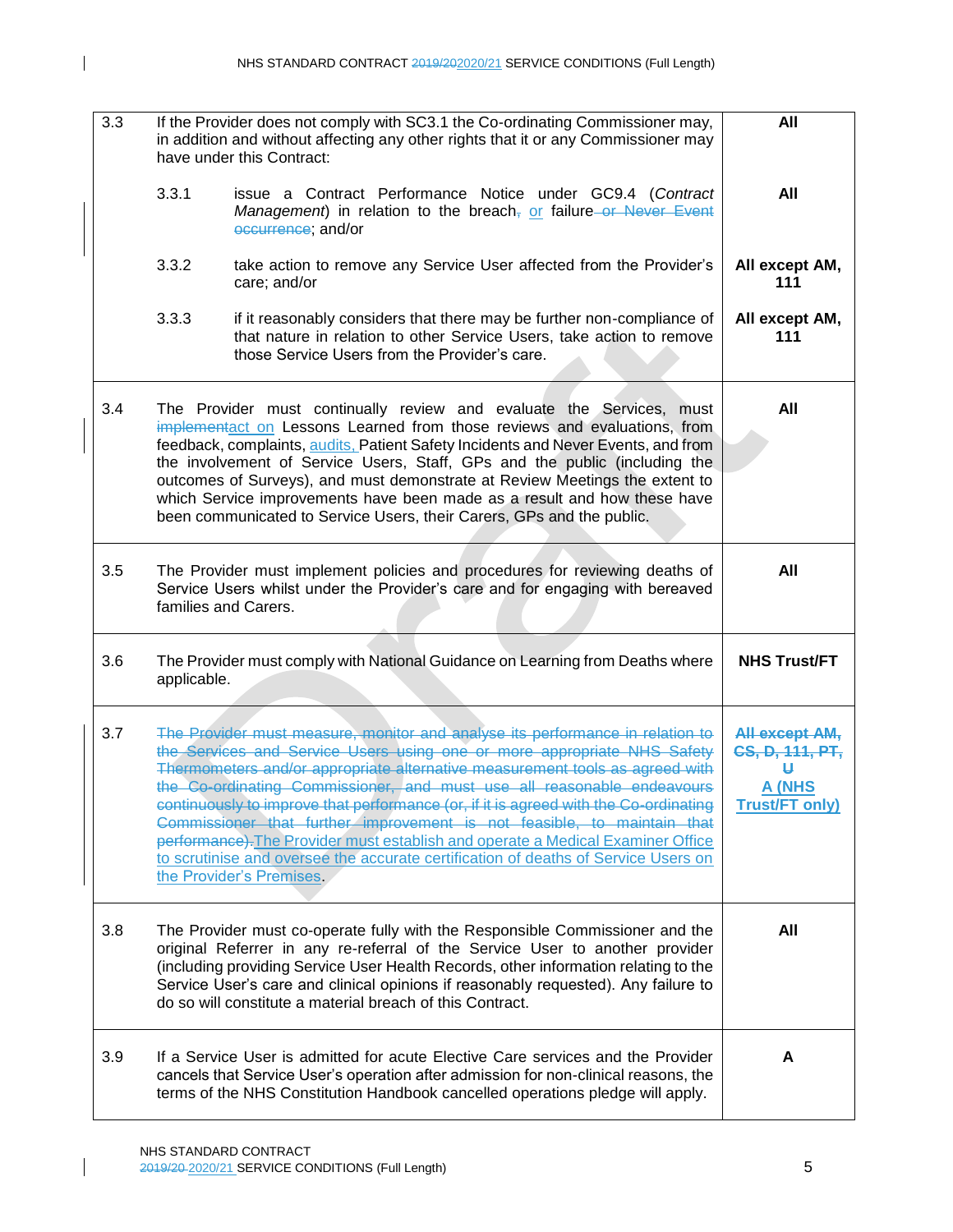| | | |
|---|---|---|
| 3.3 | If the Provider does not comply with SC3.1 the Co-ordinating Commissioner may, in addition and without affecting any other rights that it or any Commissioner may have under this Contract: | **All** |
| | 3.3.1 issue a Contract Performance Notice under GC9.4 (*Contract Management*) in relation to the breach, or failure or Never Event occurrence; and/or | **All** |
| | 3.3.2 take action to remove any Service User affected from the Provider's care; and/or | **All except AM, 111** |
| | 3.3.3 if it reasonably considers that there may be further non-compliance of that nature in relation to other Service Users, take action to remove those Service Users from the Provider's care. | **All except AM, 111** |
| 3.4 | The Provider must continually review and evaluate the Services, must implementact on Lessons Learned from those reviews and evaluations, from feedback, complaints, audits, Patient Safety Incidents and Never Events, and from the involvement of Service Users, Staff, GPs and the public (including the outcomes of Surveys), and must demonstrate at Review Meetings the extent to which Service improvements have been made as a result and how these have been communicated to Service Users, their Carers, GPs and the public. | **All** |
| 3.5 | The Provider must implement policies and procedures for reviewing deaths of Service Users whilst under the Provider's care and for engaging with bereaved families and Carers. | **All** |
| 3.6 | The Provider must comply with National Guidance on Learning from Deaths where applicable. | **NHS Trust/FT** |
| 3.7 | ~~The Provider must measure, monitor and analyse its performance in relation to the Services and Service Users using one or more appropriate NHS Safety Thermometers and/or appropriate alternative measurement tools as agreed with the Co-ordinating Commissioner, and must use all reasonable endeavours continuously to improve that performance (or, if it is agreed with the Co-ordinating Commissioner that further improvement is not feasible, to maintain that performance).~~The Provider must establish and operate a Medical Examiner Office to scrutinise and oversee the accurate certification of deaths of Service Users on the Provider's Premises. | ~~**All except AM, CS, D, 111, PT, U**~~ **A (NHS Trust/FT only)** |
| 3.8 | The Provider must co-operate fully with the Responsible Commissioner and the original Referrer in any re-referral of the Service User to another provider (including providing Service User Health Records, other information relating to the Service User's care and clinical opinions if reasonably requested). Any failure to do so will constitute a material breach of this Contract. | **All** |
| 3.9 | If a Service User is admitted for acute Elective Care services and the Provider cancels that Service User's operation after admission for non-clinical reasons, the terms of the NHS Constitution Handbook cancelled operations pledge will apply. | **A** |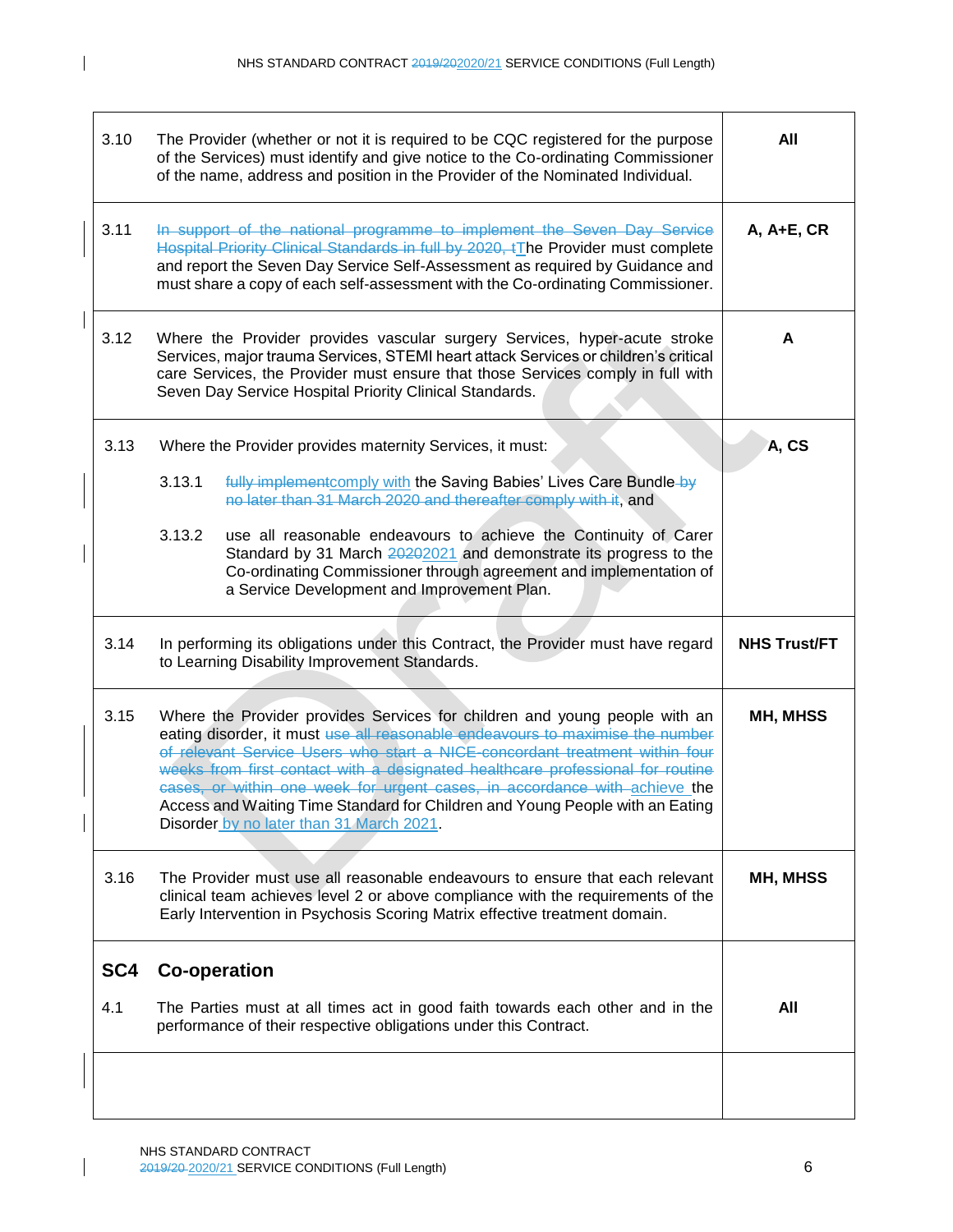| | | |
|---|---|---|
| 3.10 | The Provider (whether or not it is required to be CQC registered for the purpose of the Services) must identify and give notice to the Co-ordinating Commissioner of the name, address and position in the Provider of the Nominated Individual. | **All** |
| 3.11 | ~~In support of the national programme to implement the Seven Day Service Hospital Priority Clinical Standards in full by 2020, t~~The Provider must complete and report the Seven Day Service Self-Assessment as required by Guidance and must share a copy of each self-assessment with the Co-ordinating Commissioner. | **A, A+E, CR** |
| 3.12 | Where the Provider provides vascular surgery Services, hyper-acute stroke Services, major trauma Services, STEMI heart attack Services or children's critical care Services, the Provider must ensure that those Services comply in full with Seven Day Service Hospital Priority Clinical Standards. | **A** |
| 3.13 | Where the Provider provides maternity Services, it must:<br><br>3.13.1 ~~fully implement~~comply with the Saving Babies' Lives Care Bundle ~~by no later than 31 March 2020 and thereafter comply with it~~, and<br><br>3.13.2 use all reasonable endeavours to achieve the Continuity of Carer Standard by 31 March ~~2020~~2021 and demonstrate its progress to the Co-ordinating Commissioner through agreement and implementation of a Service Development and Improvement Plan. | **A, CS** |
| 3.14 | In performing its obligations under this Contract, the Provider must have regard to Learning Disability Improvement Standards. | **NHS Trust/FT** |
| 3.15 | Where the Provider provides Services for children and young people with an eating disorder, it must ~~use all reasonable endeavours to maximise the number of relevant Service Users who start a NICE-concordant treatment within four weeks from first contact with a designated healthcare professional for routine cases, or within one week for urgent cases, in accordance with~~ achieve the Access and Waiting Time Standard for Children and Young People with an Eating Disorder by no later than 31 March 2021. | **MH, MHSS** |
| 3.16 | The Provider must use all reasonable endeavours to ensure that each relevant clinical team achieves level 2 or above compliance with the requirements of the Early Intervention in Psychosis Scoring Matrix effective treatment domain. | **MH, MHSS** |
| **SC4** | **Co-operation** | |
| 4.1 | The Parties must at all times act in good faith towards each other and in the performance of their respective obligations under this Contract. | **All** |
| | | |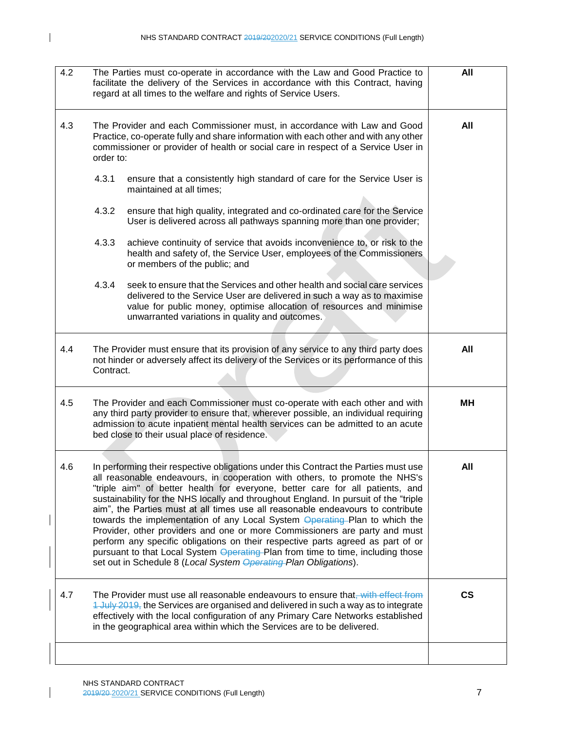| | | |
|---|---|---|
| 4.2 | The Parties must co-operate in accordance with the Law and Good Practice to facilitate the delivery of the Services in accordance with this Contract, having regard at all times to the welfare and rights of Service Users. | **All** |
| 4.3 | The Provider and each Commissioner must, in accordance with Law and Good Practice, co-operate fully and share information with each other and with any other commissioner or provider of health or social care in respect of a Service User in order to:<br><br>4.3.1 ensure that a consistently high standard of care for the Service User is maintained at all times;<br><br>4.3.2 ensure that high quality, integrated and co-ordinated care for the Service User is delivered across all pathways spanning more than one provider;<br><br>4.3.3 achieve continuity of service that avoids inconvenience to, or risk to the health and safety of, the Service User, employees of the Commissioners or members of the public; and<br><br>4.3.4 seek to ensure that the Services and other health and social care services delivered to the Service User are delivered in such a way as to maximise value for public money, optimise allocation of resources and minimise unwarranted variations in quality and outcomes. | **All** |
| 4.4 | The Provider must ensure that its provision of any service to any third party does not hinder or adversely affect its delivery of the Services or its performance of this Contract. | **All** |
| 4.5 | The Provider and each Commissioner must co-operate with each other and with any third party provider to ensure that, wherever possible, an individual requiring admission to acute inpatient mental health services can be admitted to an acute bed close to their usual place of residence. | **MH** |
| 4.6 | In performing their respective obligations under this Contract the Parties must use all reasonable endeavours, in cooperation with others, to promote the NHS's "triple aim" of better health for everyone, better care for all patients, and sustainability for the NHS locally and throughout England. In pursuit of the "triple aim", the Parties must at all times use all reasonable endeavours to contribute towards the implementation of any Local System ~~Operating~~ Plan to which the Provider, other providers and one or more Commissioners are party and must perform any specific obligations on their respective parts agreed as part of or pursuant to that Local System ~~Operating~~ Plan from time to time, including those set out in Schedule 8 (*Local System ~~Operating~~ Plan Obligations*). | **All** |
| 4.7 | The Provider must use all reasonable endeavours to ensure that~~, with effect from 1 July 2019,~~ the Services are organised and delivered in such a way as to integrate effectively with the local configuration of any Primary Care Networks established in the geographical area within which the Services are to be delivered. | **CS** |
| | | |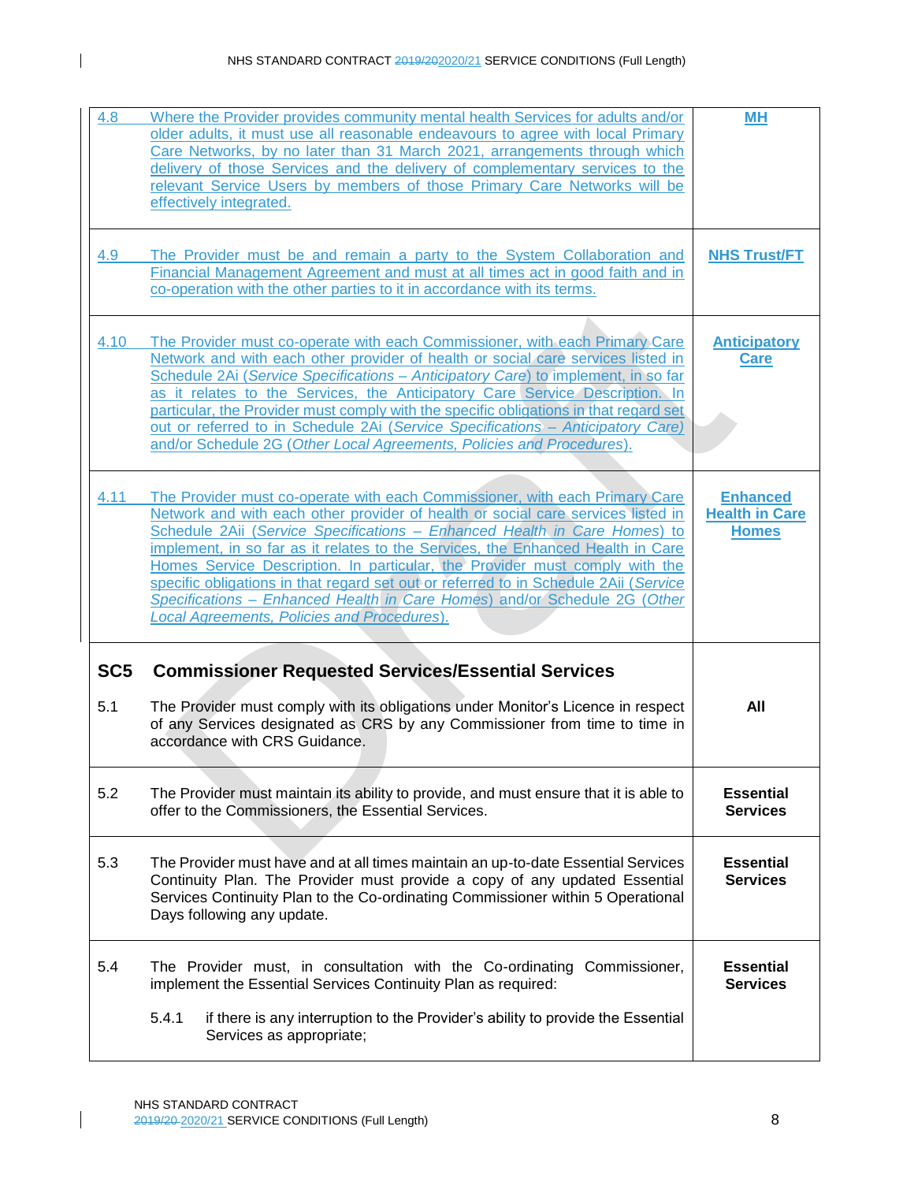| | |
|---|---|
| 4.8 Where the Provider provides community mental health Services for adults and/or older adults, it must use all reasonable endeavours to agree with local Primary Care Networks, by no later than 31 March 2021, arrangements through which delivery of those Services and the delivery of complementary services to the relevant Service Users by members of those Primary Care Networks will be effectively integrated. | **MH** |
| 4.9 The Provider must be and remain a party to the System Collaboration and Financial Management Agreement and must at all times act in good faith and in co-operation with the other parties to it in accordance with its terms. | **NHS Trust/FT** |
| 4.10 The Provider must co-operate with each Commissioner, with each Primary Care Network and with each other provider of health or social care services listed in Schedule 2Ai (*Service Specifications – Anticipatory Care*) to implement, in so far as it relates to the Services, the Anticipatory Care Service Description. In particular, the Provider must comply with the specific obligations in that regard set out or referred to in Schedule 2Ai (*Service Specifications – Anticipatory Care*) and/or Schedule 2G (*Other Local Agreements, Policies and Procedures*). | **Anticipatory Care** |
| 4.11 The Provider must co-operate with each Commissioner, with each Primary Care Network and with each other provider of health or social care services listed in Schedule 2Aii (*Service Specifications – Enhanced Health in Care Homes*) to implement, in so far as it relates to the Services, the Enhanced Health in Care Homes Service Description. In particular, the Provider must comply with the specific obligations in that regard set out or referred to in Schedule 2Aii (*Service Specifications – Enhanced Health in Care Homes*) and/or Schedule 2G (*Other Local Agreements, Policies and Procedures*). | **Enhanced Health in Care Homes** |
| **SC5 Commissioner Requested Services/Essential Services**<br><br>5.1 The Provider must comply with its obligations under Monitor's Licence in respect of any Services designated as CRS by any Commissioner from time to time in accordance with CRS Guidance. | **All** |
| 5.2 The Provider must maintain its ability to provide, and must ensure that it is able to offer to the Commissioners, the Essential Services. | **Essential Services** |
| 5.3 The Provider must have and at all times maintain an up-to-date Essential Services Continuity Plan. The Provider must provide a copy of any updated Essential Services Continuity Plan to the Co-ordinating Commissioner within 5 Operational Days following any update. | **Essential Services** |
| 5.4 The Provider must, in consultation with the Co-ordinating Commissioner, implement the Essential Services Continuity Plan as required:<br><br>5.4.1 if there is any interruption to the Provider's ability to provide the Essential Services as appropriate; | **Essential Services** |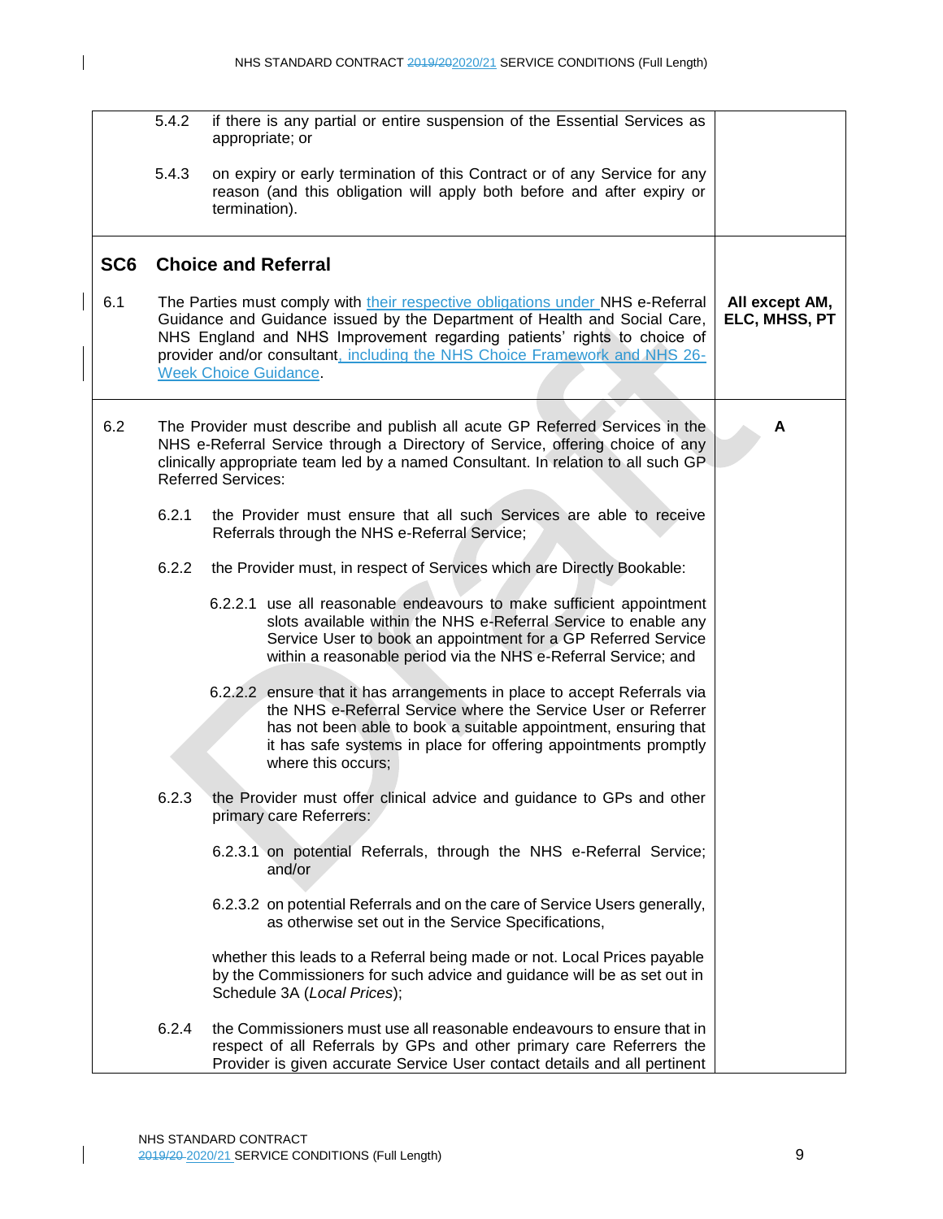| | |
|---|---|
| 5.4.2 if there is any partial or entire suspension of the Essential Services as appropriate; or<br><br>5.4.3 on expiry or early termination of this Contract or of any Service for any reason (and this obligation will apply both before and after expiry or termination). | |
| **SC6 Choice and Referral**<br><br>6.1 The Parties must comply with their respective obligations under NHS e-Referral Guidance and Guidance issued by the Department of Health and Social Care, NHS England and NHS Improvement regarding patients' rights to choice of provider and/or consultant, including the NHS Choice Framework and NHS 26-Week Choice Guidance. | **All except AM, ELC, MHSS, PT** |
| 6.2 The Provider must describe and publish all acute GP Referred Services in the NHS e-Referral Service through a Directory of Service, offering choice of any clinically appropriate team led by a named Consultant. In relation to all such GP Referred Services:<br><br>6.2.1 the Provider must ensure that all such Services are able to receive Referrals through the NHS e-Referral Service;<br><br>6.2.2 the Provider must, in respect of Services which are Directly Bookable:<br><br>6.2.2.1 use all reasonable endeavours to make sufficient appointment slots available within the NHS e-Referral Service to enable any Service User to book an appointment for a GP Referred Service within a reasonable period via the NHS e-Referral Service; and<br><br>6.2.2.2 ensure that it has arrangements in place to accept Referrals via the NHS e-Referral Service where the Service User or Referrer has not been able to book a suitable appointment, ensuring that it has safe systems in place for offering appointments promptly where this occurs;<br><br>6.2.3 the Provider must offer clinical advice and guidance to GPs and other primary care Referrers:<br><br>6.2.3.1 on potential Referrals, through the NHS e-Referral Service; and/or<br><br>6.2.3.2 on potential Referrals and on the care of Service Users generally, as otherwise set out in the Service Specifications,<br><br>whether this leads to a Referral being made or not. Local Prices payable by the Commissioners for such advice and guidance will be as set out in Schedule 3A (*Local Prices*);<br><br>6.2.4 the Commissioners must use all reasonable endeavours to ensure that in respect of all Referrals by GPs and other primary care Referrers the Provider is given accurate Service User contact details and all pertinent | **A** |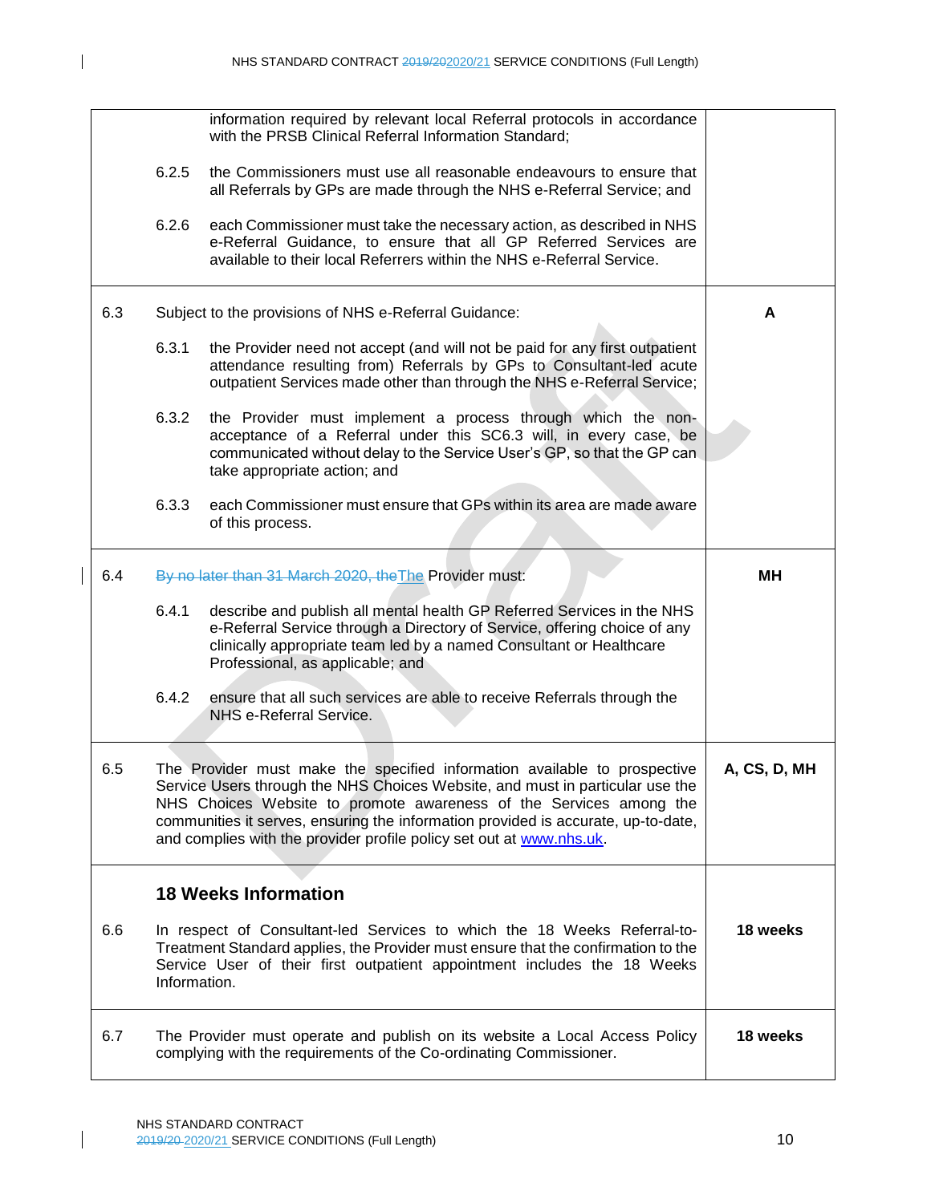| | | |
|---|---|---|
| | information required by relevant local Referral protocols in accordance with the PRSB Clinical Referral Information Standard;<br><br>6.2.5 the Commissioners must use all reasonable endeavours to ensure that all Referrals by GPs are made through the NHS e-Referral Service; and<br><br>6.2.6 each Commissioner must take the necessary action, as described in NHS e-Referral Guidance, to ensure that all GP Referred Services are available to their local Referrers within the NHS e-Referral Service. | |
| 6.3 | Subject to the provisions of NHS e-Referral Guidance:<br><br>6.3.1 the Provider need not accept (and will not be paid for any first outpatient attendance resulting from) Referrals by GPs to Consultant-led acute outpatient Services made other than through the NHS e-Referral Service;<br><br>6.3.2 the Provider must implement a process through which the non-acceptance of a Referral under this SC6.3 will, in every case, be communicated without delay to the Service User's GP, so that the GP can take appropriate action; and<br><br>6.3.3 each Commissioner must ensure that GPs within its area are made aware of this process. | **A** |
| 6.4 | ~~By no later than 31 March 2020, the~~The Provider must:<br><br>6.4.1 describe and publish all mental health GP Referred Services in the NHS e-Referral Service through a Directory of Service, offering choice of any clinically appropriate team led by a named Consultant or Healthcare Professional, as applicable; and<br><br>6.4.2 ensure that all such services are able to receive Referrals through the NHS e-Referral Service. | **MH** |
| 6.5 | The Provider must make the specified information available to prospective Service Users through the NHS Choices Website, and must in particular use the NHS Choices Website to promote awareness of the Services among the communities it serves, ensuring the information provided is accurate, up-to-date, and complies with the provider profile policy set out at www.nhs.uk. | **A, CS, D, MH** |
| | **18 Weeks Information** | |
| 6.6 | In respect of Consultant-led Services to which the 18 Weeks Referral-to-Treatment Standard applies, the Provider must ensure that the confirmation to the Service User of their first outpatient appointment includes the 18 Weeks Information. | **18 weeks** |
| 6.7 | The Provider must operate and publish on its website a Local Access Policy complying with the requirements of the Co-ordinating Commissioner. | **18 weeks** |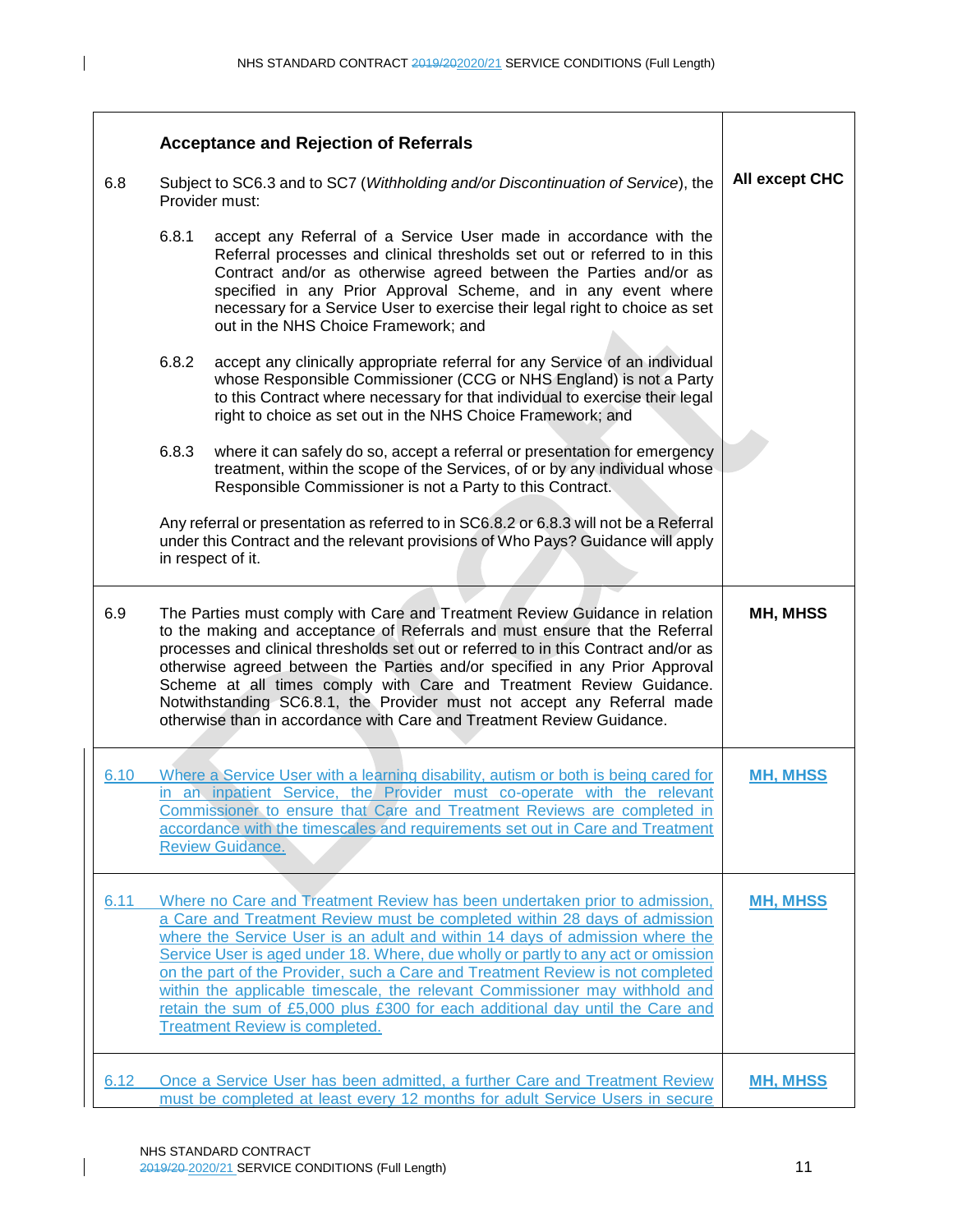| | | |
|---|---|---|
| | **Acceptance and Rejection of Referrals** | |
| 6.8 | Subject to SC6.3 and to SC7 (*Withholding and/or Discontinuation of Service*), the Provider must:<br><br>6.8.1 accept any Referral of a Service User made in accordance with the Referral processes and clinical thresholds set out or referred to in this Contract and/or as otherwise agreed between the Parties and/or as specified in any Prior Approval Scheme, and in any event where necessary for a Service User to exercise their legal right to choice as set out in the NHS Choice Framework; and<br><br>6.8.2 accept any clinically appropriate referral for any Service of an individual whose Responsible Commissioner (CCG or NHS England) is not a Party to this Contract where necessary for that individual to exercise their legal right to choice as set out in the NHS Choice Framework; and<br><br>6.8.3 where it can safely do so, accept a referral or presentation for emergency treatment, within the scope of the Services, of or by any individual whose Responsible Commissioner is not a Party to this Contract.<br><br>Any referral or presentation as referred to in SC6.8.2 or 6.8.3 will not be a Referral under this Contract and the relevant provisions of Who Pays? Guidance will apply in respect of it. | **All except CHC** |
| 6.9 | The Parties must comply with Care and Treatment Review Guidance in relation to the making and acceptance of Referrals and must ensure that the Referral processes and clinical thresholds set out or referred to in this Contract and/or as otherwise agreed between the Parties and/or specified in any Prior Approval Scheme at all times comply with Care and Treatment Review Guidance. Notwithstanding SC6.8.1, the Provider must not accept any Referral made otherwise than in accordance with Care and Treatment Review Guidance. | **MH, MHSS** |
| 6.10 | Where a Service User with a learning disability, autism or both is being cared for in an inpatient Service, the Provider must co-operate with the relevant Commissioner to ensure that Care and Treatment Reviews are completed in accordance with the timescales and requirements set out in Care and Treatment Review Guidance. | **MH, MHSS** |
| 6.11 | Where no Care and Treatment Review has been undertaken prior to admission, a Care and Treatment Review must be completed within 28 days of admission where the Service User is an adult and within 14 days of admission where the Service User is aged under 18. Where, due wholly or partly to any act or omission on the part of the Provider, such a Care and Treatment Review is not completed within the applicable timescale, the relevant Commissioner may withhold and retain the sum of £5,000 plus £300 for each additional day until the Care and Treatment Review is completed. | **MH, MHSS** |
| 6.12 | Once a Service User has been admitted, a further Care and Treatment Review must be completed at least every 12 months for adult Service Users in secure | **MH, MHSS** |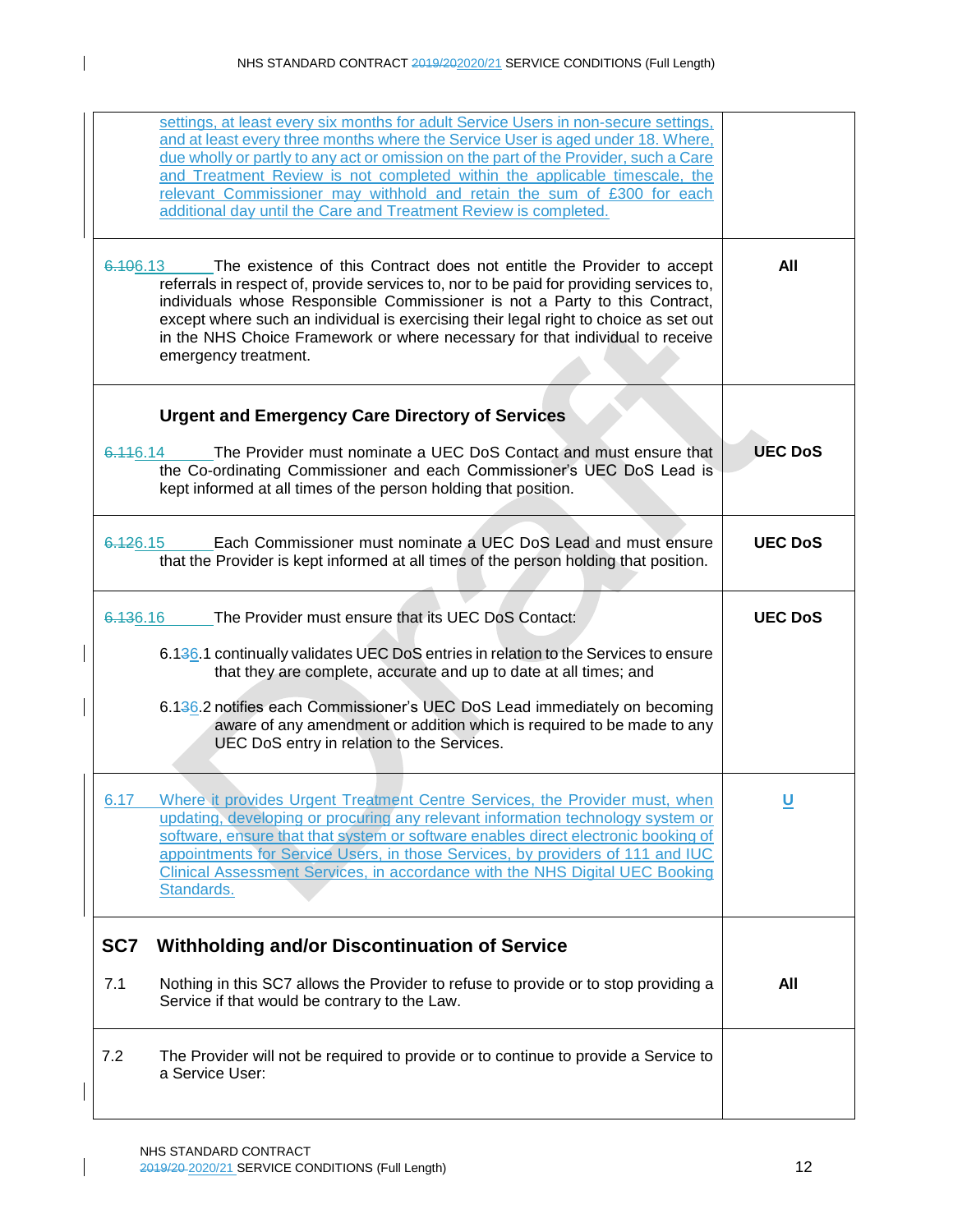| | |
|---|---|
| settings, at least every six months for adult Service Users in non-secure settings, and at least every three months where the Service User is aged under 18. Where, due wholly or partly to any act or omission on the part of the Provider, such a Care and Treatment Review is not completed within the applicable timescale, the relevant Commissioner may withhold and retain the sum of £300 for each additional day until the Care and Treatment Review is completed. | |
| 6.106.13 The existence of this Contract does not entitle the Provider to accept referrals in respect of, provide services to, nor to be paid for providing services to, individuals whose Responsible Commissioner is not a Party to this Contract, except where such an individual is exercising their legal right to choice as set out in the NHS Choice Framework or where necessary for that individual to receive emergency treatment. | **All** |
| **Urgent and Emergency Care Directory of Services**<br><br>6.116.14 The Provider must nominate a UEC DoS Contact and must ensure that the Co-ordinating Commissioner and each Commissioner's UEC DoS Lead is kept informed at all times of the person holding that position. | **UEC DoS** |
| 6.126.15 Each Commissioner must nominate a UEC DoS Lead and must ensure that the Provider is kept informed at all times of the person holding that position. | **UEC DoS** |
| 6.136.16 The Provider must ensure that its UEC DoS Contact:<br><br>6.136.1 continually validates UEC DoS entries in relation to the Services to ensure that they are complete, accurate and up to date at all times; and<br><br>6.136.2 notifies each Commissioner's UEC DoS Lead immediately on becoming aware of any amendment or addition which is required to be made to any UEC DoS entry in relation to the Services. | **UEC DoS** |
| 6.17 Where it provides Urgent Treatment Centre Services, the Provider must, when updating, developing or procuring any relevant information technology system or software, ensure that that system or software enables direct electronic booking of appointments for Service Users, in those Services, by providers of 111 and IUC Clinical Assessment Services, in accordance with the NHS Digital UEC Booking Standards. | **U** |
| **SC7 Withholding and/or Discontinuation of Service**<br><br>7.1 Nothing in this SC7 allows the Provider to refuse to provide or to stop providing a Service if that would be contrary to the Law. | **All** |
| 7.2 The Provider will not be required to provide or to continue to provide a Service to a Service User: | |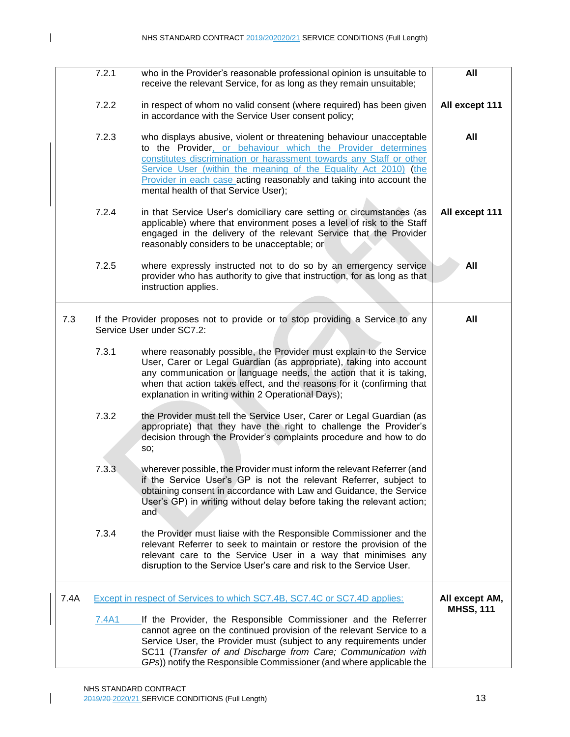| | | | |
|---|---|---|---|
| | 7.2.1 | who in the Provider's reasonable professional opinion is unsuitable to receive the relevant Service, for as long as they remain unsuitable; | **All** |
| | 7.2.2 | in respect of whom no valid consent (where required) has been given in accordance with the Service User consent policy; | **All except 111** |
| | 7.2.3 | who displays abusive, violent or threatening behaviour unacceptable to the Provider, or behaviour which the Provider determines constitutes discrimination or harassment towards any Staff or other Service User (within the meaning of the Equality Act 2010) (the Provider in each case acting reasonably and taking into account the mental health of that Service User); | **All** |
| | 7.2.4 | in that Service User's domiciliary care setting or circumstances (as applicable) where that environment poses a level of risk to the Staff engaged in the delivery of the relevant Service that the Provider reasonably considers to be unacceptable; or | **All except 111** |
| | 7.2.5 | where expressly instructed not to do so by an emergency service provider who has authority to give that instruction, for as long as that instruction applies. | **All** |
| 7.3 | If the Provider proposes not to provide or to stop providing a Service to any Service User under SC7.2: | | **All** |
| | 7.3.1 | where reasonably possible, the Provider must explain to the Service User, Carer or Legal Guardian (as appropriate), taking into account any communication or language needs, the action that it is taking, when that action takes effect, and the reasons for it (confirming that explanation in writing within 2 Operational Days); | |
| | 7.3.2 | the Provider must tell the Service User, Carer or Legal Guardian (as appropriate) that they have the right to challenge the Provider's decision through the Provider's complaints procedure and how to do so; | |
| | 7.3.3 | wherever possible, the Provider must inform the relevant Referrer (and if the Service User's GP is not the relevant Referrer, subject to obtaining consent in accordance with Law and Guidance, the Service User's GP) in writing without delay before taking the relevant action; and | |
| | 7.3.4 | the Provider must liaise with the Responsible Commissioner and the relevant Referrer to seek to maintain or restore the provision of the relevant care to the Service User in a way that minimises any disruption to the Service User's care and risk to the Service User. | |
| 7.4A | Except in respect of Services to which SC7.4B, SC7.4C or SC7.4D applies: | | **All except AM, MHSS, 111** |
| | 7.4A1 | If the Provider, the Responsible Commissioner and the Referrer cannot agree on the continued provision of the relevant Service to a Service User, the Provider must (subject to any requirements under SC11 (*Transfer of and Discharge from Care; Communication with GPs*)) notify the Responsible Commissioner (and where applicable the | |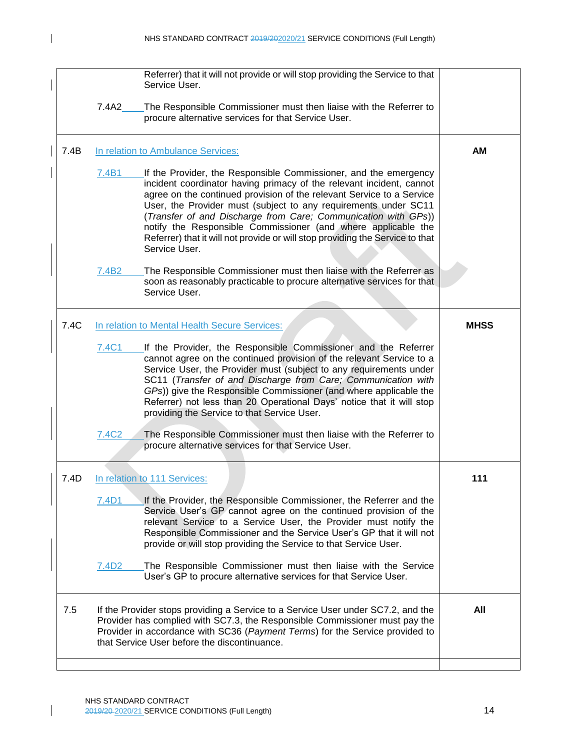| | | |
|---|---|---|
| | Referrer) that it will not provide or will stop providing the Service to that Service User.<br><br>7.4A2 The Responsible Commissioner must then liaise with the Referrer to procure alternative services for that Service User. | |
| 7.4B | In relation to Ambulance Services:<br><br>7.4B1 If the Provider, the Responsible Commissioner, and the emergency incident coordinator having primacy of the relevant incident, cannot agree on the continued provision of the relevant Service to a Service User, the Provider must (subject to any requirements under SC11 (*Transfer of and Discharge from Care; Communication with GPs*)) notify the Responsible Commissioner (and where applicable the Referrer) that it will not provide or will stop providing the Service to that Service User.<br><br>7.4B2 The Responsible Commissioner must then liaise with the Referrer as soon as reasonably practicable to procure alternative services for that Service User. | **AM** |
| 7.4C | In relation to Mental Health Secure Services:<br><br>7.4C1 If the Provider, the Responsible Commissioner and the Referrer cannot agree on the continued provision of the relevant Service to a Service User, the Provider must (subject to any requirements under SC11 (*Transfer of and Discharge from Care; Communication with GPs*)) give the Responsible Commissioner (and where applicable the Referrer) not less than 20 Operational Days' notice that it will stop providing the Service to that Service User.<br><br>7.4C2 The Responsible Commissioner must then liaise with the Referrer to procure alternative services for that Service User. | **MHSS** |
| 7.4D | In relation to 111 Services:<br><br>7.4D1 If the Provider, the Responsible Commissioner, the Referrer and the Service User's GP cannot agree on the continued provision of the relevant Service to a Service User, the Provider must notify the Responsible Commissioner and the Service User's GP that it will not provide or will stop providing the Service to that Service User.<br><br>7.4D2 The Responsible Commissioner must then liaise with the Service User's GP to procure alternative services for that Service User. | **111** |
| 7.5 | If the Provider stops providing a Service to a Service User under SC7.2, and the Provider has complied with SC7.3, the Responsible Commissioner must pay the Provider in accordance with SC36 (*Payment Terms*) for the Service provided to that Service User before the discontinuance. | **All** |
| | | |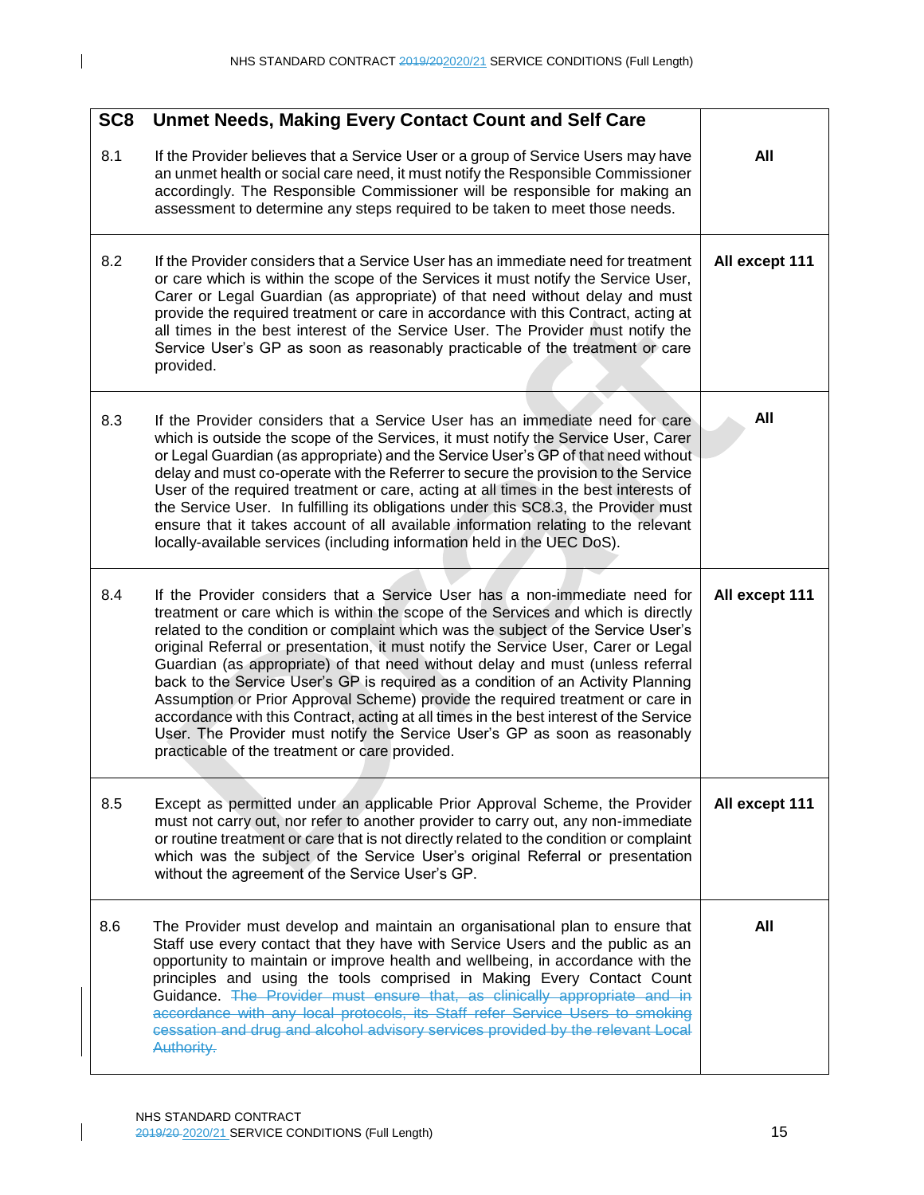| SC8 | Unmet Needs, Making Every Contact Count and Self Care | |
|---|---|---|
| 8.1 | If the Provider believes that a Service User or a group of Service Users may have an unmet health or social care need, it must notify the Responsible Commissioner accordingly. The Responsible Commissioner will be responsible for making an assessment to determine any steps required to be taken to meet those needs. | **All** |
| 8.2 | If the Provider considers that a Service User has an immediate need for treatment or care which is within the scope of the Services it must notify the Service User, Carer or Legal Guardian (as appropriate) of that need without delay and must provide the required treatment or care in accordance with this Contract, acting at all times in the best interest of the Service User. The Provider must notify the Service User's GP as soon as reasonably practicable of the treatment or care provided. | **All except 111** |
| 8.3 | If the Provider considers that a Service User has an immediate need for care which is outside the scope of the Services, it must notify the Service User, Carer or Legal Guardian (as appropriate) and the Service User's GP of that need without delay and must co-operate with the Referrer to secure the provision to the Service User of the required treatment or care, acting at all times in the best interests of the Service User. In fulfilling its obligations under this SC8.3, the Provider must ensure that it takes account of all available information relating to the relevant locally-available services (including information held in the UEC DoS). | **All** |
| 8.4 | If the Provider considers that a Service User has a non-immediate need for treatment or care which is within the scope of the Services and which is directly related to the condition or complaint which was the subject of the Service User's original Referral or presentation, it must notify the Service User, Carer or Legal Guardian (as appropriate) of that need without delay and must (unless referral back to the Service User's GP is required as a condition of an Activity Planning Assumption or Prior Approval Scheme) provide the required treatment or care in accordance with this Contract, acting at all times in the best interest of the Service User. The Provider must notify the Service User's GP as soon as reasonably practicable of the treatment or care provided. | **All except 111** |
| 8.5 | Except as permitted under an applicable Prior Approval Scheme, the Provider must not carry out, nor refer to another provider to carry out, any non-immediate or routine treatment or care that is not directly related to the condition or complaint which was the subject of the Service User's original Referral or presentation without the agreement of the Service User's GP. | **All except 111** |
| 8.6 | The Provider must develop and maintain an organisational plan to ensure that Staff use every contact that they have with Service Users and the public as an opportunity to maintain or improve health and wellbeing, in accordance with the principles and using the tools comprised in Making Every Contact Count Guidance. ~~The Provider must ensure that, as clinically appropriate and in accordance with any local protocols, its Staff refer Service Users to smoking cessation and drug and alcohol advisory services provided by the relevant Local Authority.~~ | **All** |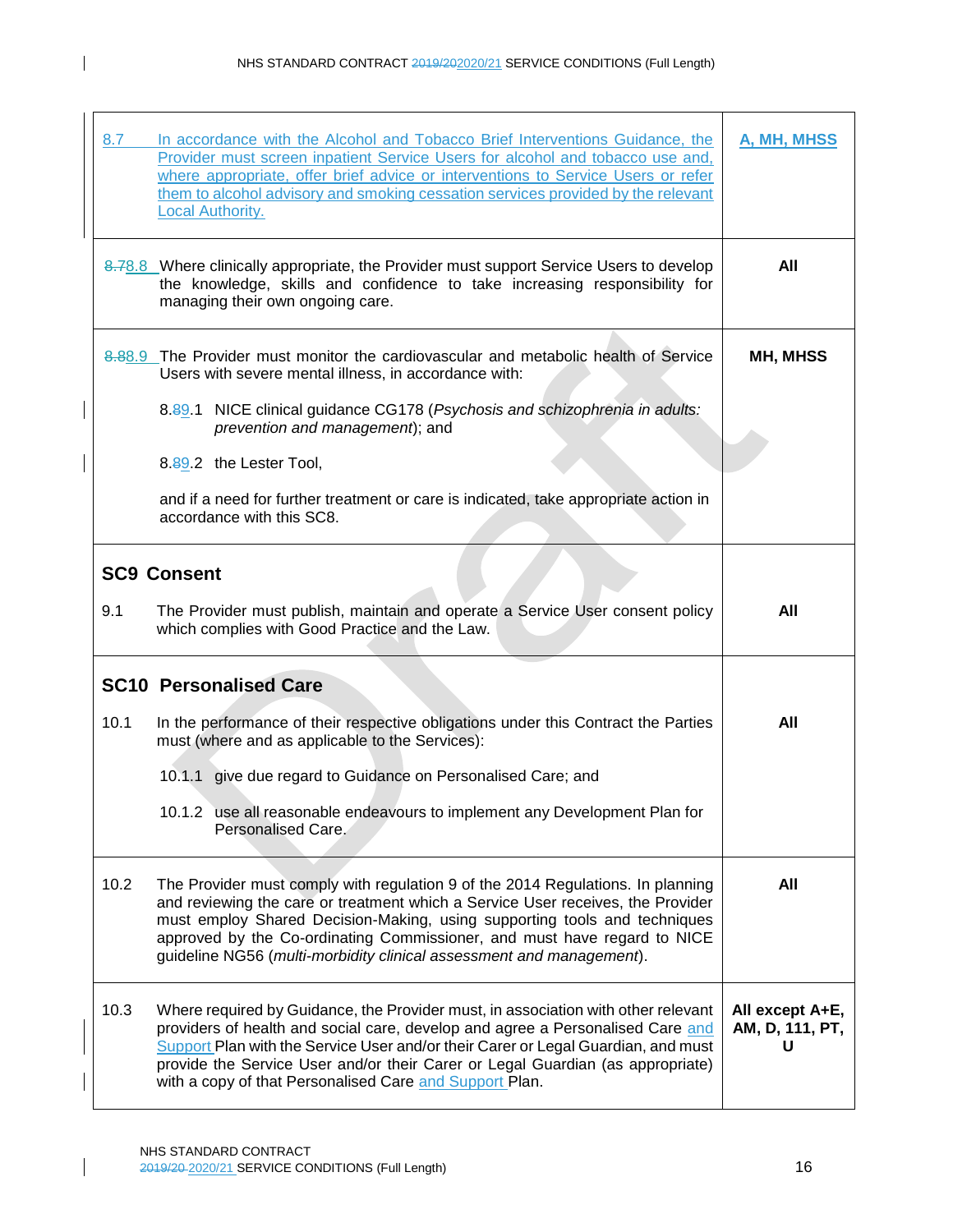| | |
|---|---|
| 8.7 In accordance with the Alcohol and Tobacco Brief Interventions Guidance, the Provider must screen inpatient Service Users for alcohol and tobacco use and, where appropriate, offer brief advice or interventions to Service Users or refer them to alcohol advisory and smoking cessation services provided by the relevant Local Authority. | **A, MH, MHSS** |
| 8.8 Where clinically appropriate, the Provider must support Service Users to develop the knowledge, skills and confidence to take increasing responsibility for managing their own ongoing care. | **All** |
| 8.9 The Provider must monitor the cardiovascular and metabolic health of Service Users with severe mental illness, in accordance with:<br><br>8.9.1 NICE clinical guidance CG178 (*Psychosis and schizophrenia in adults: prevention and management*); and<br><br>8.9.2 the Lester Tool,<br><br>and if a need for further treatment or care is indicated, take appropriate action in accordance with this SC8. | **MH, MHSS** |
| **SC9 Consent**<br><br>9.1 The Provider must publish, maintain and operate a Service User consent policy which complies with Good Practice and the Law. | **All** |
| **SC10 Personalised Care**<br><br>10.1 In the performance of their respective obligations under this Contract the Parties must (where and as applicable to the Services):<br><br>10.1.1 give due regard to Guidance on Personalised Care; and<br><br>10.1.2 use all reasonable endeavours to implement any Development Plan for Personalised Care. | **All** |
| 10.2 The Provider must comply with regulation 9 of the 2014 Regulations. In planning and reviewing the care or treatment which a Service User receives, the Provider must employ Shared Decision-Making, using supporting tools and techniques approved by the Co-ordinating Commissioner, and must have regard to NICE guideline NG56 (*multi-morbidity clinical assessment and management*). | **All** |
| 10.3 Where required by Guidance, the Provider must, in association with other relevant providers of health and social care, develop and agree a Personalised Care and Support Plan with the Service User and/or their Carer or Legal Guardian, and must provide the Service User and/or their Carer or Legal Guardian (as appropriate) with a copy of that Personalised Care and Support Plan. | **All except A+E, AM, D, 111, PT, U** |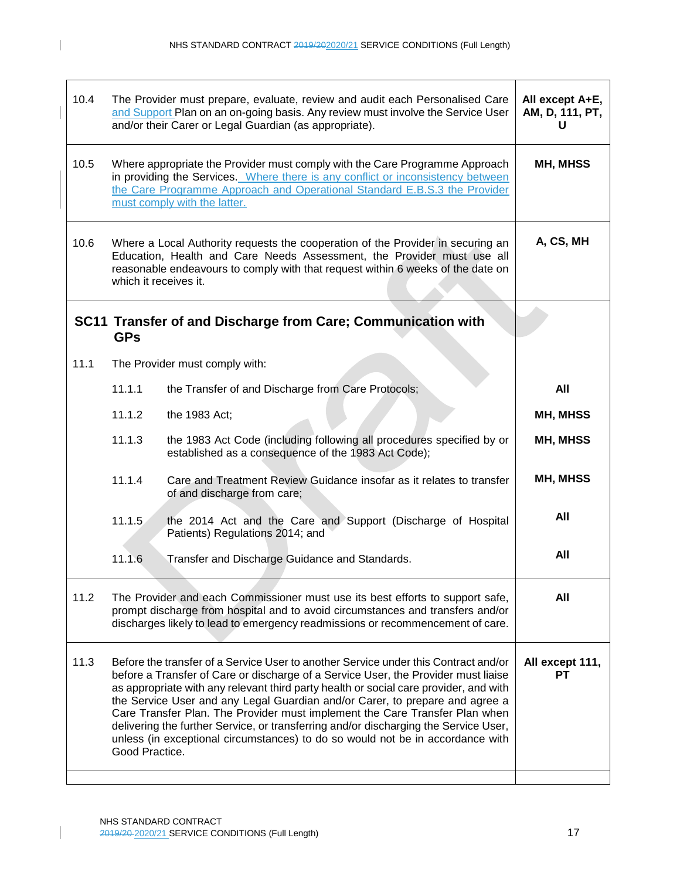| | | |
|---|---|---|
| 10.4 | The Provider must prepare, evaluate, review and audit each Personalised Care and Support Plan on an on-going basis. Any review must involve the Service User and/or their Carer or Legal Guardian (as appropriate). | **All except A+E, AM, D, 111, PT, U** |
| 10.5 | Where appropriate the Provider must comply with the Care Programme Approach in providing the Services. Where there is any conflict or inconsistency between the Care Programme Approach and Operational Standard E.B.S.3 the Provider must comply with the latter. | **MH, MHSS** |
| 10.6 | Where a Local Authority requests the cooperation of the Provider in securing an Education, Health and Care Needs Assessment, the Provider must use all reasonable endeavours to comply with that request within 6 weeks of the date on which it receives it. | **A, CS, MH** |

## SC11 Transfer of and Discharge from Care; Communication with GPs

| | | |
|---|---|---|
| 11.1 | The Provider must comply with: | |
| | 11.1.1 the Transfer of and Discharge from Care Protocols; | **All** |
| | 11.1.2 the 1983 Act; | **MH, MHSS** |
| | 11.1.3 the 1983 Act Code (including following all procedures specified by or established as a consequence of the 1983 Act Code); | **MH, MHSS** |
| | 11.1.4 Care and Treatment Review Guidance insofar as it relates to transfer of and discharge from care; | **MH, MHSS** |
| | 11.1.5 the 2014 Act and the Care and Support (Discharge of Hospital Patients) Regulations 2014; and | **All** |
| | 11.1.6 Transfer and Discharge Guidance and Standards. | **All** |
| 11.2 | The Provider and each Commissioner must use its best efforts to support safe, prompt discharge from hospital and to avoid circumstances and transfers and/or discharges likely to lead to emergency readmissions or recommencement of care. | **All** |
| 11.3 | Before the transfer of a Service User to another Service under this Contract and/or before a Transfer of Care or discharge of a Service User, the Provider must liaise as appropriate with any relevant third party health or social care provider, and with the Service User and any Legal Guardian and/or Carer, to prepare and agree a Care Transfer Plan. The Provider must implement the Care Transfer Plan when delivering the further Service, or transferring and/or discharging the Service User, unless (in exceptional circumstances) to do so would not be in accordance with Good Practice. | **All except 111, PT** |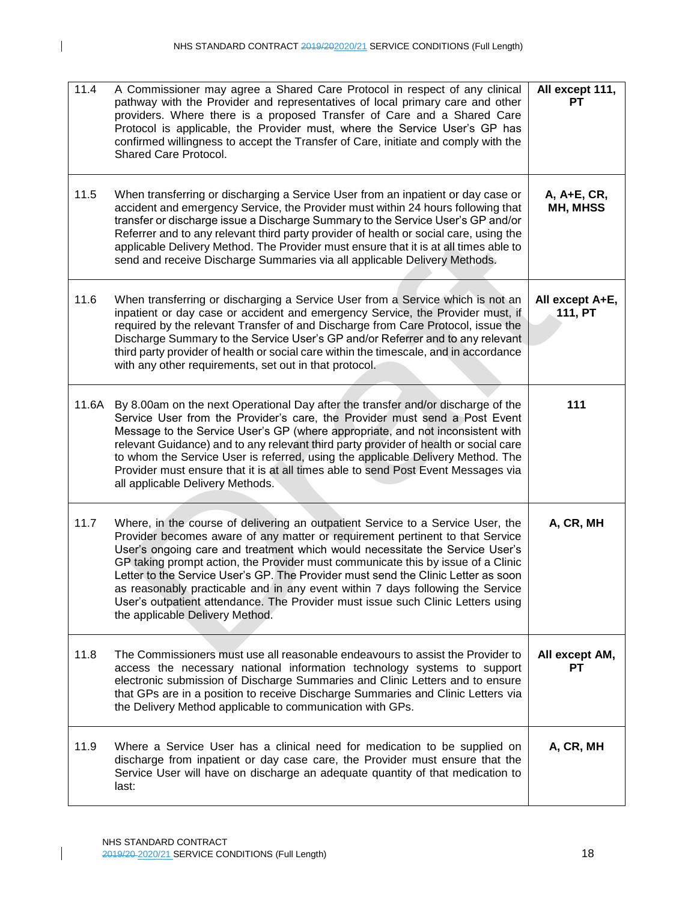| | | |
|---|---|---|
| 11.4 | A Commissioner may agree a Shared Care Protocol in respect of any clinical pathway with the Provider and representatives of local primary care and other providers. Where there is a proposed Transfer of Care and a Shared Care Protocol is applicable, the Provider must, where the Service User's GP has confirmed willingness to accept the Transfer of Care, initiate and comply with the Shared Care Protocol. | **All except 111, PT** |
| 11.5 | When transferring or discharging a Service User from an inpatient or day case or accident and emergency Service, the Provider must within 24 hours following that transfer or discharge issue a Discharge Summary to the Service User's GP and/or Referrer and to any relevant third party provider of health or social care, using the applicable Delivery Method. The Provider must ensure that it is at all times able to send and receive Discharge Summaries via all applicable Delivery Methods. | **A, A+E, CR, MH, MHSS** |
| 11.6 | When transferring or discharging a Service User from a Service which is not an inpatient or day case or accident and emergency Service, the Provider must, if required by the relevant Transfer of and Discharge from Care Protocol, issue the Discharge Summary to the Service User's GP and/or Referrer and to any relevant third party provider of health or social care within the timescale, and in accordance with any other requirements, set out in that protocol. | **All except A+E, 111, PT** |
| 11.6A | By 8.00am on the next Operational Day after the transfer and/or discharge of the Service User from the Provider's care, the Provider must send a Post Event Message to the Service User's GP (where appropriate, and not inconsistent with relevant Guidance) and to any relevant third party provider of health or social care to whom the Service User is referred, using the applicable Delivery Method. The Provider must ensure that it is at all times able to send Post Event Messages via all applicable Delivery Methods. | **111** |
| 11.7 | Where, in the course of delivering an outpatient Service to a Service User, the Provider becomes aware of any matter or requirement pertinent to that Service User's ongoing care and treatment which would necessitate the Service User's GP taking prompt action, the Provider must communicate this by issue of a Clinic Letter to the Service User's GP. The Provider must send the Clinic Letter as soon as reasonably practicable and in any event within 7 days following the Service User's outpatient attendance. The Provider must issue such Clinic Letters using the applicable Delivery Method. | **A, CR, MH** |
| 11.8 | The Commissioners must use all reasonable endeavours to assist the Provider to access the necessary national information technology systems to support electronic submission of Discharge Summaries and Clinic Letters and to ensure that GPs are in a position to receive Discharge Summaries and Clinic Letters via the Delivery Method applicable to communication with GPs. | **All except AM, PT** |
| 11.9 | Where a Service User has a clinical need for medication to be supplied on discharge from inpatient or day case care, the Provider must ensure that the Service User will have on discharge an adequate quantity of that medication to last: | **A, CR, MH** |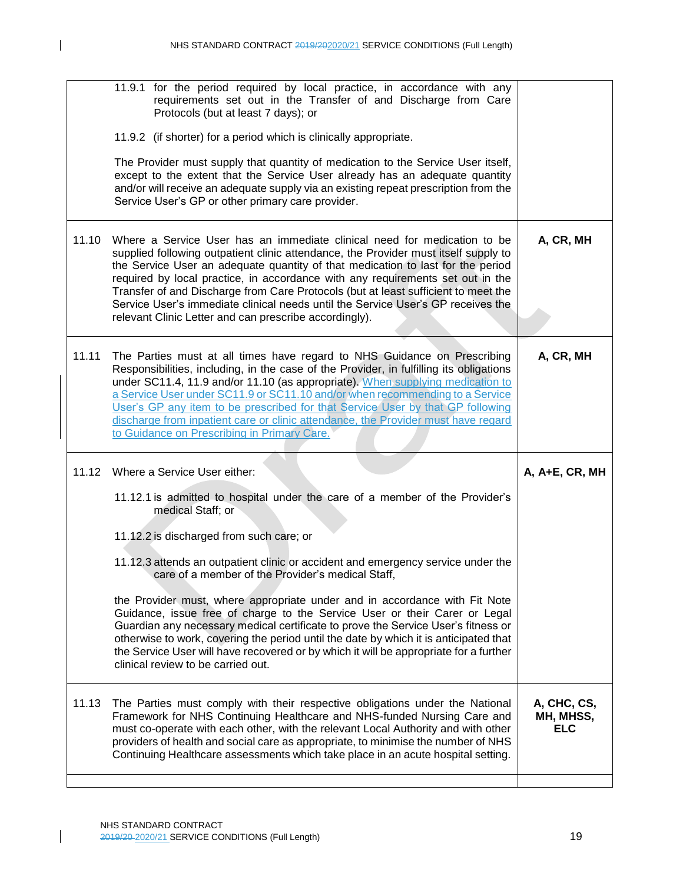| | | |
|---|---|---|
| | 11.9.1 for the period required by local practice, in accordance with any requirements set out in the Transfer of and Discharge from Care Protocols (but at least 7 days); or<br><br>11.9.2 (if shorter) for a period which is clinically appropriate.<br><br>The Provider must supply that quantity of medication to the Service User itself, except to the extent that the Service User already has an adequate quantity and/or will receive an adequate supply via an existing repeat prescription from the Service User's GP or other primary care provider. | |
| 11.10 | Where a Service User has an immediate clinical need for medication to be supplied following outpatient clinic attendance, the Provider must itself supply to the Service User an adequate quantity of that medication to last for the period required by local practice, in accordance with any requirements set out in the Transfer of and Discharge from Care Protocols (but at least sufficient to meet the Service User's immediate clinical needs until the Service User's GP receives the relevant Clinic Letter and can prescribe accordingly). | **A, CR, MH** |
| 11.11 | The Parties must at all times have regard to NHS Guidance on Prescribing Responsibilities, including, in the case of the Provider, in fulfilling its obligations under SC11.4, 11.9 and/or 11.10 (as appropriate). When supplying medication to a Service User under SC11.9 or SC11.10 and/or when recommending to a Service User's GP any item to be prescribed for that Service User by that GP following discharge from inpatient care or clinic attendance, the Provider must have regard to Guidance on Prescribing in Primary Care. | **A, CR, MH** |
| 11.12 | Where a Service User either:<br><br>11.12.1 is admitted to hospital under the care of a member of the Provider's medical Staff; or<br><br>11.12.2 is discharged from such care; or<br><br>11.12.3 attends an outpatient clinic or accident and emergency service under the care of a member of the Provider's medical Staff,<br><br>the Provider must, where appropriate under and in accordance with Fit Note Guidance, issue free of charge to the Service User or their Carer or Legal Guardian any necessary medical certificate to prove the Service User's fitness or otherwise to work, covering the period until the date by which it is anticipated that the Service User will have recovered or by which it will be appropriate for a further clinical review to be carried out. | **A, A+E, CR, MH** |
| 11.13 | The Parties must comply with their respective obligations under the National Framework for NHS Continuing Healthcare and NHS-funded Nursing Care and must co-operate with each other, with the relevant Local Authority and with other providers of health and social care as appropriate, to minimise the number of NHS Continuing Healthcare assessments which take place in an acute hospital setting. | **A, CHC, CS, MH, MHSS, ELC** |
| | | |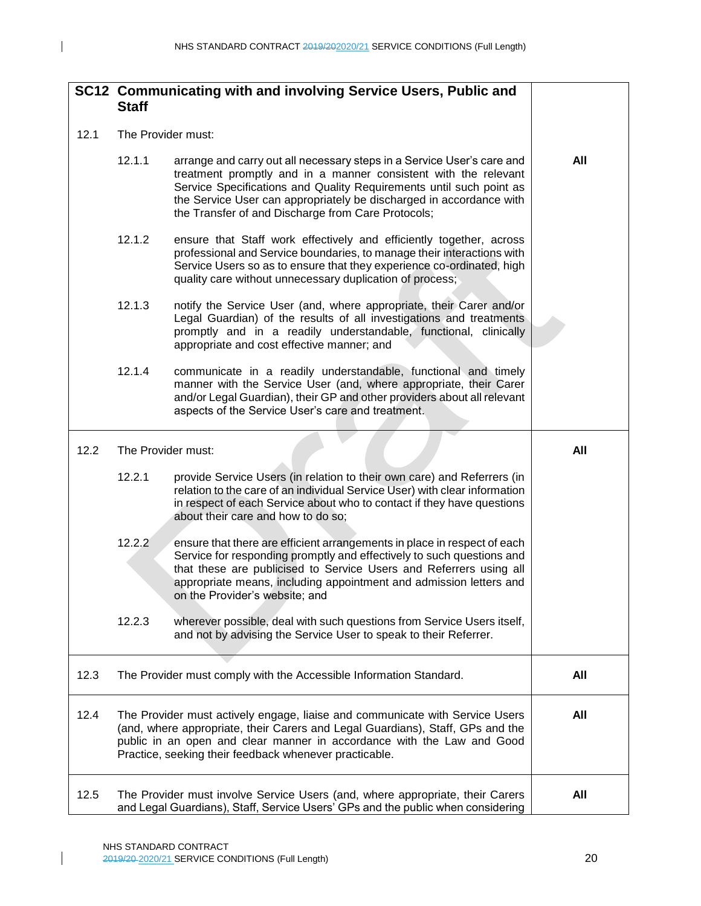## SC12 Communicating with and involving Service Users, Public and Staff

| | | |
|---|---|---|
| 12.1 | The Provider must: | |
| | 12.1.1 arrange and carry out all necessary steps in a Service User's care and treatment promptly and in a manner consistent with the relevant Service Specifications and Quality Requirements until such point as the Service User can appropriately be discharged in accordance with the Transfer of and Discharge from Care Protocols; | **All** |
| | 12.1.2 ensure that Staff work effectively and efficiently together, across professional and Service boundaries, to manage their interactions with Service Users so as to ensure that they experience co-ordinated, high quality care without unnecessary duplication of process; | |
| | 12.1.3 notify the Service User (and, where appropriate, their Carer and/or Legal Guardian) of the results of all investigations and treatments promptly and in a readily understandable, functional, clinically appropriate and cost effective manner; and | |
| | 12.1.4 communicate in a readily understandable, functional and timely manner with the Service User (and, where appropriate, their Carer and/or Legal Guardian), their GP and other providers about all relevant aspects of the Service User's care and treatment. | |
| 12.2 | The Provider must: | **All** |
| | 12.2.1 provide Service Users (in relation to their own care) and Referrers (in relation to the care of an individual Service User) with clear information in respect of each Service about who to contact if they have questions about their care and how to do so; | |
| | 12.2.2 ensure that there are efficient arrangements in place in respect of each Service for responding promptly and effectively to such questions and that these are publicised to Service Users and Referrers using all appropriate means, including appointment and admission letters and on the Provider's website; and | |
| | 12.2.3 wherever possible, deal with such questions from Service Users itself, and not by advising the Service User to speak to their Referrer. | |
| 12.3 | The Provider must comply with the Accessible Information Standard. | **All** |
| 12.4 | The Provider must actively engage, liaise and communicate with Service Users (and, where appropriate, their Carers and Legal Guardians), Staff, GPs and the public in an open and clear manner in accordance with the Law and Good Practice, seeking their feedback whenever practicable. | **All** |
| 12.5 | The Provider must involve Service Users (and, where appropriate, their Carers and Legal Guardians), Staff, Service Users' GPs and the public when considering | **All** |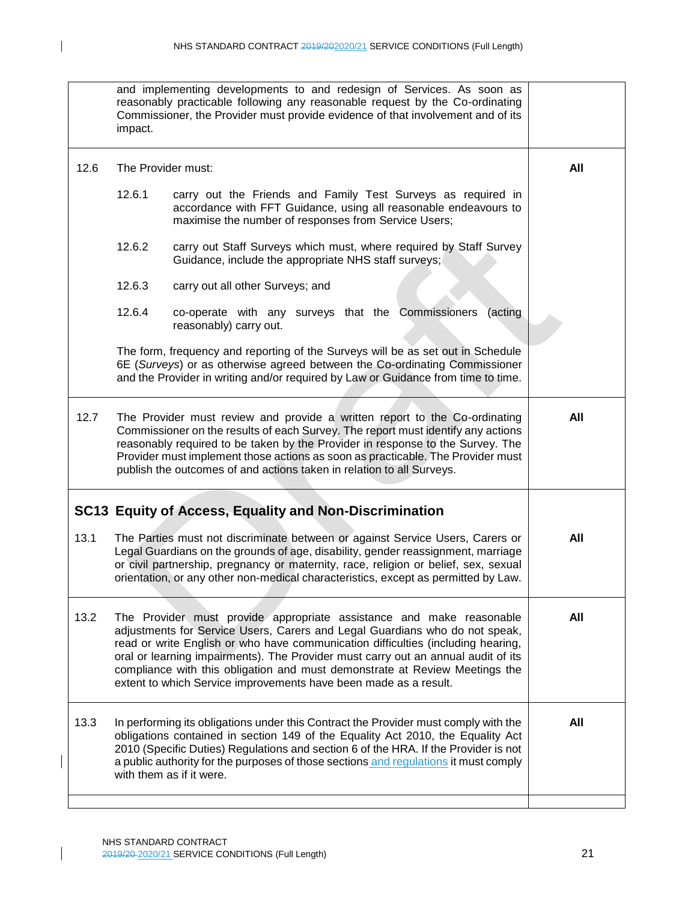| | | |
|---|---|---|
| | and implementing developments to and redesign of Services. As soon as reasonably practicable following any reasonable request by the Co-ordinating Commissioner, the Provider must provide evidence of that involvement and of its impact. | |
| 12.6 | The Provider must:<br><br>12.6.1 carry out the Friends and Family Test Surveys as required in accordance with FFT Guidance, using all reasonable endeavours to maximise the number of responses from Service Users;<br><br>12.6.2 carry out Staff Surveys which must, where required by Staff Survey Guidance, include the appropriate NHS staff surveys;<br><br>12.6.3 carry out all other Surveys; and<br><br>12.6.4 co-operate with any surveys that the Commissioners (acting reasonably) carry out.<br><br>The form, frequency and reporting of the Surveys will be as set out in Schedule 6E (*Surveys*) or as otherwise agreed between the Co-ordinating Commissioner and the Provider in writing and/or required by Law or Guidance from time to time. | **All** |
| 12.7 | The Provider must review and provide a written report to the Co-ordinating Commissioner on the results of each Survey. The report must identify any actions reasonably required to be taken by the Provider in response to the Survey. The Provider must implement those actions as soon as practicable. The Provider must publish the outcomes of and actions taken in relation to all Surveys. | **All** |
| **SC13** | **Equity of Access, Equality and Non-Discrimination** | |
| 13.1 | The Parties must not discriminate between or against Service Users, Carers or Legal Guardians on the grounds of age, disability, gender reassignment, marriage or civil partnership, pregnancy or maternity, race, religion or belief, sex, sexual orientation, or any other non-medical characteristics, except as permitted by Law. | **All** |
| 13.2 | The Provider must provide appropriate assistance and make reasonable adjustments for Service Users, Carers and Legal Guardians who do not speak, read or write English or who have communication difficulties (including hearing, oral or learning impairments). The Provider must carry out an annual audit of its compliance with this obligation and must demonstrate at Review Meetings the extent to which Service improvements have been made as a result. | **All** |
| 13.3 | In performing its obligations under this Contract the Provider must comply with the obligations contained in section 149 of the Equality Act 2010, the Equality Act 2010 (Specific Duties) Regulations and section 6 of the HRA. If the Provider is not a public authority for the purposes of those sections and regulations it must comply with them as if it were. | **All** |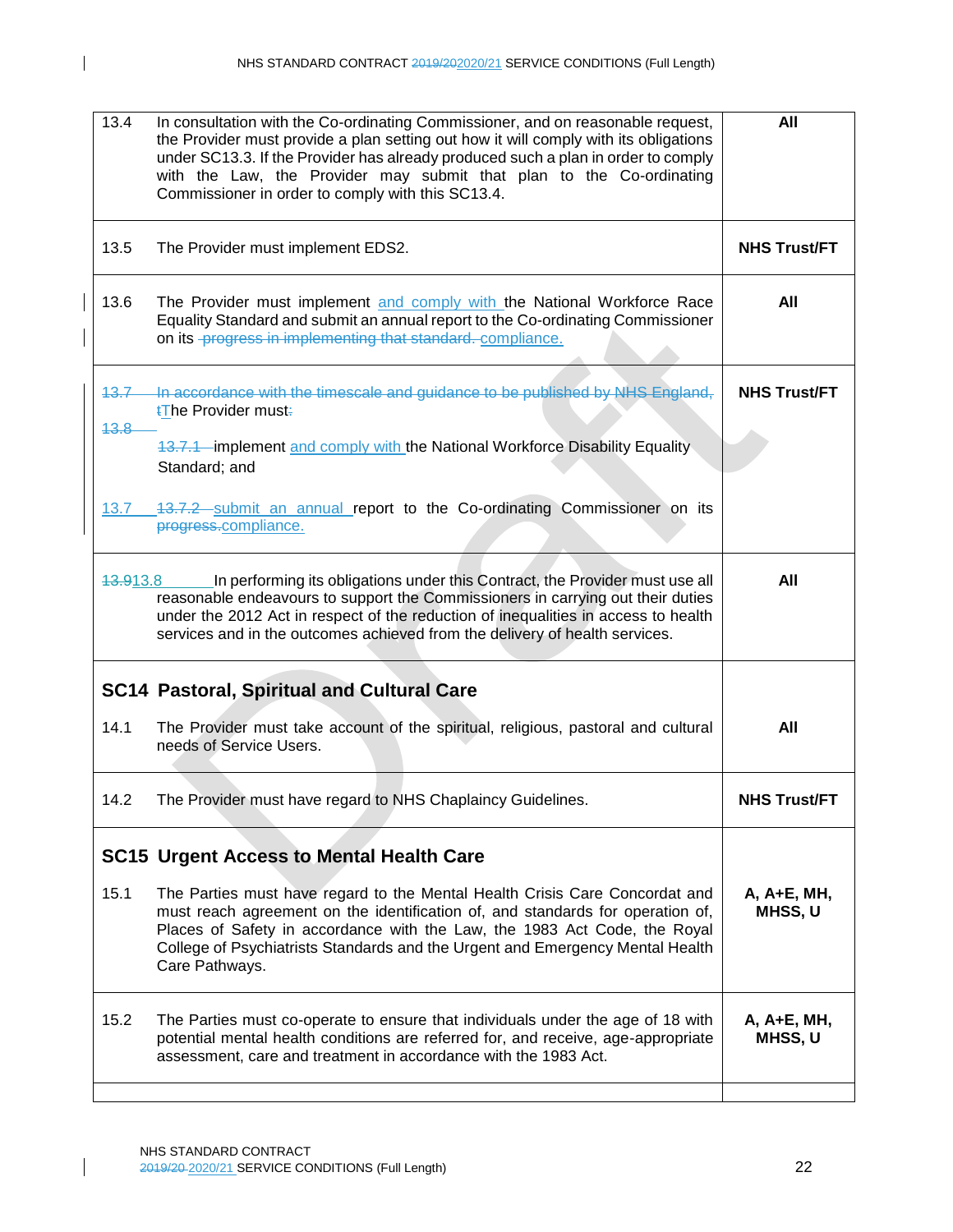| | | |
|---|---|---|
| 13.4 | In consultation with the Co-ordinating Commissioner, and on reasonable request, the Provider must provide a plan setting out how it will comply with its obligations under SC13.3. If the Provider has already produced such a plan in order to comply with the Law, the Provider may submit that plan to the Co-ordinating Commissioner in order to comply with this SC13.4. | **All** |
| 13.5 | The Provider must implement EDS2. | **NHS Trust/FT** |
| 13.6 | The Provider must implement ~~and comply with~~ and comply with the National Workforce Race Equality Standard and submit an annual report to the Co-ordinating Commissioner on its ~~progress in implementing that standard.~~ compliance. | **All** |
| ~~13.7~~ 13.7 | ~~In accordance with the timescale and guidance to be published by NHS England, t~~The Provider must ~~:~~ implement and comply with the National Workforce Disability Equality Standard; and ~~13.7.2~~ submit an annual report to the Co-ordinating Commissioner on its ~~progress.~~ compliance. | **NHS Trust/FT** |
| ~~13.9~~13.8 | In performing its obligations under this Contract, the Provider must use all reasonable endeavours to support the Commissioners in carrying out their duties under the 2012 Act in respect of the reduction of inequalities in access to health services and in the outcomes achieved from the delivery of health services. | **All** |
| **SC14** | **Pastoral, Spiritual and Cultural Care** | |
| 14.1 | The Provider must take account of the spiritual, religious, pastoral and cultural needs of Service Users. | **All** |
| 14.2 | The Provider must have regard to NHS Chaplaincy Guidelines. | **NHS Trust/FT** |
| **SC15** | **Urgent Access to Mental Health Care** | |
| 15.1 | The Parties must have regard to the Mental Health Crisis Care Concordat and must reach agreement on the identification of, and standards for operation of, Places of Safety in accordance with the Law, the 1983 Act Code, the Royal College of Psychiatrists Standards and the Urgent and Emergency Mental Health Care Pathways. | **A, A+E, MH, MHSS, U** |
| 15.2 | The Parties must co-operate to ensure that individuals under the age of 18 with potential mental health conditions are referred for, and receive, age-appropriate assessment, care and treatment in accordance with the 1983 Act. | **A, A+E, MH, MHSS, U** |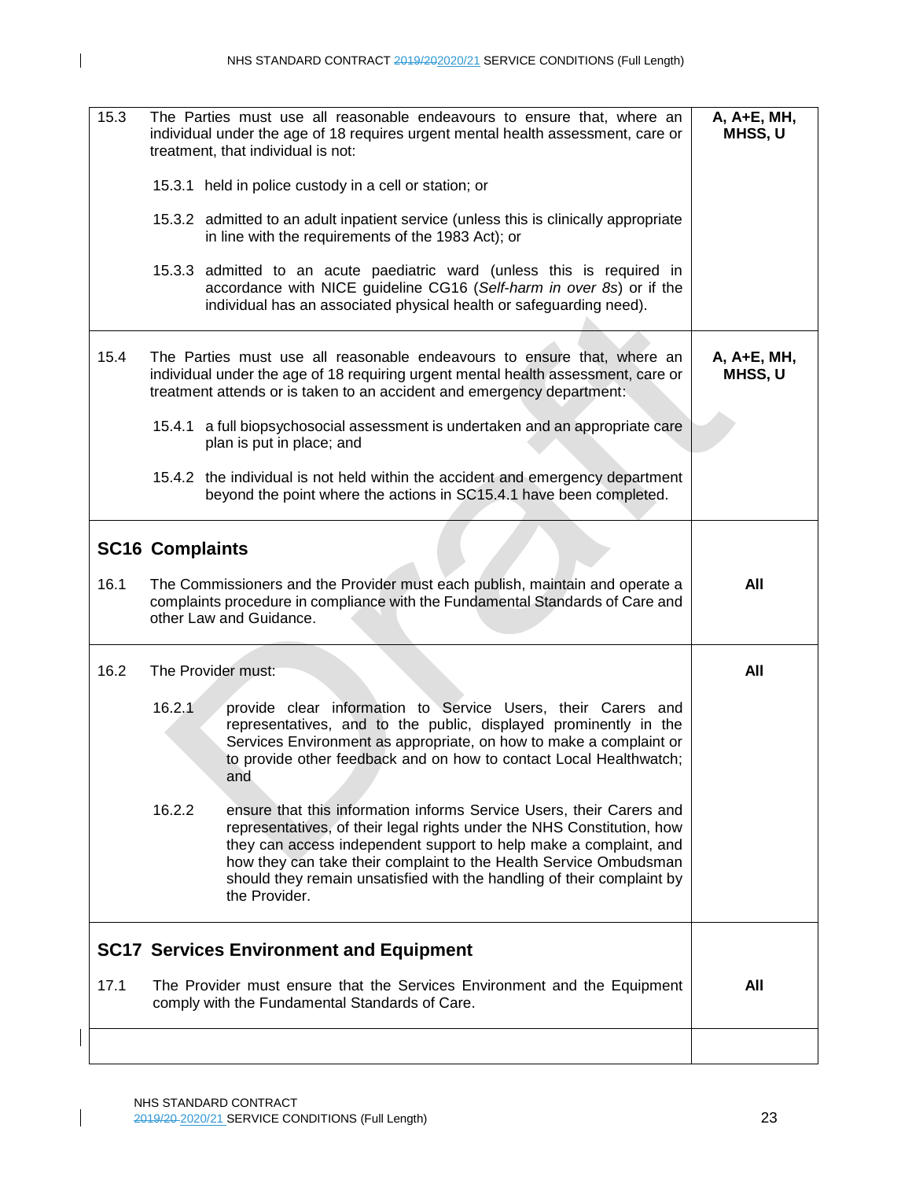| | |
|---|---|
| 15.3 The Parties must use all reasonable endeavours to ensure that, where an individual under the age of 18 requires urgent mental health assessment, care or treatment, that individual is not:<br><br>15.3.1 held in police custody in a cell or station; or<br><br>15.3.2 admitted to an adult inpatient service (unless this is clinically appropriate in line with the requirements of the 1983 Act); or<br><br>15.3.3 admitted to an acute paediatric ward (unless this is required in accordance with NICE guideline CG16 (*Self-harm in over 8s*) or if the individual has an associated physical health or safeguarding need). | **A, A+E, MH, MHSS, U** |
| 15.4 The Parties must use all reasonable endeavours to ensure that, where an individual under the age of 18 requiring urgent mental health assessment, care or treatment attends or is taken to an accident and emergency department:<br><br>15.4.1 a full biopsychosocial assessment is undertaken and an appropriate care plan is put in place; and<br><br>15.4.2 the individual is not held within the accident and emergency department beyond the point where the actions in SC15.4.1 have been completed. | **A, A+E, MH, MHSS, U** |
| **SC16 Complaints**<br><br>16.1 The Commissioners and the Provider must each publish, maintain and operate a complaints procedure in compliance with the Fundamental Standards of Care and other Law and Guidance. | **All** |
| 16.2 The Provider must:<br><br>16.2.1 provide clear information to Service Users, their Carers and representatives, and to the public, displayed prominently in the Services Environment as appropriate, on how to make a complaint or to provide other feedback and on how to contact Local Healthwatch; and<br><br>16.2.2 ensure that this information informs Service Users, their Carers and representatives, of their legal rights under the NHS Constitution, how they can access independent support to help make a complaint, and how they can take their complaint to the Health Service Ombudsman should they remain unsatisfied with the handling of their complaint by the Provider. | **All** |
| **SC17 Services Environment and Equipment**<br><br>17.1 The Provider must ensure that the Services Environment and the Equipment comply with the Fundamental Standards of Care. | **All** |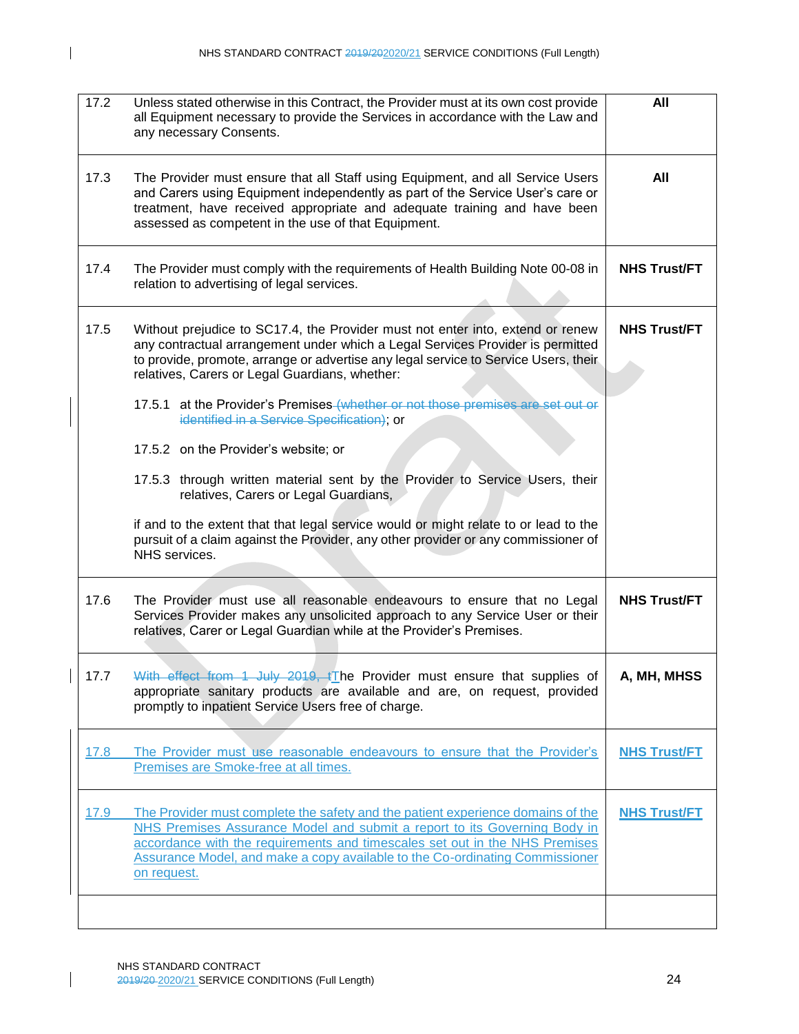| | | |
|---|---|---|
| 17.2 | Unless stated otherwise in this Contract, the Provider must at its own cost provide all Equipment necessary to provide the Services in accordance with the Law and any necessary Consents. | **All** |
| 17.3 | The Provider must ensure that all Staff using Equipment, and all Service Users and Carers using Equipment independently as part of the Service User's care or treatment, have received appropriate and adequate training and have been assessed as competent in the use of that Equipment. | **All** |
| 17.4 | The Provider must comply with the requirements of Health Building Note 00-08 in relation to advertising of legal services. | **NHS Trust/FT** |
| 17.5 | Without prejudice to SC17.4, the Provider must not enter into, extend or renew any contractual arrangement under which a Legal Services Provider is permitted to provide, promote, arrange or advertise any legal service to Service Users, their relatives, Carers or Legal Guardians, whether:<br><br>17.5.1 at the Provider's Premises ~~(whether or not those premises are set out or identified in a Service Specification)~~; or<br><br>17.5.2 on the Provider's website; or<br><br>17.5.3 through written material sent by the Provider to Service Users, their relatives, Carers or Legal Guardians,<br><br>if and to the extent that that legal service would or might relate to or lead to the pursuit of a claim against the Provider, any other provider or any commissioner of NHS services. | **NHS Trust/FT** |
| 17.6 | The Provider must use all reasonable endeavours to ensure that no Legal Services Provider makes any unsolicited approach to any Service User or their relatives, Carer or Legal Guardian while at the Provider's Premises. | **NHS Trust/FT** |
| 17.7 | ~~With effect from 1 July 2019, t~~The Provider must ensure that supplies of appropriate sanitary products are available and are, on request, provided promptly to inpatient Service Users free of charge. | **A, MH, MHSS** |
| 17.8 | The Provider must use reasonable endeavours to ensure that the Provider's Premises are Smoke-free at all times. | **NHS Trust/FT** |
| 17.9 | The Provider must complete the safety and the patient experience domains of the NHS Premises Assurance Model and submit a report to its Governing Body in accordance with the requirements and timescales set out in the NHS Premises Assurance Model, and make a copy available to the Co-ordinating Commissioner on request. | **NHS Trust/FT** |
| | | |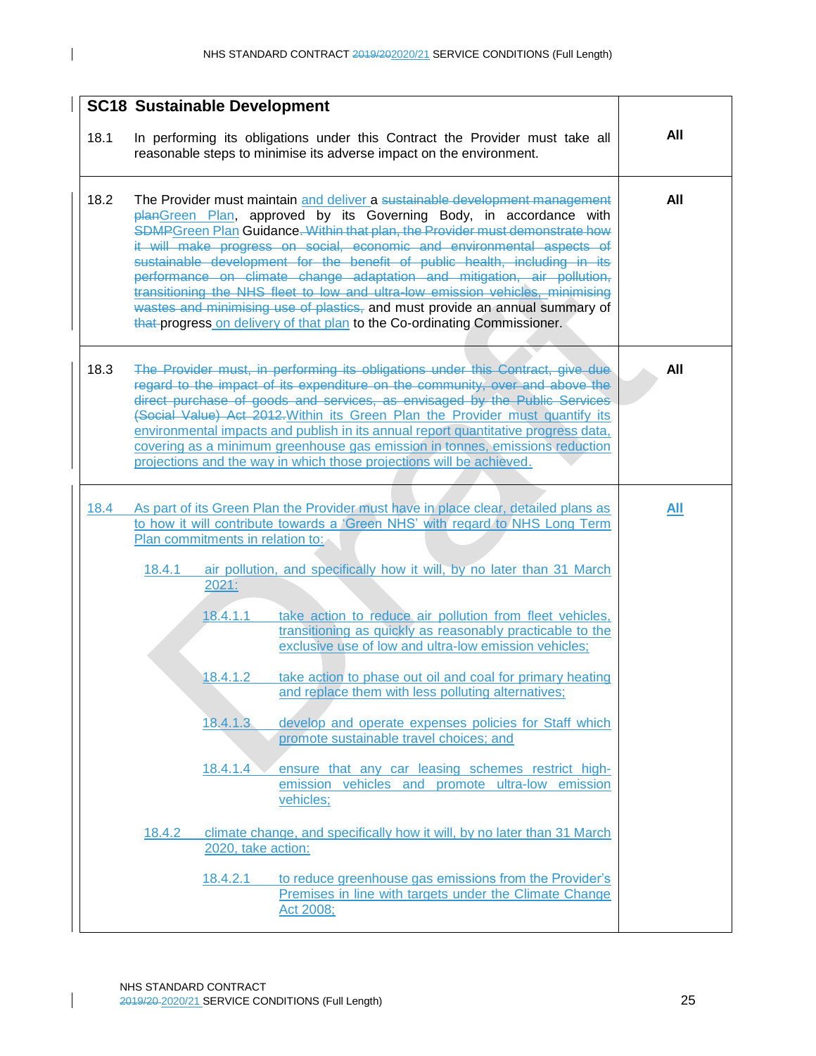| SC18 Sustainable Development | |
|---|---|
| 18.1 In performing its obligations under this Contract the Provider must take all reasonable steps to minimise its adverse impact on the environment. | **All** |
| 18.2 The Provider must maintain and deliver a ~~sustainable development management plan~~Green Plan, approved by its Governing Body, in accordance with ~~SDMP~~Green Plan Guidance~~. Within that plan, the Provider must demonstrate how it will make progress on social, economic and environmental aspects of sustainable development for the benefit of public health, including in its performance on climate change adaptation and mitigation, air pollution, transitioning the NHS fleet to low and ultra-low emission vehicles, minimising wastes and minimising use of plastics,~~ and must provide an annual summary of ~~that~~ progress on delivery of that plan to the Co-ordinating Commissioner. | **All** |
| 18.3 ~~The Provider must, in performing its obligations under this Contract, give due regard to the impact of its expenditure on the community, over and above the direct purchase of goods and services, as envisaged by the Public Services (Social Value) Act 2012.~~Within its Green Plan the Provider must quantify its environmental impacts and publish in its annual report quantitative progress data, covering as a minimum greenhouse gas emission in tonnes, emissions reduction projections and the way in which those projections will be achieved. | **All** |
| 18.4 As part of its Green Plan the Provider must have in place clear, detailed plans as to how it will contribute towards a 'Green NHS' with regard to NHS Long Term Plan commitments in relation to:<br><br>18.4.1 air pollution, and specifically how it will, by no later than 31 March 2021:<br><br>18.4.1.1 take action to reduce air pollution from fleet vehicles, transitioning as quickly as reasonably practicable to the exclusive use of low and ultra-low emission vehicles;<br><br>18.4.1.2 take action to phase out oil and coal for primary heating and replace them with less polluting alternatives;<br><br>18.4.1.3 develop and operate expenses policies for Staff which promote sustainable travel choices; and<br><br>18.4.1.4 ensure that any car leasing schemes restrict high-emission vehicles and promote ultra-low emission vehicles;<br><br>18.4.2 climate change, and specifically how it will, by no later than 31 March 2020, take action:<br><br>18.4.2.1 to reduce greenhouse gas emissions from the Provider's Premises in line with targets under the Climate Change Act 2008; | **All** |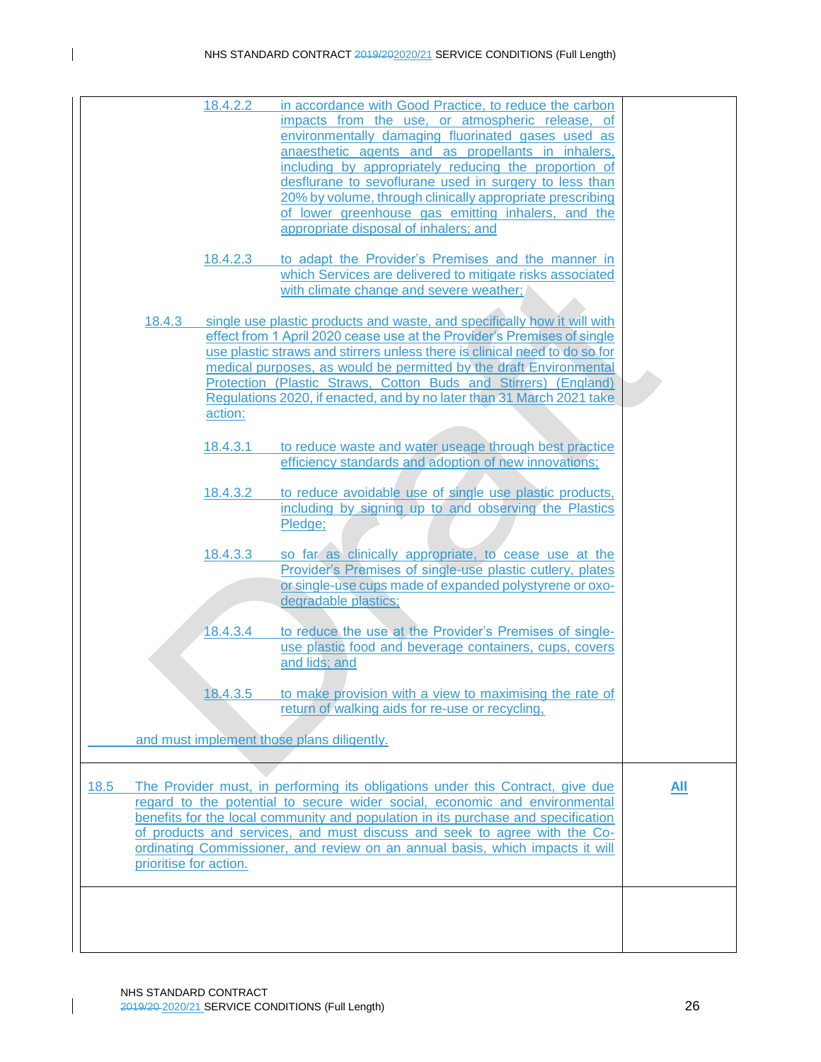| | |
|---|---|
| 18.4.2.2 in accordance with Good Practice, to reduce the carbon impacts from the use, or atmospheric release, of environmentally damaging fluorinated gases used as anaesthetic agents and as propellants in inhalers, including by appropriately reducing the proportion of desflurane to sevoflurane used in surgery to less than 20% by volume, through clinically appropriate prescribing of lower greenhouse gas emitting inhalers, and the appropriate disposal of inhalers; and<br><br>18.4.2.3 to adapt the Provider's Premises and the manner in which Services are delivered to mitigate risks associated with climate change and severe weather;<br><br>18.4.3 single use plastic products and waste, and specifically how it will with effect from 1 April 2020 cease use at the Provider's Premises of single use plastic straws and stirrers unless there is clinical need to do so for medical purposes, as would be permitted by the draft Environmental Protection (Plastic Straws, Cotton Buds and Stirrers) (England) Regulations 2020, if enacted, and by no later than 31 March 2021 take action:<br><br>18.4.3.1 to reduce waste and water useage through best practice efficiency standards and adoption of new innovations;<br><br>18.4.3.2 to reduce avoidable use of single use plastic products, including by signing up to and observing the Plastics Pledge;<br><br>18.4.3.3 so far as clinically appropriate, to cease use at the Provider's Premises of single-use plastic cutlery, plates or single-use cups made of expanded polystyrene or oxo-degradable plastics;<br><br>18.4.3.4 to reduce the use at the Provider's Premises of single-use plastic food and beverage containers, cups, covers and lids; and<br><br>18.4.3.5 to make provision with a view to maximising the rate of return of walking aids for re-use or recycling,<br><br>and must implement those plans diligently. | |
| 18.5 The Provider must, in performing its obligations under this Contract, give due regard to the potential to secure wider social, economic and environmental benefits for the local community and population in its purchase and specification of products and services, and must discuss and seek to agree with the Co-ordinating Commissioner, and review on an annual basis, which impacts it will prioritise for action. | **All** |
| | |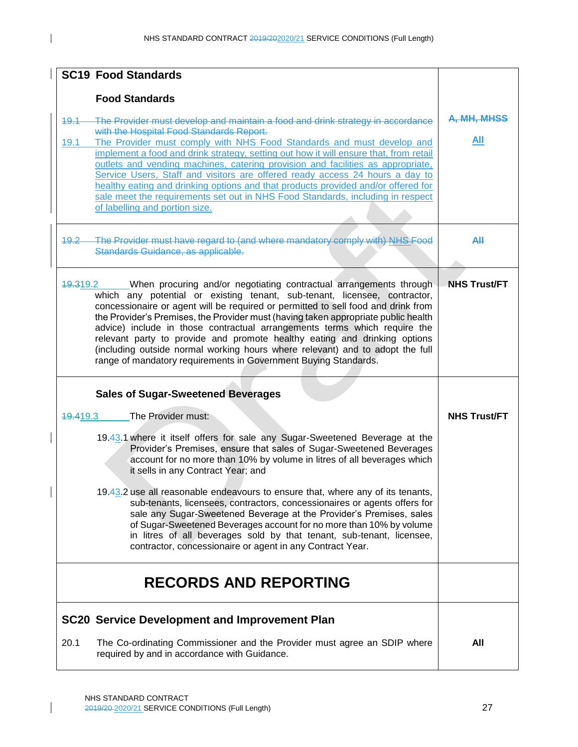| **SC19 Food Standards** | |
|---|---|
| **Food Standards** | |
| ~~19.1 The Provider must develop and maintain a food and drink strategy in accordance with the Hospital Food Standards Report.~~<br>19.1 The Provider must comply with NHS Food Standards and must develop and implement a food and drink strategy, setting out how it will ensure that, from retail outlets and vending machines, catering provision and facilities as appropriate, Service Users, Staff and visitors are offered ready access 24 hours a day to healthy eating and drinking options and that products provided and/or offered for sale meet the requirements set out in NHS Food Standards, including in respect of labelling and portion size. | ~~**A, MH, MHSS**~~<br>**All** |
| ~~19.2 The Provider must have regard to (and where mandatory comply with) NHS Food Standards Guidance, as applicable.~~ | ~~**All**~~ |
| ~~19.3~~19.2 When procuring and/or negotiating contractual arrangements through which any potential or existing tenant, sub-tenant, licensee, contractor, concessionaire or agent will be required or permitted to sell food and drink from the Provider's Premises, the Provider must (having taken appropriate public health advice) include in those contractual arrangements terms which require the relevant party to provide and promote healthy eating and drinking options (including outside normal working hours where relevant) and to adopt the full range of mandatory requirements in Government Buying Standards. | **NHS Trust/FT** |
| **Sales of Sugar-Sweetened Beverages**<br><br>~~19.4~~19.3 The Provider must:<br><br>19.~~4~~3.1 where it itself offers for sale any Sugar-Sweetened Beverage at the Provider's Premises, ensure that sales of Sugar-Sweetened Beverages account for no more than 10% by volume in litres of all beverages which it sells in any Contract Year; and<br><br>19.~~4~~3.2 use all reasonable endeavours to ensure that, where any of its tenants, sub-tenants, licensees, contractors, concessionaires or agents offers for sale any Sugar-Sweetened Beverage at the Provider's Premises, sales of Sugar-Sweetened Beverages account for no more than 10% by volume in litres of all beverages sold by that tenant, sub-tenant, licensee, contractor, concessionaire or agent in any Contract Year. | **NHS Trust/FT** |
| **RECORDS AND REPORTING** | |
| **SC20 Service Development and Improvement Plan** | |
| 20.1 The Co-ordinating Commissioner and the Provider must agree an SDIP where required by and in accordance with Guidance. | **All** |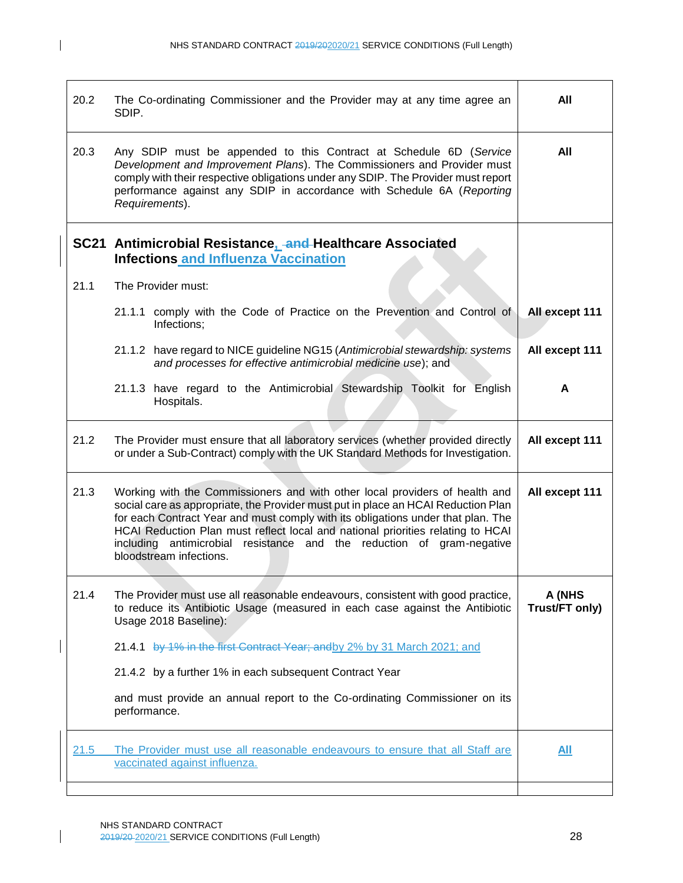| | | |
|---|---|---|
| 20.2 | The Co-ordinating Commissioner and the Provider may at any time agree an SDIP. | **All** |
| 20.3 | Any SDIP must be appended to this Contract at Schedule 6D (*Service Development and Improvement Plans*). The Commissioners and Provider must comply with their respective obligations under any SDIP. The Provider must report performance against any SDIP in accordance with Schedule 6A (*Reporting Requirements*). | **All** |
| **SC21** | **Antimicrobial Resistance, ~~and~~ Healthcare Associated Infections and Influenza Vaccination** | |
| 21.1 | The Provider must: | |
| | 21.1.1 comply with the Code of Practice on the Prevention and Control of Infections; | **All except 111** |
| | 21.1.2 have regard to NICE guideline NG15 (*Antimicrobial stewardship: systems and processes for effective antimicrobial medicine use*); and | **All except 111** |
| | 21.1.3 have regard to the Antimicrobial Stewardship Toolkit for English Hospitals. | **A** |
| 21.2 | The Provider must ensure that all laboratory services (whether provided directly or under a Sub-Contract) comply with the UK Standard Methods for Investigation. | **All except 111** |
| 21.3 | Working with the Commissioners and with other local providers of health and social care as appropriate, the Provider must put in place an HCAI Reduction Plan for each Contract Year and must comply with its obligations under that plan. The HCAI Reduction Plan must reflect local and national priorities relating to HCAI including antimicrobial resistance and the reduction of gram-negative bloodstream infections. | **All except 111** |
| 21.4 | The Provider must use all reasonable endeavours, consistent with good practice, to reduce its Antibiotic Usage (measured in each case against the Antibiotic Usage 2018 Baseline):<br><br>21.4.1 ~~by 1% in the first Contract Year; and~~ by 2% by 31 March 2021; and<br><br>21.4.2 by a further 1% in each subsequent Contract Year<br><br>and must provide an annual report to the Co-ordinating Commissioner on its performance. | **A (NHS Trust/FT only)** |
| 21.5 | The Provider must use all reasonable endeavours to ensure that all Staff are vaccinated against influenza. | **All** |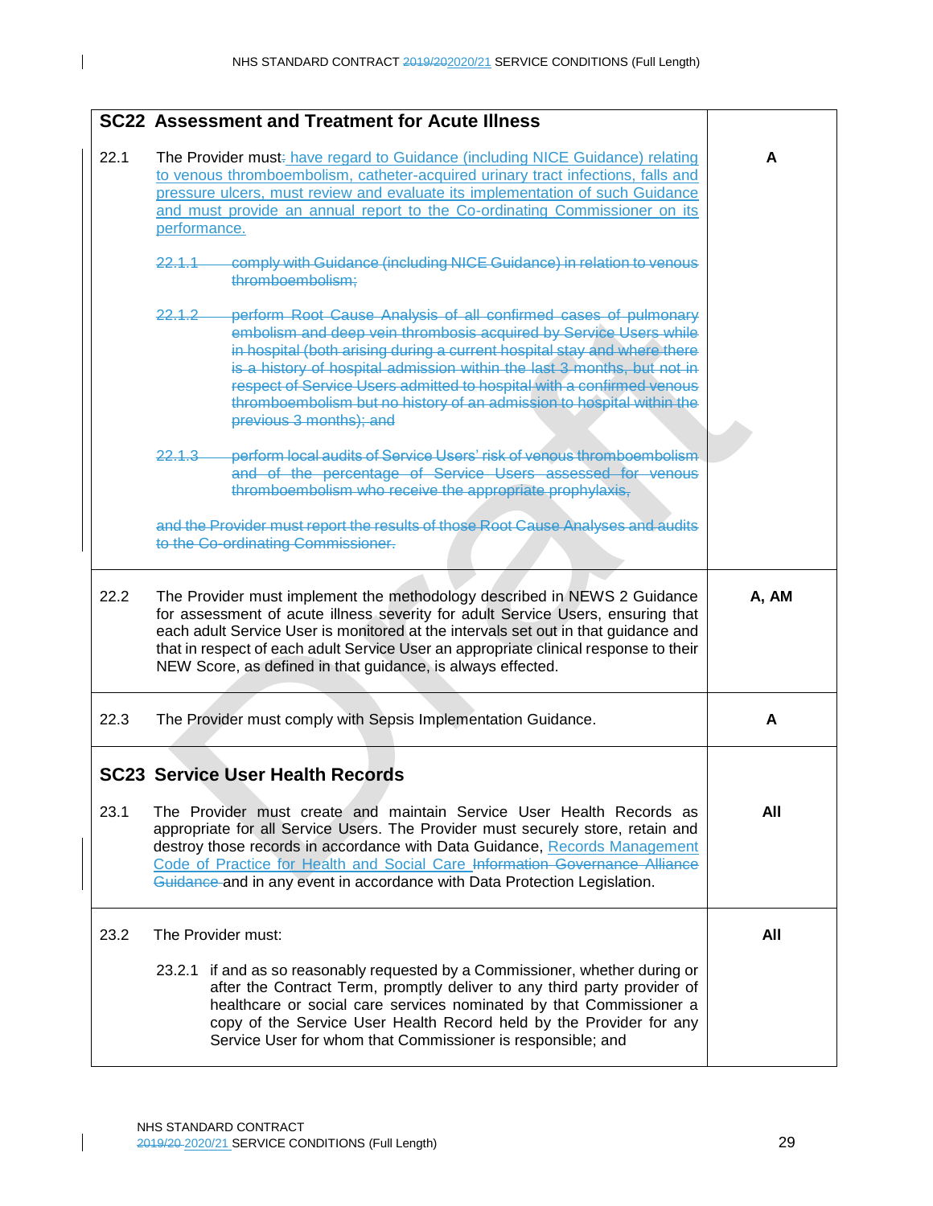| SC22 Assessment and Treatment for Acute Illness | | |
|---|---|---|
| 22.1 | The Provider must: have regard to Guidance (including NICE Guidance) relating to venous thromboembolism, catheter-acquired urinary tract infections, falls and pressure ulcers, must review and evaluate its implementation of such Guidance and must provide an annual report to the Co-ordinating Commissioner on its performance.<br><br>~~22.1.1 comply with Guidance (including NICE Guidance) in relation to venous thromboembolism;~~<br><br>~~22.1.2 perform Root Cause Analysis of all confirmed cases of pulmonary embolism and deep vein thrombosis acquired by Service Users while in hospital (both arising during a current hospital stay and where there is a history of hospital admission within the last 3 months, but not in respect of Service Users admitted to hospital with a confirmed venous thromboembolism but no history of an admission to hospital within the previous 3 months); and~~<br><br>~~22.1.3 perform local audits of Service Users' risk of venous thromboembolism and of the percentage of Service Users assessed for venous thromboembolism who receive the appropriate prophylaxis,~~<br><br>~~and the Provider must report the results of those Root Cause Analyses and audits to the Co-ordinating Commissioner.~~ | **A** |
| 22.2 | The Provider must implement the methodology described in NEWS 2 Guidance for assessment of acute illness severity for adult Service Users, ensuring that each adult Service User is monitored at the intervals set out in that guidance and that in respect of each adult Service User an appropriate clinical response to their NEW Score, as defined in that guidance, is always effected. | **A, AM** |
| 22.3 | The Provider must comply with Sepsis Implementation Guidance. | **A** |
| **SC23 Service User Health Records** | | |
| 23.1 | The Provider must create and maintain Service User Health Records as appropriate for all Service Users. The Provider must securely store, retain and destroy those records in accordance with Data Guidance, Records Management Code of Practice for Health and Social Care ~~Information Governance Alliance Guidance~~ and in any event in accordance with Data Protection Legislation. | **All** |
| 23.2 | The Provider must:<br><br>23.2.1 if and as so reasonably requested by a Commissioner, whether during or after the Contract Term, promptly deliver to any third party provider of healthcare or social care services nominated by that Commissioner a copy of the Service User Health Record held by the Provider for any Service User for whom that Commissioner is responsible; and | **All** |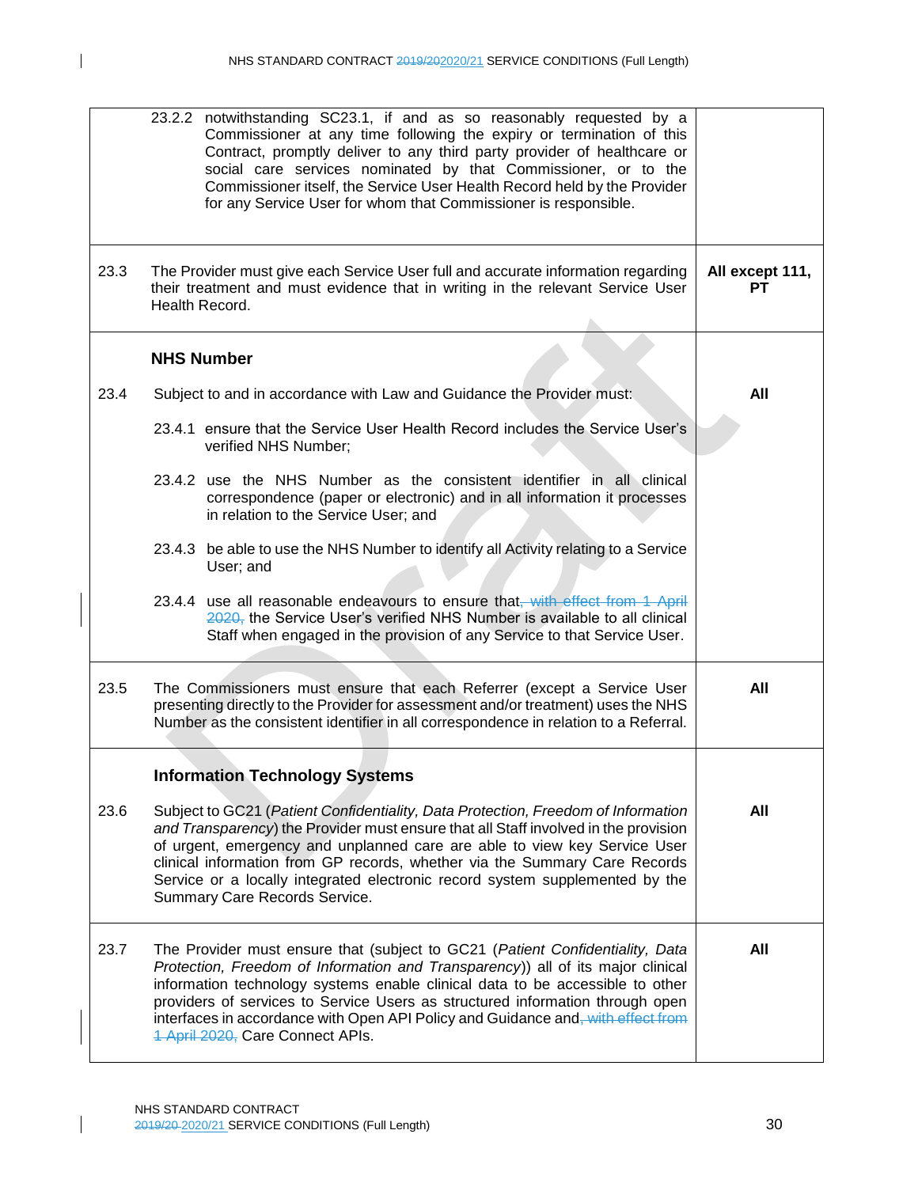| | | |
|---|---|---|
| | 23.2.2 notwithstanding SC23.1, if and as so reasonably requested by a Commissioner at any time following the expiry or termination of this Contract, promptly deliver to any third party provider of healthcare or social care services nominated by that Commissioner, or to the Commissioner itself, the Service User Health Record held by the Provider for any Service User for whom that Commissioner is responsible. | |
| 23.3 | The Provider must give each Service User full and accurate information regarding their treatment and must evidence that in writing in the relevant Service User Health Record. | **All except 111, PT** |
| | **NHS Number** | |
| 23.4 | Subject to and in accordance with Law and Guidance the Provider must:<br><br>23.4.1 ensure that the Service User Health Record includes the Service User's verified NHS Number;<br><br>23.4.2 use the NHS Number as the consistent identifier in all clinical correspondence (paper or electronic) and in all information it processes in relation to the Service User; and<br><br>23.4.3 be able to use the NHS Number to identify all Activity relating to a Service User; and<br><br>23.4.4 use all reasonable endeavours to ensure that~~, with effect from 1 April 2020,~~ the Service User's verified NHS Number is available to all clinical Staff when engaged in the provision of any Service to that Service User. | **All** |
| 23.5 | The Commissioners must ensure that each Referrer (except a Service User presenting directly to the Provider for assessment and/or treatment) uses the NHS Number as the consistent identifier in all correspondence in relation to a Referral. | **All** |
| | **Information Technology Systems** | |
| 23.6 | Subject to GC21 (*Patient Confidentiality, Data Protection, Freedom of Information and Transparency*) the Provider must ensure that all Staff involved in the provision of urgent, emergency and unplanned care are able to view key Service User clinical information from GP records, whether via the Summary Care Records Service or a locally integrated electronic record system supplemented by the Summary Care Records Service. | **All** |
| 23.7 | The Provider must ensure that (subject to GC21 (*Patient Confidentiality, Data Protection, Freedom of Information and Transparency*)) all of its major clinical information technology systems enable clinical data to be accessible to other providers of services to Service Users as structured information through open interfaces in accordance with Open API Policy and Guidance and~~, with effect from 1 April 2020,~~ Care Connect APIs. | **All** |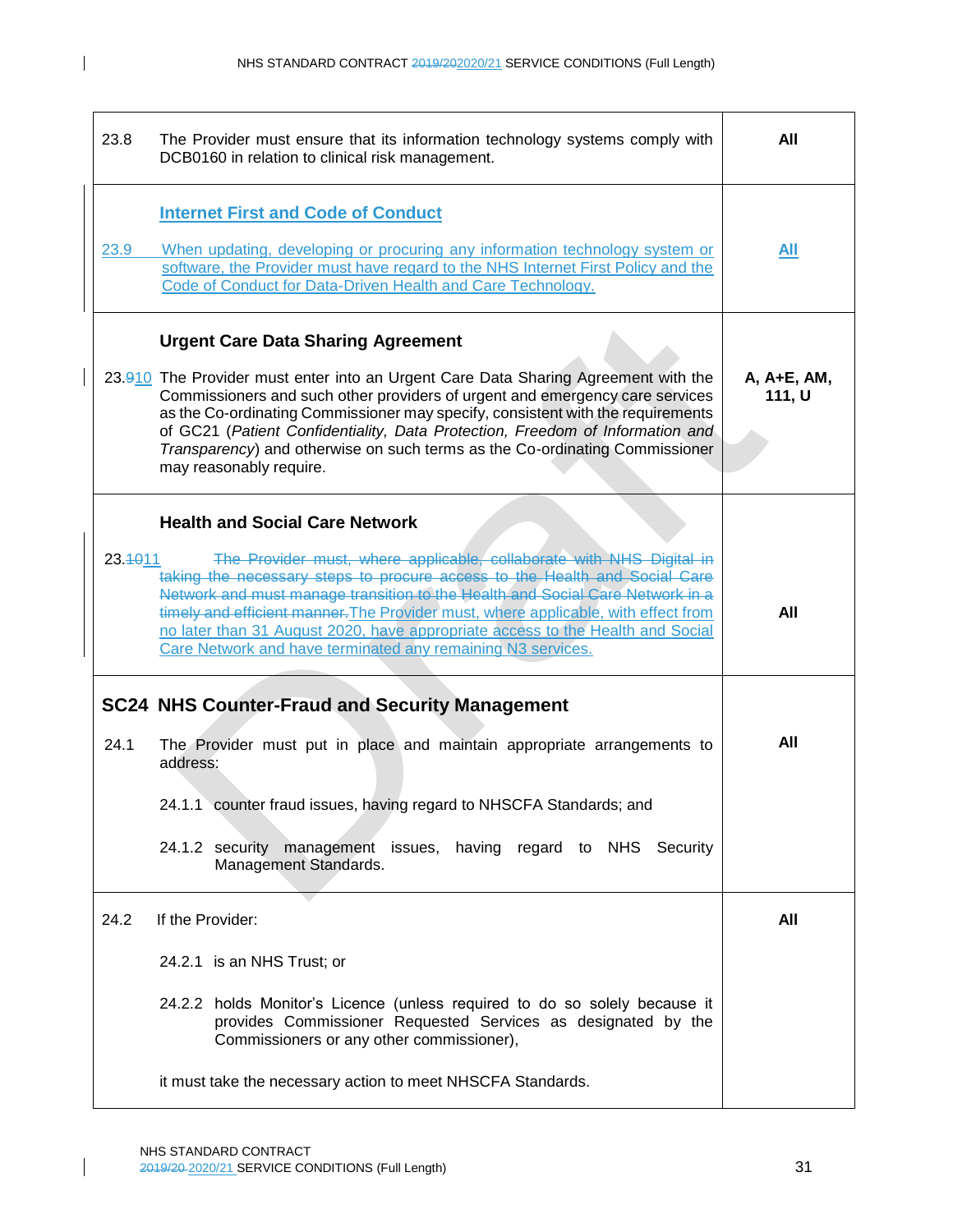| | |
|---|---|
| 23.8 The Provider must ensure that its information technology systems comply with DCB0160 in relation to clinical risk management. | **All** |
| **Internet First and Code of Conduct**<br><br>23.9 When updating, developing or procuring any information technology system or software, the Provider must have regard to the NHS Internet First Policy and the Code of Conduct for Data-Driven Health and Care Technology. | **All** |
| **Urgent Care Data Sharing Agreement**<br><br>23.~~9~~10 The Provider must enter into an Urgent Care Data Sharing Agreement with the Commissioners and such other providers of urgent and emergency care services as the Co-ordinating Commissioner may specify, consistent with the requirements of GC21 (*Patient Confidentiality, Data Protection, Freedom of Information and Transparency*) and otherwise on such terms as the Co-ordinating Commissioner may reasonably require. | **A, A+E, AM, 111, U** |
| **Health and Social Care Network**<br><br>23.~~10~~11 ~~The Provider must, where applicable, collaborate with NHS Digital in taking the necessary steps to procure access to the Health and Social Care Network and must manage transition to the Health and Social Care Network in a timely and efficient manner.~~ The Provider must, where applicable, with effect from no later than 31 August 2020, have appropriate access to the Health and Social Care Network and have terminated any remaining N3 services. | **All** |
| **SC24 NHS Counter-Fraud and Security Management**<br><br>24.1 The Provider must put in place and maintain appropriate arrangements to address:<br><br>24.1.1 counter fraud issues, having regard to NHSCFA Standards; and<br><br>24.1.2 security management issues, having regard to NHS Security Management Standards. | **All** |
| 24.2 If the Provider:<br><br>24.2.1 is an NHS Trust; or<br><br>24.2.2 holds Monitor's Licence (unless required to do so solely because it provides Commissioner Requested Services as designated by the Commissioners or any other commissioner),<br><br>it must take the necessary action to meet NHSCFA Standards. | **All** |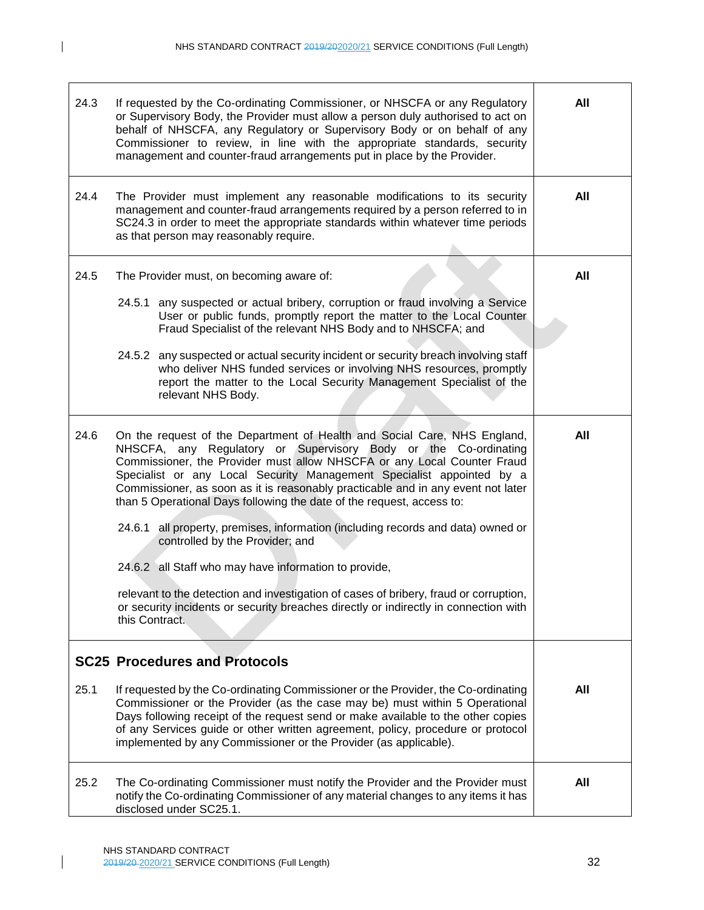| | | |
|---|---|---|
| 24.3 | If requested by the Co-ordinating Commissioner, or NHSCFA or any Regulatory or Supervisory Body, the Provider must allow a person duly authorised to act on behalf of NHSCFA, any Regulatory or Supervisory Body or on behalf of any Commissioner to review, in line with the appropriate standards, security management and counter-fraud arrangements put in place by the Provider. | **All** |
| 24.4 | The Provider must implement any reasonable modifications to its security management and counter-fraud arrangements required by a person referred to in SC24.3 in order to meet the appropriate standards within whatever time periods as that person may reasonably require. | **All** |
| 24.5 | The Provider must, on becoming aware of:<br><br>24.5.1 any suspected or actual bribery, corruption or fraud involving a Service User or public funds, promptly report the matter to the Local Counter Fraud Specialist of the relevant NHS Body and to NHSCFA; and<br><br>24.5.2 any suspected or actual security incident or security breach involving staff who deliver NHS funded services or involving NHS resources, promptly report the matter to the Local Security Management Specialist of the relevant NHS Body. | **All** |
| 24.6 | On the request of the Department of Health and Social Care, NHS England, NHSCFA, any Regulatory or Supervisory Body or the Co-ordinating Commissioner, the Provider must allow NHSCFA or any Local Counter Fraud Specialist or any Local Security Management Specialist appointed by a Commissioner, as soon as it is reasonably practicable and in any event not later than 5 Operational Days following the date of the request, access to:<br><br>24.6.1 all property, premises, information (including records and data) owned or controlled by the Provider; and<br><br>24.6.2 all Staff who may have information to provide,<br><br>relevant to the detection and investigation of cases of bribery, fraud or corruption, or security incidents or security breaches directly or indirectly in connection with this Contract. | **All** |
| **SC25 Procedures and Protocols** | | |
| 25.1 | If requested by the Co-ordinating Commissioner or the Provider, the Co-ordinating Commissioner or the Provider (as the case may be) must within 5 Operational Days following receipt of the request send or make available to the other copies of any Services guide or other written agreement, policy, procedure or protocol implemented by any Commissioner or the Provider (as applicable). | **All** |
| 25.2 | The Co-ordinating Commissioner must notify the Provider and the Provider must notify the Co-ordinating Commissioner of any material changes to any items it has disclosed under SC25.1. | **All** |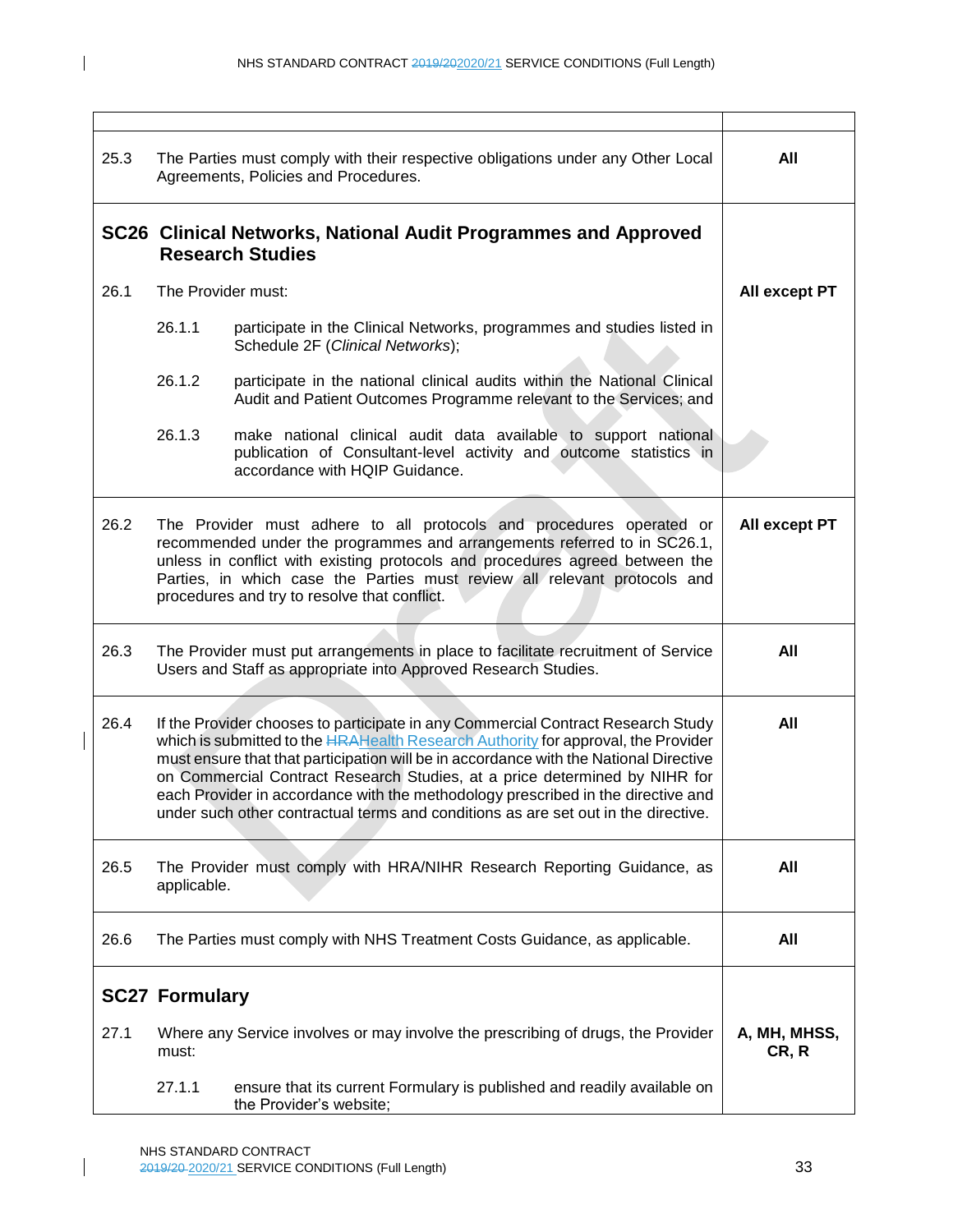| | | |
|---|---|---|
| 25.3 | The Parties must comply with their respective obligations under any Other Local Agreements, Policies and Procedures. | **All** |
| **SC26** | **Clinical Networks, National Audit Programmes and Approved Research Studies** | |
| 26.1 | The Provider must: | **All except PT** |
| | 26.1.1 participate in the Clinical Networks, programmes and studies listed in Schedule 2F (*Clinical Networks*); | |
| | 26.1.2 participate in the national clinical audits within the National Clinical Audit and Patient Outcomes Programme relevant to the Services; and | |
| | 26.1.3 make national clinical audit data available to support national publication of Consultant-level activity and outcome statistics in accordance with HQIP Guidance. | |
| 26.2 | The Provider must adhere to all protocols and procedures operated or recommended under the programmes and arrangements referred to in SC26.1, unless in conflict with existing protocols and procedures agreed between the Parties, in which case the Parties must review all relevant protocols and procedures and try to resolve that conflict. | **All except PT** |
| 26.3 | The Provider must put arrangements in place to facilitate recruitment of Service Users and Staff as appropriate into Approved Research Studies. | **All** |
| 26.4 | If the Provider chooses to participate in any Commercial Contract Research Study which is submitted to the ~~HRA~~Health Research Authority for approval, the Provider must ensure that that participation will be in accordance with the National Directive on Commercial Contract Research Studies, at a price determined by NIHR for each Provider in accordance with the methodology prescribed in the directive and under such other contractual terms and conditions as are set out in the directive. | **All** |
| 26.5 | The Provider must comply with HRA/NIHR Research Reporting Guidance, as applicable. | **All** |
| 26.6 | The Parties must comply with NHS Treatment Costs Guidance, as applicable. | **All** |
| **SC27** | **Formulary** | |
| 27.1 | Where any Service involves or may involve the prescribing of drugs, the Provider must: | **A, MH, MHSS, CR, R** |
| | 27.1.1 ensure that its current Formulary is published and readily available on the Provider's website; | |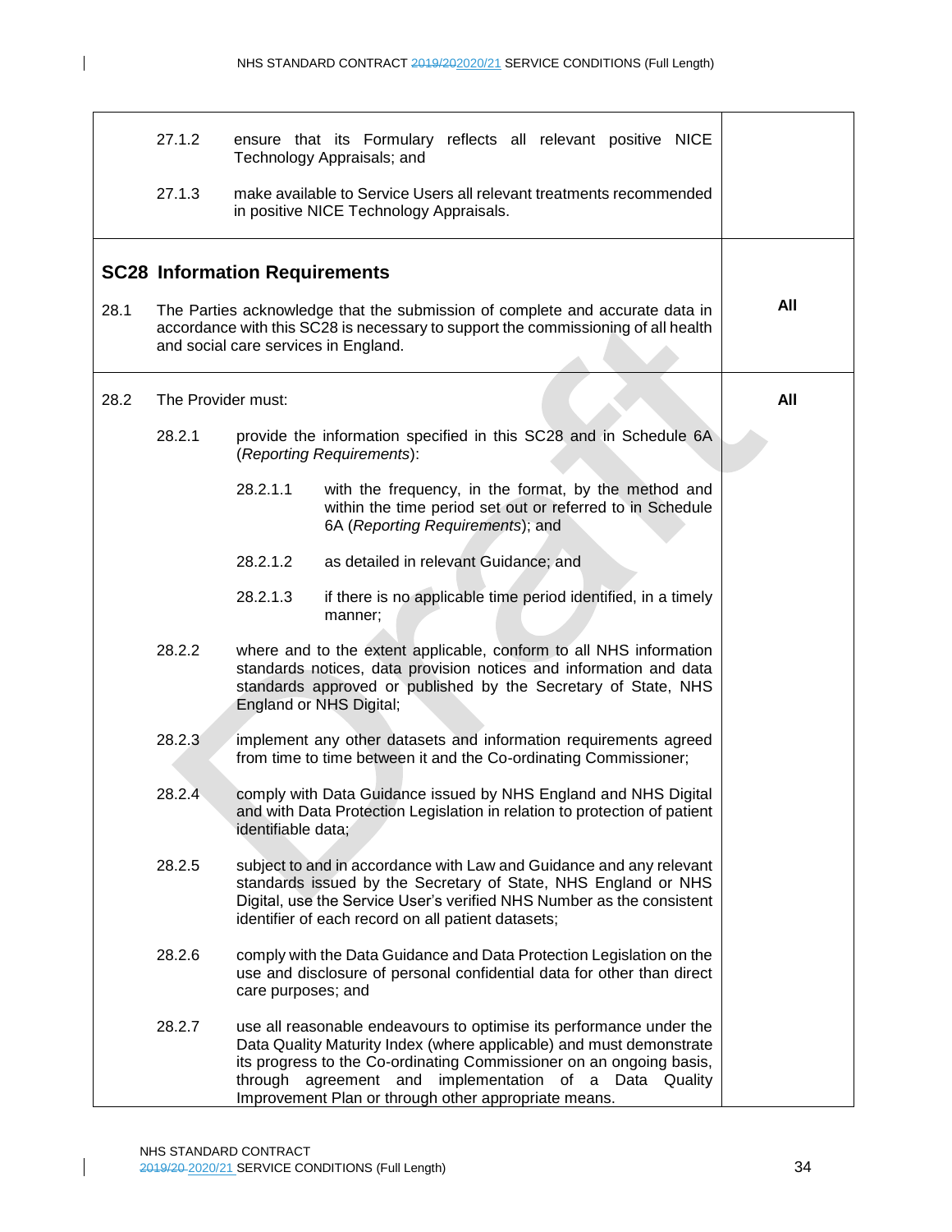| | |
|---|---|
| 27.1.2 ensure that its Formulary reflects all relevant positive NICE Technology Appraisals; and<br><br>27.1.3 make available to Service Users all relevant treatments recommended in positive NICE Technology Appraisals. | |
| **SC28 Information Requirements**<br><br>28.1 The Parties acknowledge that the submission of complete and accurate data in accordance with this SC28 is necessary to support the commissioning of all health and social care services in England. | **All** |
| 28.2 The Provider must:<br><br>28.2.1 provide the information specified in this SC28 and in Schedule 6A (*Reporting Requirements*):<br><br>28.2.1.1 with the frequency, in the format, by the method and within the time period set out or referred to in Schedule 6A (*Reporting Requirements*); and<br><br>28.2.1.2 as detailed in relevant Guidance; and<br><br>28.2.1.3 if there is no applicable time period identified, in a timely manner;<br><br>28.2.2 where and to the extent applicable, conform to all NHS information standards notices, data provision notices and information and data standards approved or published by the Secretary of State, NHS England or NHS Digital;<br><br>28.2.3 implement any other datasets and information requirements agreed from time to time between it and the Co-ordinating Commissioner;<br><br>28.2.4 comply with Data Guidance issued by NHS England and NHS Digital and with Data Protection Legislation in relation to protection of patient identifiable data;<br><br>28.2.5 subject to and in accordance with Law and Guidance and any relevant standards issued by the Secretary of State, NHS England or NHS Digital, use the Service User's verified NHS Number as the consistent identifier of each record on all patient datasets;<br><br>28.2.6 comply with the Data Guidance and Data Protection Legislation on the use and disclosure of personal confidential data for other than direct care purposes; and<br><br>28.2.7 use all reasonable endeavours to optimise its performance under the Data Quality Maturity Index (where applicable) and must demonstrate its progress to the Co-ordinating Commissioner on an ongoing basis, through agreement and implementation of a Data Quality Improvement Plan or through other appropriate means. | **All** |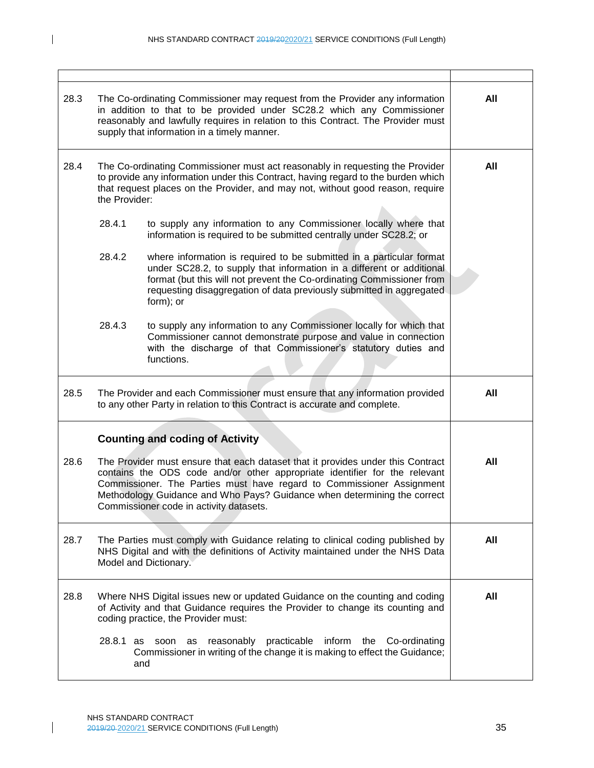| | | |
|---|---|---|
| 28.3 | The Co-ordinating Commissioner may request from the Provider any information in addition to that to be provided under SC28.2 which any Commissioner reasonably and lawfully requires in relation to this Contract. The Provider must supply that information in a timely manner. | **All** |
| 28.4 | The Co-ordinating Commissioner must act reasonably in requesting the Provider to provide any information under this Contract, having regard to the burden which that request places on the Provider, and may not, without good reason, require the Provider:<br><br>28.4.1 to supply any information to any Commissioner locally where that information is required to be submitted centrally under SC28.2; or<br><br>28.4.2 where information is required to be submitted in a particular format under SC28.2, to supply that information in a different or additional format (but this will not prevent the Co-ordinating Commissioner from requesting disaggregation of data previously submitted in aggregated form); or<br><br>28.4.3 to supply any information to any Commissioner locally for which that Commissioner cannot demonstrate purpose and value in connection with the discharge of that Commissioner's statutory duties and functions. | **All** |
| 28.5 | The Provider and each Commissioner must ensure that any information provided to any other Party in relation to this Contract is accurate and complete. | **All** |
| | **Counting and coding of Activity** | |
| 28.6 | The Provider must ensure that each dataset that it provides under this Contract contains the ODS code and/or other appropriate identifier for the relevant Commissioner. The Parties must have regard to Commissioner Assignment Methodology Guidance and Who Pays? Guidance when determining the correct Commissioner code in activity datasets. | **All** |
| 28.7 | The Parties must comply with Guidance relating to clinical coding published by NHS Digital and with the definitions of Activity maintained under the NHS Data Model and Dictionary. | **All** |
| 28.8 | Where NHS Digital issues new or updated Guidance on the counting and coding of Activity and that Guidance requires the Provider to change its counting and coding practice, the Provider must:<br><br>28.8.1 as soon as reasonably practicable inform the Co-ordinating Commissioner in writing of the change it is making to effect the Guidance; and | **All** |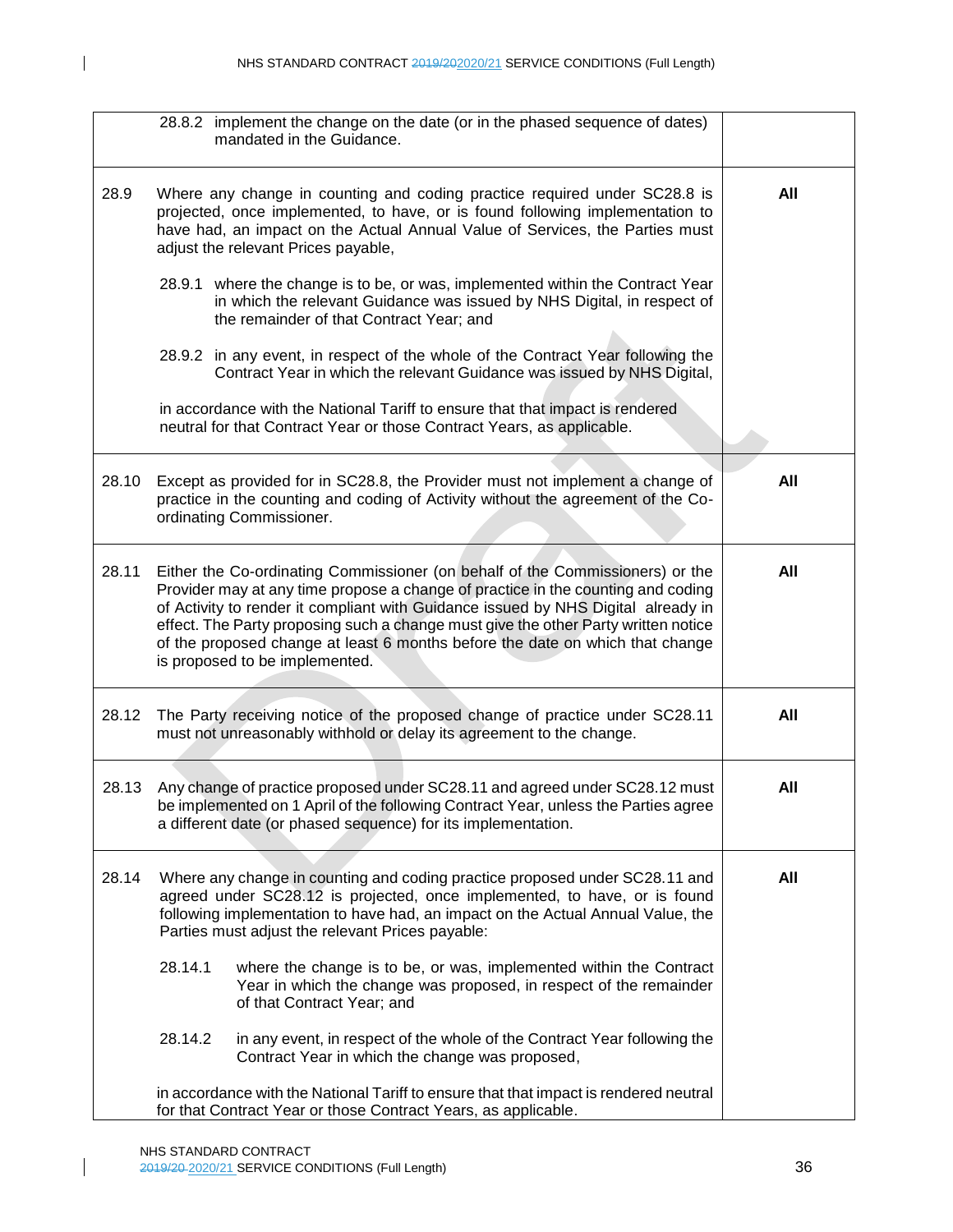| | | |
|---|---|---|
| | 28.8.2 implement the change on the date (or in the phased sequence of dates) mandated in the Guidance. | |
| 28.9 | Where any change in counting and coding practice required under SC28.8 is projected, once implemented, to have, or is found following implementation to have had, an impact on the Actual Annual Value of Services, the Parties must adjust the relevant Prices payable,<br><br>28.9.1 where the change is to be, or was, implemented within the Contract Year in which the relevant Guidance was issued by NHS Digital, in respect of the remainder of that Contract Year; and<br><br>28.9.2 in any event, in respect of the whole of the Contract Year following the Contract Year in which the relevant Guidance was issued by NHS Digital,<br><br>in accordance with the National Tariff to ensure that that impact is rendered neutral for that Contract Year or those Contract Years, as applicable. | **All** |
| 28.10 | Except as provided for in SC28.8, the Provider must not implement a change of practice in the counting and coding of Activity without the agreement of the Co-ordinating Commissioner. | **All** |
| 28.11 | Either the Co-ordinating Commissioner (on behalf of the Commissioners) or the Provider may at any time propose a change of practice in the counting and coding of Activity to render it compliant with Guidance issued by NHS Digital already in effect. The Party proposing such a change must give the other Party written notice of the proposed change at least 6 months before the date on which that change is proposed to be implemented. | **All** |
| 28.12 | The Party receiving notice of the proposed change of practice under SC28.11 must not unreasonably withhold or delay its agreement to the change. | **All** |
| 28.13 | Any change of practice proposed under SC28.11 and agreed under SC28.12 must be implemented on 1 April of the following Contract Year, unless the Parties agree a different date (or phased sequence) for its implementation. | **All** |
| 28.14 | Where any change in counting and coding practice proposed under SC28.11 and agreed under SC28.12 is projected, once implemented, to have, or is found following implementation to have had, an impact on the Actual Annual Value, the Parties must adjust the relevant Prices payable:<br><br>28.14.1 where the change is to be, or was, implemented within the Contract Year in which the change was proposed, in respect of the remainder of that Contract Year; and<br><br>28.14.2 in any event, in respect of the whole of the Contract Year following the Contract Year in which the change was proposed,<br><br>in accordance with the National Tariff to ensure that that impact is rendered neutral for that Contract Year or those Contract Years, as applicable. | **All** |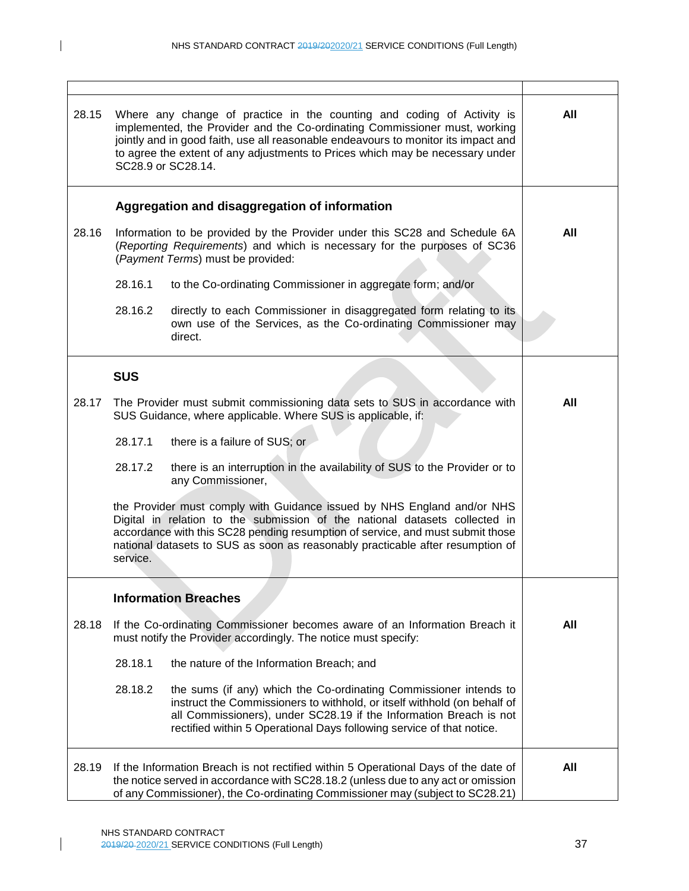| | |
|---|---|
| | |
| 28.15 Where any change of practice in the counting and coding of Activity is implemented, the Provider and the Co-ordinating Commissioner must, working jointly and in good faith, use all reasonable endeavours to monitor its impact and to agree the extent of any adjustments to Prices which may be necessary under SC28.9 or SC28.14. | **All** |
| **Aggregation and disaggregation of information**<br><br>28.16 Information to be provided by the Provider under this SC28 and Schedule 6A (*Reporting Requirements*) and which is necessary for the purposes of SC36 (*Payment Terms*) must be provided:<br><br>28.16.1 to the Co-ordinating Commissioner in aggregate form; and/or<br><br>28.16.2 directly to each Commissioner in disaggregated form relating to its own use of the Services, as the Co-ordinating Commissioner may direct. | **All** |
| **SUS**<br><br>28.17 The Provider must submit commissioning data sets to SUS in accordance with SUS Guidance, where applicable. Where SUS is applicable, if:<br><br>28.17.1 there is a failure of SUS; or<br><br>28.17.2 there is an interruption in the availability of SUS to the Provider or to any Commissioner,<br><br>the Provider must comply with Guidance issued by NHS England and/or NHS Digital in relation to the submission of the national datasets collected in accordance with this SC28 pending resumption of service, and must submit those national datasets to SUS as soon as reasonably practicable after resumption of service. | **All** |
| **Information Breaches**<br><br>28.18 If the Co-ordinating Commissioner becomes aware of an Information Breach it must notify the Provider accordingly. The notice must specify:<br><br>28.18.1 the nature of the Information Breach; and<br><br>28.18.2 the sums (if any) which the Co-ordinating Commissioner intends to instruct the Commissioners to withhold, or itself withhold (on behalf of all Commissioners), under SC28.19 if the Information Breach is not rectified within 5 Operational Days following service of that notice. | **All** |
| 28.19 If the Information Breach is not rectified within 5 Operational Days of the date of the notice served in accordance with SC28.18.2 (unless due to any act or omission of any Commissioner), the Co-ordinating Commissioner may (subject to SC28.21) | **All** |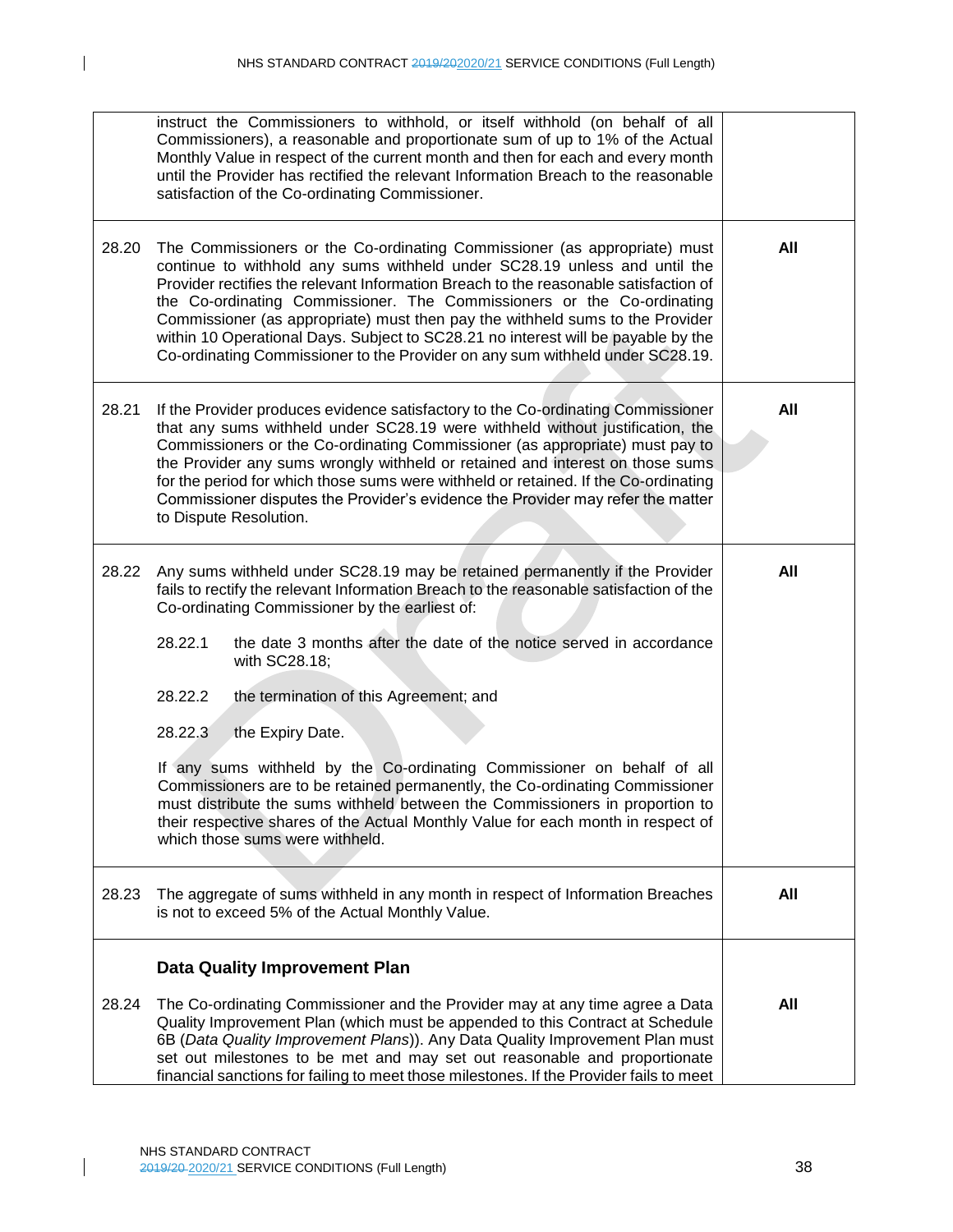| | | |
|---|---|---|
| | instruct the Commissioners to withhold, or itself withhold (on behalf of all Commissioners), a reasonable and proportionate sum of up to 1% of the Actual Monthly Value in respect of the current month and then for each and every month until the Provider has rectified the relevant Information Breach to the reasonable satisfaction of the Co-ordinating Commissioner. | |
| 28.20 | The Commissioners or the Co-ordinating Commissioner (as appropriate) must continue to withhold any sums withheld under SC28.19 unless and until the Provider rectifies the relevant Information Breach to the reasonable satisfaction of the Co-ordinating Commissioner. The Commissioners or the Co-ordinating Commissioner (as appropriate) must then pay the withheld sums to the Provider within 10 Operational Days. Subject to SC28.21 no interest will be payable by the Co-ordinating Commissioner to the Provider on any sum withheld under SC28.19. | **All** |
| 28.21 | If the Provider produces evidence satisfactory to the Co-ordinating Commissioner that any sums withheld under SC28.19 were withheld without justification, the Commissioners or the Co-ordinating Commissioner (as appropriate) must pay to the Provider any sums wrongly withheld or retained and interest on those sums for the period for which those sums were withheld or retained. If the Co-ordinating Commissioner disputes the Provider's evidence the Provider may refer the matter to Dispute Resolution. | **All** |
| 28.22 | Any sums withheld under SC28.19 may be retained permanently if the Provider fails to rectify the relevant Information Breach to the reasonable satisfaction of the Co-ordinating Commissioner by the earliest of:<br><br>28.22.1 the date 3 months after the date of the notice served in accordance with SC28.18;<br><br>28.22.2 the termination of this Agreement; and<br><br>28.22.3 the Expiry Date.<br><br>If any sums withheld by the Co-ordinating Commissioner on behalf of all Commissioners are to be retained permanently, the Co-ordinating Commissioner must distribute the sums withheld between the Commissioners in proportion to their respective shares of the Actual Monthly Value for each month in respect of which those sums were withheld. | **All** |
| 28.23 | The aggregate of sums withheld in any month in respect of Information Breaches is not to exceed 5% of the Actual Monthly Value. | **All** |
| | **Data Quality Improvement Plan** | |
| 28.24 | The Co-ordinating Commissioner and the Provider may at any time agree a Data Quality Improvement Plan (which must be appended to this Contract at Schedule 6B (*Data Quality Improvement Plans*)). Any Data Quality Improvement Plan must set out milestones to be met and may set out reasonable and proportionate financial sanctions for failing to meet those milestones. If the Provider fails to meet | **All** |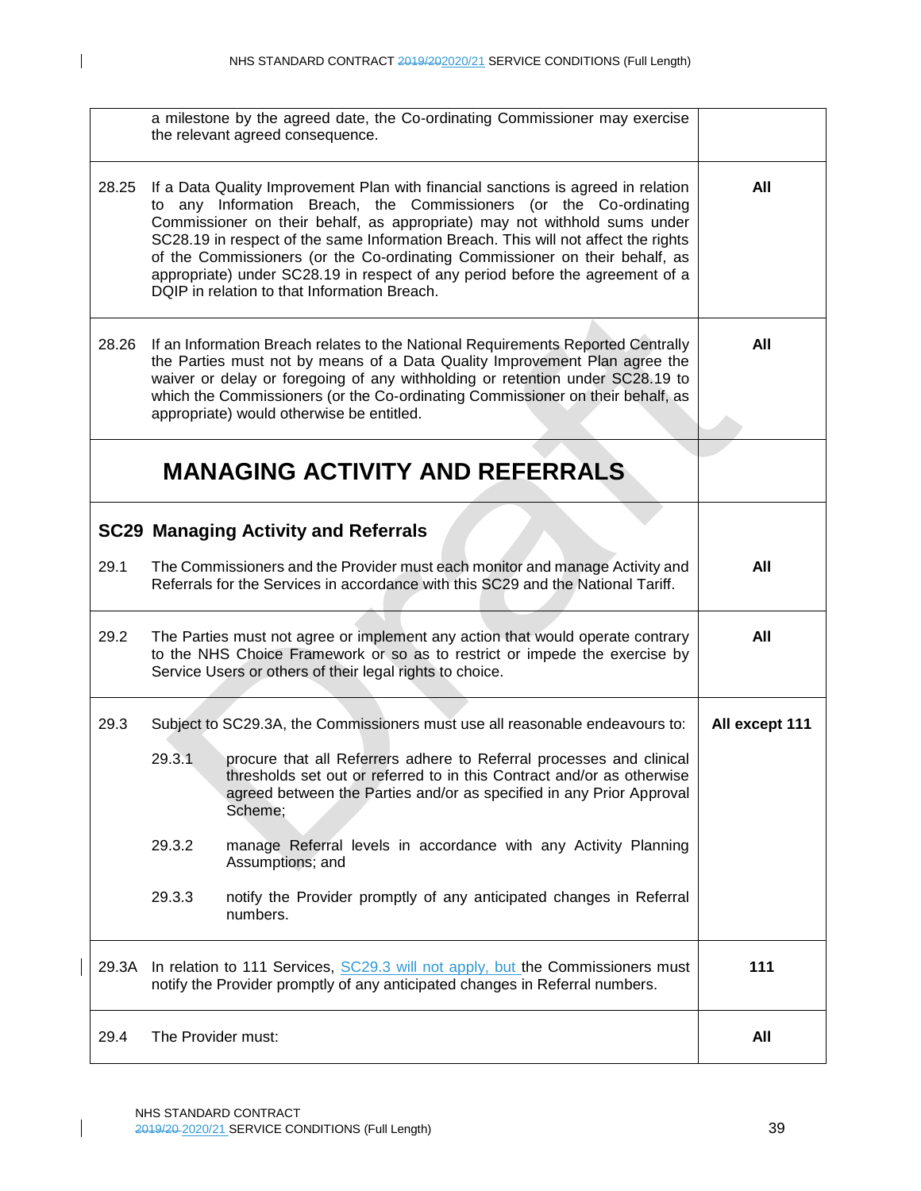| | | |
|---|---|---|
| | a milestone by the agreed date, the Co-ordinating Commissioner may exercise the relevant agreed consequence. | |
| 28.25 | If a Data Quality Improvement Plan with financial sanctions is agreed in relation to any Information Breach, the Commissioners (or the Co-ordinating Commissioner on their behalf, as appropriate) may not withhold sums under SC28.19 in respect of the same Information Breach. This will not affect the rights of the Commissioners (or the Co-ordinating Commissioner on their behalf, as appropriate) under SC28.19 in respect of any period before the agreement of a DQIP in relation to that Information Breach. | **All** |
| 28.26 | If an Information Breach relates to the National Requirements Reported Centrally the Parties must not by means of a Data Quality Improvement Plan agree the waiver or delay or foregoing of any withholding or retention under SC28.19 to which the Commissioners (or the Co-ordinating Commissioner on their behalf, as appropriate) would otherwise be entitled. | **All** |

# MANAGING ACTIVITY AND REFERRALS

## SC29 Managing Activity and Referrals

| | | |
|---|---|---|
| 29.1 | The Commissioners and the Provider must each monitor and manage Activity and Referrals for the Services in accordance with this SC29 and the National Tariff. | **All** |
| 29.2 | The Parties must not agree or implement any action that would operate contrary to the NHS Choice Framework or so as to restrict or impede the exercise by Service Users or others of their legal rights to choice. | **All** |
| 29.3 | Subject to SC29.3A, the Commissioners must use all reasonable endeavours to:<br><br>29.3.1 procure that all Referrers adhere to Referral processes and clinical thresholds set out or referred to in this Contract and/or as otherwise agreed between the Parties and/or as specified in any Prior Approval Scheme;<br><br>29.3.2 manage Referral levels in accordance with any Activity Planning Assumptions; and<br><br>29.3.3 notify the Provider promptly of any anticipated changes in Referral numbers. | **All except 111** |
| 29.3A | In relation to 111 Services, SC29.3 will not apply, but the Commissioners must notify the Provider promptly of any anticipated changes in Referral numbers. | **111** |
| 29.4 | The Provider must: | **All** |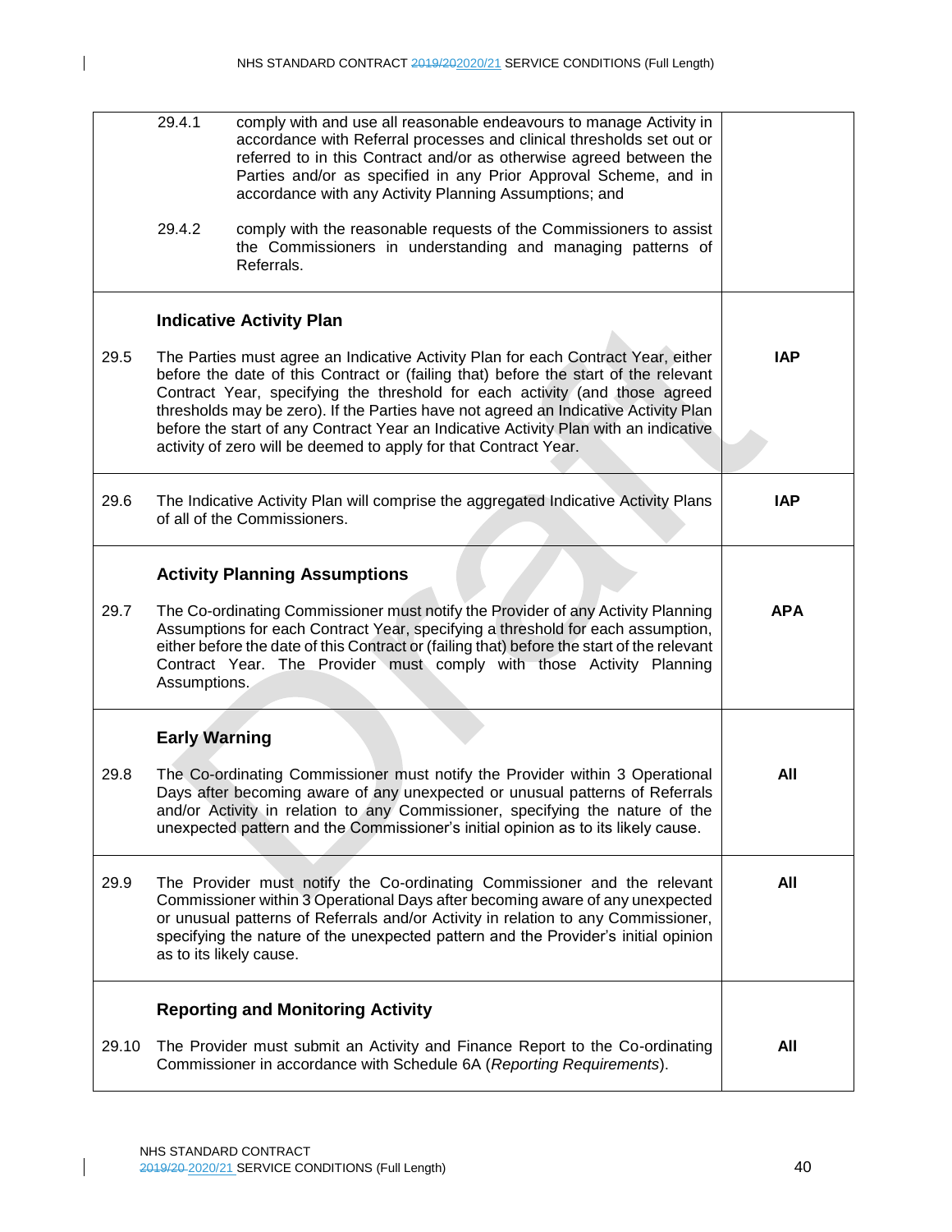| | | |
|---|---|---|
| | 29.4.1 comply with and use all reasonable endeavours to manage Activity in accordance with Referral processes and clinical thresholds set out or referred to in this Contract and/or as otherwise agreed between the Parties and/or as specified in any Prior Approval Scheme, and in accordance with any Activity Planning Assumptions; and<br><br>29.4.2 comply with the reasonable requests of the Commissioners to assist the Commissioners in understanding and managing patterns of Referrals. | |
| | **Indicative Activity Plan** | |
| 29.5 | The Parties must agree an Indicative Activity Plan for each Contract Year, either before the date of this Contract or (failing that) before the start of the relevant Contract Year, specifying the threshold for each activity (and those agreed thresholds may be zero). If the Parties have not agreed an Indicative Activity Plan before the start of any Contract Year an Indicative Activity Plan with an indicative activity of zero will be deemed to apply for that Contract Year. | **IAP** |
| 29.6 | The Indicative Activity Plan will comprise the aggregated Indicative Activity Plans of all of the Commissioners. | **IAP** |
| | **Activity Planning Assumptions** | |
| 29.7 | The Co-ordinating Commissioner must notify the Provider of any Activity Planning Assumptions for each Contract Year, specifying a threshold for each assumption, either before the date of this Contract or (failing that) before the start of the relevant Contract Year. The Provider must comply with those Activity Planning Assumptions. | **APA** |
| | **Early Warning** | |
| 29.8 | The Co-ordinating Commissioner must notify the Provider within 3 Operational Days after becoming aware of any unexpected or unusual patterns of Referrals and/or Activity in relation to any Commissioner, specifying the nature of the unexpected pattern and the Commissioner's initial opinion as to its likely cause. | **All** |
| 29.9 | The Provider must notify the Co-ordinating Commissioner and the relevant Commissioner within 3 Operational Days after becoming aware of any unexpected or unusual patterns of Referrals and/or Activity in relation to any Commissioner, specifying the nature of the unexpected pattern and the Provider's initial opinion as to its likely cause. | **All** |
| | **Reporting and Monitoring Activity** | |
| 29.10 | The Provider must submit an Activity and Finance Report to the Co-ordinating Commissioner in accordance with Schedule 6A (*Reporting Requirements*). | **All** |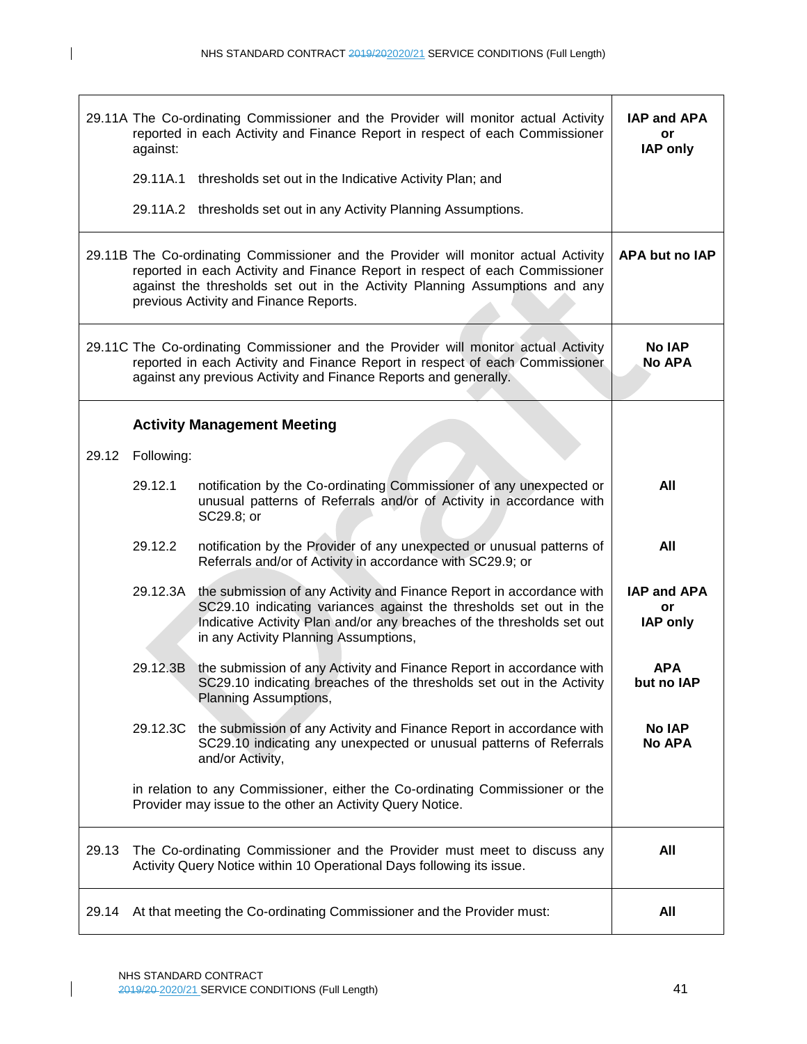| | |
|---|---|
| 29.11A The Co-ordinating Commissioner and the Provider will monitor actual Activity reported in each Activity and Finance Report in respect of each Commissioner against:<br><br>29.11A.1 thresholds set out in the Indicative Activity Plan; and<br><br>29.11A.2 thresholds set out in any Activity Planning Assumptions. | **IAP and APA or IAP only** |
| 29.11B The Co-ordinating Commissioner and the Provider will monitor actual Activity reported in each Activity and Finance Report in respect of each Commissioner against the thresholds set out in the Activity Planning Assumptions and any previous Activity and Finance Reports. | **APA but no IAP** |
| 29.11C The Co-ordinating Commissioner and the Provider will monitor actual Activity reported in each Activity and Finance Report in respect of each Commissioner against any previous Activity and Finance Reports and generally. | **No IAP No APA** |
| **Activity Management Meeting** | |
| 29.12 Following: | |
| 29.12.1 notification by the Co-ordinating Commissioner of any unexpected or unusual patterns of Referrals and/or of Activity in accordance with SC29.8; or | **All** |
| 29.12.2 notification by the Provider of any unexpected or unusual patterns of Referrals and/or of Activity in accordance with SC29.9; or | **All** |
| 29.12.3A the submission of any Activity and Finance Report in accordance with SC29.10 indicating variances against the thresholds set out in the Indicative Activity Plan and/or any breaches of the thresholds set out in any Activity Planning Assumptions, | **IAP and APA or IAP only** |
| 29.12.3B the submission of any Activity and Finance Report in accordance with SC29.10 indicating breaches of the thresholds set out in the Activity Planning Assumptions, | **APA but no IAP** |
| 29.12.3C the submission of any Activity and Finance Report in accordance with SC29.10 indicating any unexpected or unusual patterns of Referrals and/or Activity, | **No IAP No APA** |
| in relation to any Commissioner, either the Co-ordinating Commissioner or the Provider may issue to the other an Activity Query Notice. | |
| 29.13 The Co-ordinating Commissioner and the Provider must meet to discuss any Activity Query Notice within 10 Operational Days following its issue. | **All** |
| 29.14 At that meeting the Co-ordinating Commissioner and the Provider must: | **All** |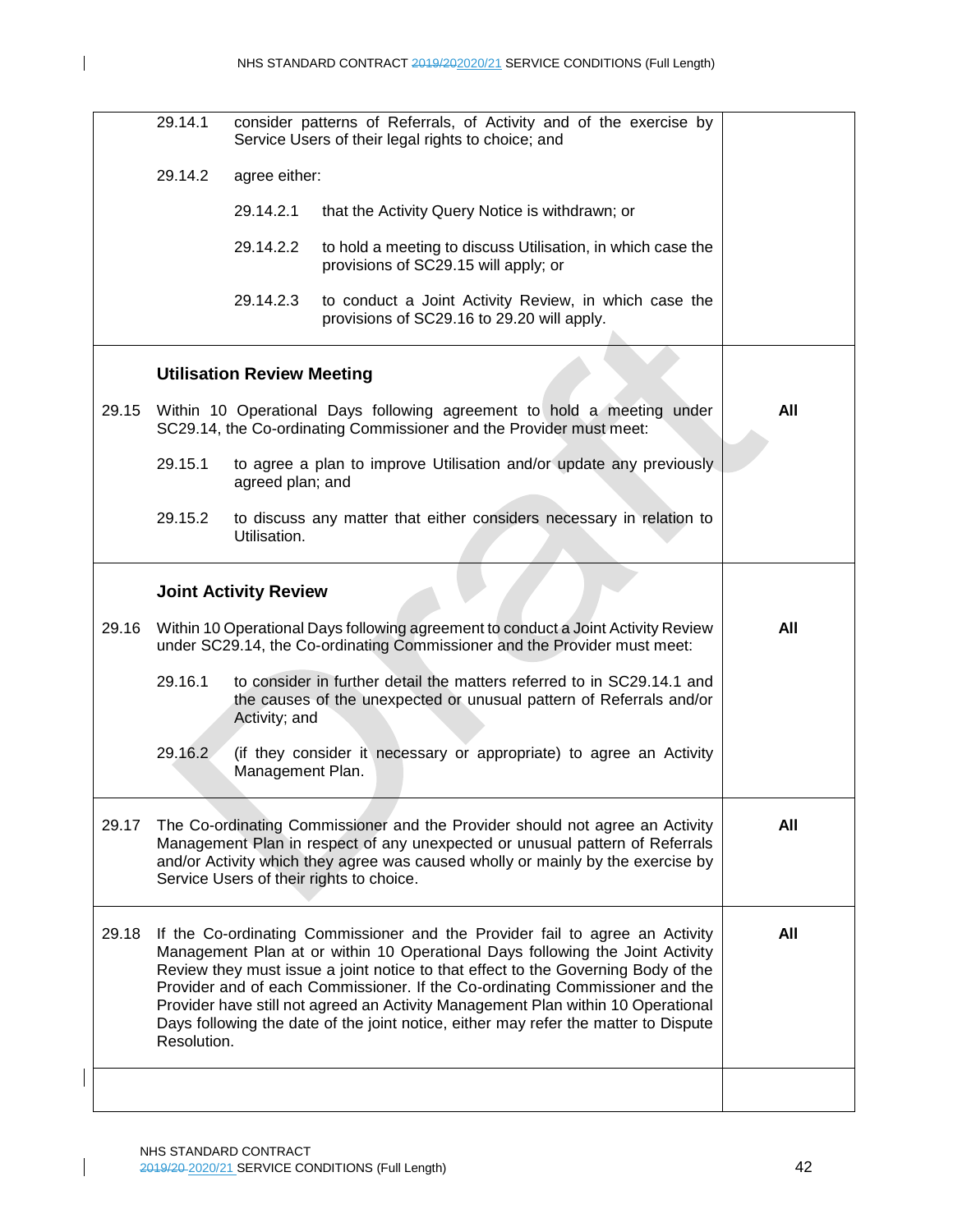| | | |
|---|---|---|
| | 29.14.1 consider patterns of Referrals, of Activity and of the exercise by Service Users of their legal rights to choice; and<br><br>29.14.2 agree either:<br><br>29.14.2.1 that the Activity Query Notice is withdrawn; or<br><br>29.14.2.2 to hold a meeting to discuss Utilisation, in which case the provisions of SC29.15 will apply; or<br><br>29.14.2.3 to conduct a Joint Activity Review, in which case the provisions of SC29.16 to 29.20 will apply. | |
| | **Utilisation Review Meeting** | |
| 29.15 | Within 10 Operational Days following agreement to hold a meeting under SC29.14, the Co-ordinating Commissioner and the Provider must meet:<br><br>29.15.1 to agree a plan to improve Utilisation and/or update any previously agreed plan; and<br><br>29.15.2 to discuss any matter that either considers necessary in relation to Utilisation. | **All** |
| | **Joint Activity Review** | |
| 29.16 | Within 10 Operational Days following agreement to conduct a Joint Activity Review under SC29.14, the Co-ordinating Commissioner and the Provider must meet:<br><br>29.16.1 to consider in further detail the matters referred to in SC29.14.1 and the causes of the unexpected or unusual pattern of Referrals and/or Activity; and<br><br>29.16.2 (if they consider it necessary or appropriate) to agree an Activity Management Plan. | **All** |
| 29.17 | The Co-ordinating Commissioner and the Provider should not agree an Activity Management Plan in respect of any unexpected or unusual pattern of Referrals and/or Activity which they agree was caused wholly or mainly by the exercise by Service Users of their rights to choice. | **All** |
| 29.18 | If the Co-ordinating Commissioner and the Provider fail to agree an Activity Management Plan at or within 10 Operational Days following the Joint Activity Review they must issue a joint notice to that effect to the Governing Body of the Provider and of each Commissioner. If the Co-ordinating Commissioner and the Provider have still not agreed an Activity Management Plan within 10 Operational Days following the date of the joint notice, either may refer the matter to Dispute Resolution. | **All** |
| | | |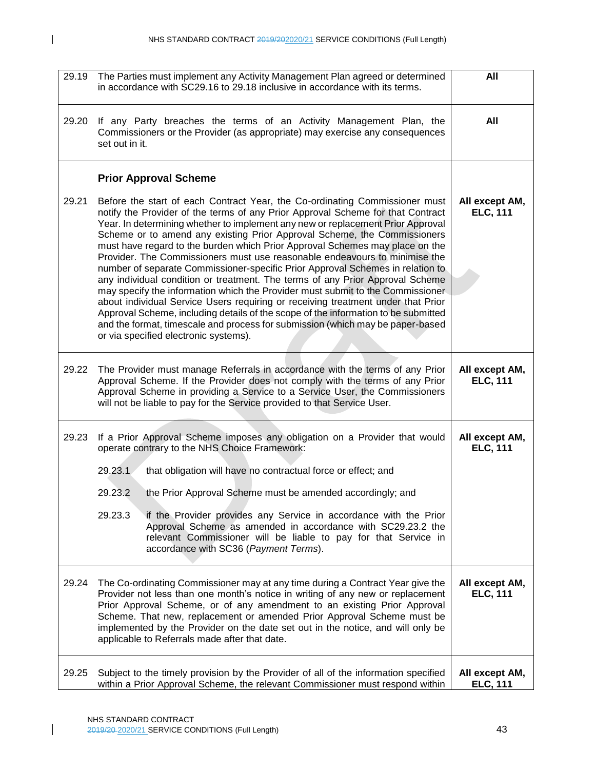| | | |
|---|---|---|
| 29.19 | The Parties must implement any Activity Management Plan agreed or determined in accordance with SC29.16 to 29.18 inclusive in accordance with its terms. | **All** |
| 29.20 | If any Party breaches the terms of an Activity Management Plan, the Commissioners or the Provider (as appropriate) may exercise any consequences set out in it. | **All** |
| | **Prior Approval Scheme** | |
| 29.21 | Before the start of each Contract Year, the Co-ordinating Commissioner must notify the Provider of the terms of any Prior Approval Scheme for that Contract Year. In determining whether to implement any new or replacement Prior Approval Scheme or to amend any existing Prior Approval Scheme, the Commissioners must have regard to the burden which Prior Approval Schemes may place on the Provider. The Commissioners must use reasonable endeavours to minimise the number of separate Commissioner-specific Prior Approval Schemes in relation to any individual condition or treatment. The terms of any Prior Approval Scheme may specify the information which the Provider must submit to the Commissioner about individual Service Users requiring or receiving treatment under that Prior Approval Scheme, including details of the scope of the information to be submitted and the format, timescale and process for submission (which may be paper-based or via specified electronic systems). | **All except AM, ELC, 111** |
| 29.22 | The Provider must manage Referrals in accordance with the terms of any Prior Approval Scheme. If the Provider does not comply with the terms of any Prior Approval Scheme in providing a Service to a Service User, the Commissioners will not be liable to pay for the Service provided to that Service User. | **All except AM, ELC, 111** |
| 29.23 | If a Prior Approval Scheme imposes any obligation on a Provider that would operate contrary to the NHS Choice Framework:<br><br>29.23.1 that obligation will have no contractual force or effect; and<br><br>29.23.2 the Prior Approval Scheme must be amended accordingly; and<br><br>29.23.3 if the Provider provides any Service in accordance with the Prior Approval Scheme as amended in accordance with SC29.23.2 the relevant Commissioner will be liable to pay for that Service in accordance with SC36 (*Payment Terms*). | **All except AM, ELC, 111** |
| 29.24 | The Co-ordinating Commissioner may at any time during a Contract Year give the Provider not less than one month's notice in writing of any new or replacement Prior Approval Scheme, or of any amendment to an existing Prior Approval Scheme. That new, replacement or amended Prior Approval Scheme must be implemented by the Provider on the date set out in the notice, and will only be applicable to Referrals made after that date. | **All except AM, ELC, 111** |
| 29.25 | Subject to the timely provision by the Provider of all of the information specified within a Prior Approval Scheme, the relevant Commissioner must respond within | **All except AM, ELC, 111** |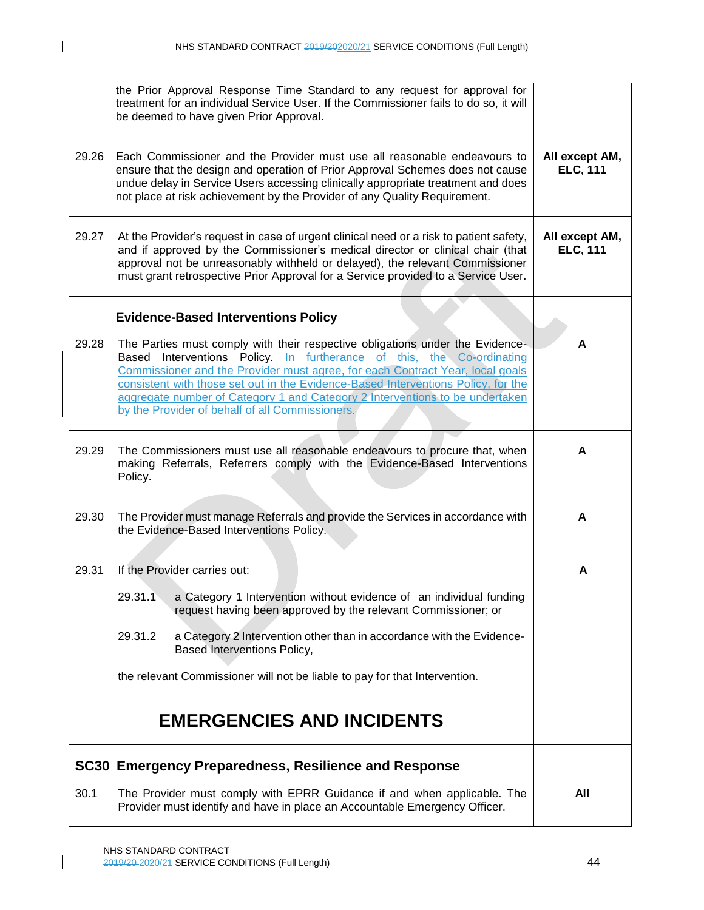| | | |
|---|---|---|
| | the Prior Approval Response Time Standard to any request for approval for treatment for an individual Service User. If the Commissioner fails to do so, it will be deemed to have given Prior Approval. | |
| 29.26 | Each Commissioner and the Provider must use all reasonable endeavours to ensure that the design and operation of Prior Approval Schemes does not cause undue delay in Service Users accessing clinically appropriate treatment and does not place at risk achievement by the Provider of any Quality Requirement. | **All except AM, ELC, 111** |
| 29.27 | At the Provider's request in case of urgent clinical need or a risk to patient safety, and if approved by the Commissioner's medical director or clinical chair (that approval not be unreasonably withheld or delayed), the relevant Commissioner must grant retrospective Prior Approval for a Service provided to a Service User. | **All except AM, ELC, 111** |
| | **Evidence-Based Interventions Policy** | |
| 29.28 | The Parties must comply with their respective obligations under the Evidence-Based Interventions Policy. In furtherance of this, the Co-ordinating Commissioner and the Provider must agree, for each Contract Year, local goals consistent with those set out in the Evidence-Based Interventions Policy, for the aggregate number of Category 1 and Category 2 Interventions to be undertaken by the Provider of behalf of all Commissioners. | **A** |
| 29.29 | The Commissioners must use all reasonable endeavours to procure that, when making Referrals, Referrers comply with the Evidence-Based Interventions Policy. | **A** |
| 29.30 | The Provider must manage Referrals and provide the Services in accordance with the Evidence-Based Interventions Policy. | **A** |
| 29.31 | If the Provider carries out:<br><br>29.31.1 a Category 1 Intervention without evidence of an individual funding request having been approved by the relevant Commissioner; or<br><br>29.31.2 a Category 2 Intervention other than in accordance with the Evidence-Based Interventions Policy,<br><br>the relevant Commissioner will not be liable to pay for that Intervention. | **A** |

# EMERGENCIES AND INCIDENTS

## SC30 Emergency Preparedness, Resilience and Response

| | | |
|---|---|---|
| 30.1 | The Provider must comply with EPRR Guidance if and when applicable. The Provider must identify and have in place an Accountable Emergency Officer. | **All** |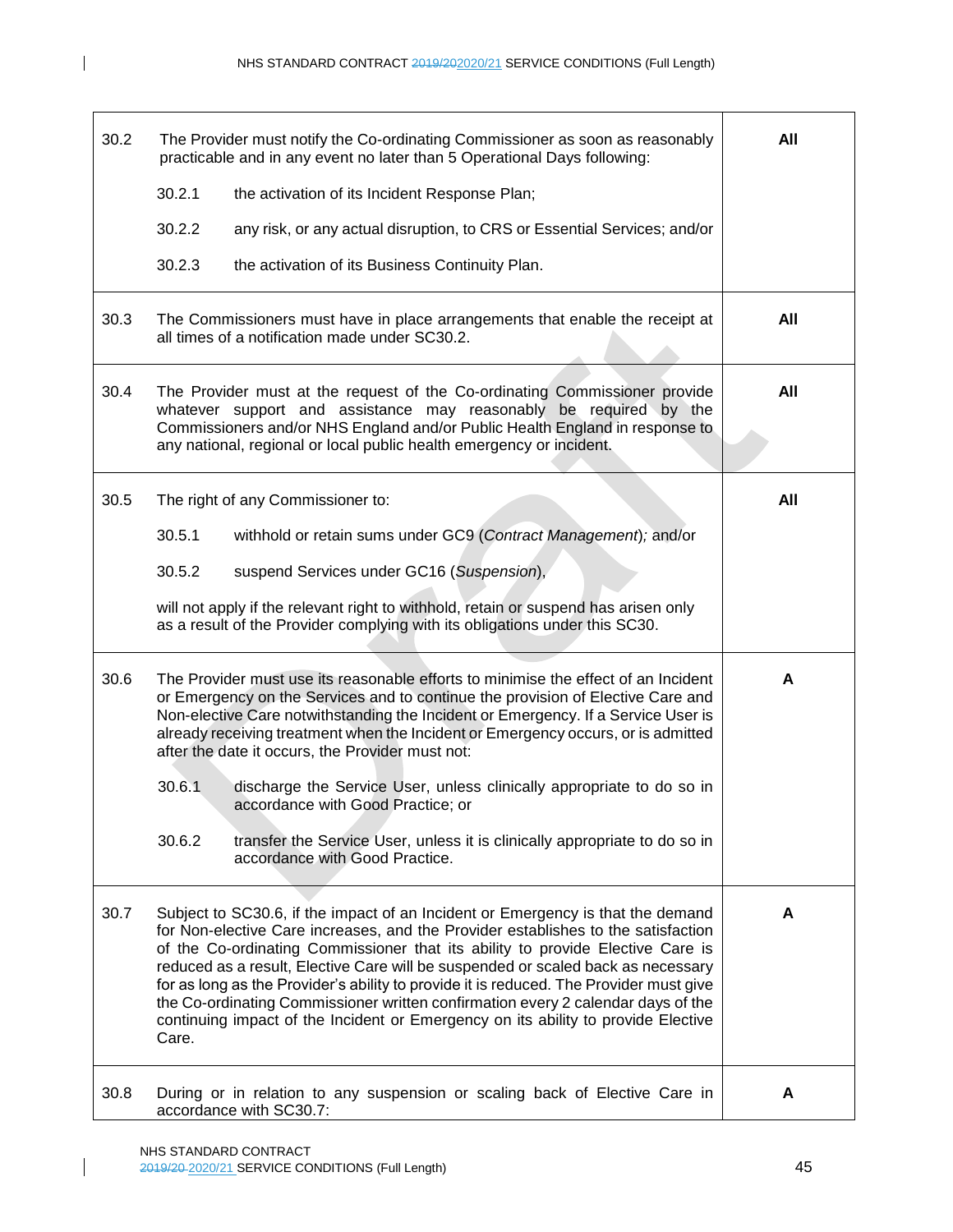| | | |
|---|---|---|
| 30.2 | The Provider must notify the Co-ordinating Commissioner as soon as reasonably practicable and in any event no later than 5 Operational Days following:<br><br>30.2.1 the activation of its Incident Response Plan;<br><br>30.2.2 any risk, or any actual disruption, to CRS or Essential Services; and/or<br><br>30.2.3 the activation of its Business Continuity Plan. | **All** |
| 30.3 | The Commissioners must have in place arrangements that enable the receipt at all times of a notification made under SC30.2. | **All** |
| 30.4 | The Provider must at the request of the Co-ordinating Commissioner provide whatever support and assistance may reasonably be required by the Commissioners and/or NHS England and/or Public Health England in response to any national, regional or local public health emergency or incident. | **All** |
| 30.5 | The right of any Commissioner to:<br><br>30.5.1 withhold or retain sums under GC9 (*Contract Management*); and/or<br><br>30.5.2 suspend Services under GC16 (*Suspension*),<br><br>will not apply if the relevant right to withhold, retain or suspend has arisen only as a result of the Provider complying with its obligations under this SC30. | **All** |
| 30.6 | The Provider must use its reasonable efforts to minimise the effect of an Incident or Emergency on the Services and to continue the provision of Elective Care and Non-elective Care notwithstanding the Incident or Emergency. If a Service User is already receiving treatment when the Incident or Emergency occurs, or is admitted after the date it occurs, the Provider must not:<br><br>30.6.1 discharge the Service User, unless clinically appropriate to do so in accordance with Good Practice; or<br><br>30.6.2 transfer the Service User, unless it is clinically appropriate to do so in accordance with Good Practice. | **A** |
| 30.7 | Subject to SC30.6, if the impact of an Incident or Emergency is that the demand for Non-elective Care increases, and the Provider establishes to the satisfaction of the Co-ordinating Commissioner that its ability to provide Elective Care is reduced as a result, Elective Care will be suspended or scaled back as necessary for as long as the Provider's ability to provide it is reduced. The Provider must give the Co-ordinating Commissioner written confirmation every 2 calendar days of the continuing impact of the Incident or Emergency on its ability to provide Elective Care. | **A** |
| 30.8 | During or in relation to any suspension or scaling back of Elective Care in accordance with SC30.7: | **A** |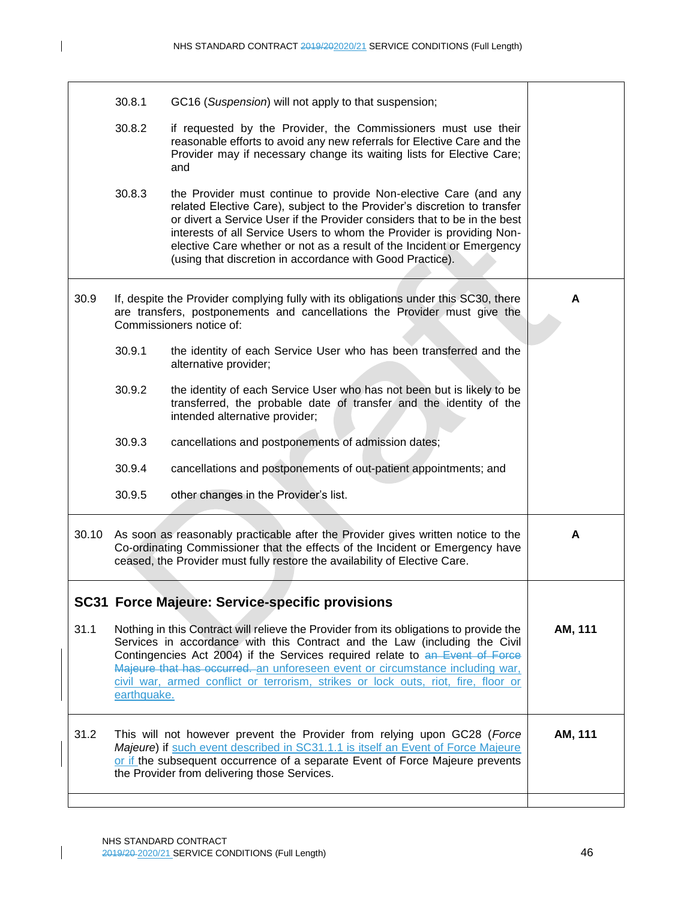| | |
|---|---|
| 30.8.1 GC16 (*Suspension*) will not apply to that suspension;<br><br>30.8.2 if requested by the Provider, the Commissioners must use their reasonable efforts to avoid any new referrals for Elective Care and the Provider may if necessary change its waiting lists for Elective Care; and<br><br>30.8.3 the Provider must continue to provide Non-elective Care (and any related Elective Care), subject to the Provider's discretion to transfer or divert a Service User if the Provider considers that to be in the best interests of all Service Users to whom the Provider is providing Non-elective Care whether or not as a result of the Incident or Emergency (using that discretion in accordance with Good Practice). | |
| 30.9 If, despite the Provider complying fully with its obligations under this SC30, there are transfers, postponements and cancellations the Provider must give the Commissioners notice of:<br><br>30.9.1 the identity of each Service User who has been transferred and the alternative provider;<br><br>30.9.2 the identity of each Service User who has not been but is likely to be transferred, the probable date of transfer and the identity of the intended alternative provider;<br><br>30.9.3 cancellations and postponements of admission dates;<br><br>30.9.4 cancellations and postponements of out-patient appointments; and<br><br>30.9.5 other changes in the Provider's list. | **A** |
| 30.10 As soon as reasonably practicable after the Provider gives written notice to the Co-ordinating Commissioner that the effects of the Incident or Emergency have ceased, the Provider must fully restore the availability of Elective Care. | **A** |
| **SC31 Force Majeure: Service-specific provisions** | |
| 31.1 Nothing in this Contract will relieve the Provider from its obligations to provide the Services in accordance with this Contract and the Law (including the Civil Contingencies Act 2004) if the Services required relate to ~~an Event of Force Majeure that has occurred.~~ an unforeseen event or circumstance including war, civil war, armed conflict or terrorism, strikes or lock outs, riot, fire, floor or earthquake. | **AM, 111** |
| 31.2 This will not however prevent the Provider from relying upon GC28 (*Force Majeure*) if such event described in SC31.1.1 is itself an Event of Force Majeure or if the subsequent occurrence of a separate Event of Force Majeure prevents the Provider from delivering those Services. | **AM, 111** |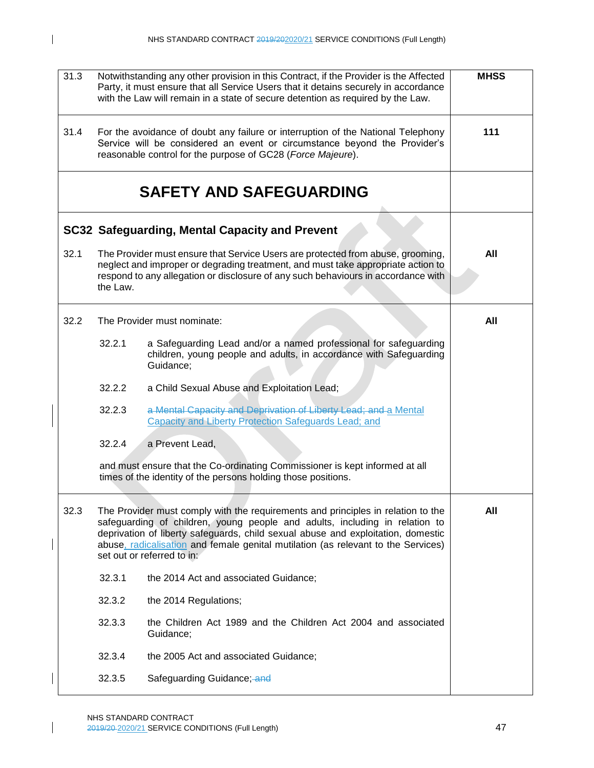| | | |
|---|---|---|
| 31.3 | Notwithstanding any other provision in this Contract, if the Provider is the Affected Party, it must ensure that all Service Users that it detains securely in accordance with the Law will remain in a state of secure detention as required by the Law. | **MHSS** |
| 31.4 | For the avoidance of doubt any failure or interruption of the National Telephony Service will be considered an event or circumstance beyond the Provider's reasonable control for the purpose of GC28 (*Force Majeure*). | **111** |

## SAFETY AND SAFEGUARDING

### SC32 Safeguarding, Mental Capacity and Prevent

| | | |
|---|---|---|
| 32.1 | The Provider must ensure that Service Users are protected from abuse, grooming, neglect and improper or degrading treatment, and must take appropriate action to respond to any allegation or disclosure of any such behaviours in accordance with the Law. | **All** |
| 32.2 | The Provider must nominate:<br><br>32.2.1 a Safeguarding Lead and/or a named professional for safeguarding children, young people and adults, in accordance with Safeguarding Guidance;<br><br>32.2.2 a Child Sexual Abuse and Exploitation Lead;<br><br>32.2.3 ~~a Mental Capacity and Deprivation of Liberty Lead; and~~ a Mental Capacity and Liberty Protection Safeguards Lead; and<br><br>32.2.4 a Prevent Lead,<br><br>and must ensure that the Co-ordinating Commissioner is kept informed at all times of the identity of the persons holding those positions. | **All** |
| 32.3 | The Provider must comply with the requirements and principles in relation to the safeguarding of children, young people and adults, including in relation to deprivation of liberty safeguards, child sexual abuse and exploitation, domestic abuse, radicalisation and female genital mutilation (as relevant to the Services) set out or referred to in:<br><br>32.3.1 the 2014 Act and associated Guidance;<br><br>32.3.2 the 2014 Regulations;<br><br>32.3.3 the Children Act 1989 and the Children Act 2004 and associated Guidance;<br><br>32.3.4 the 2005 Act and associated Guidance;<br><br>32.3.5 Safeguarding Guidance; ~~and~~ | **All** |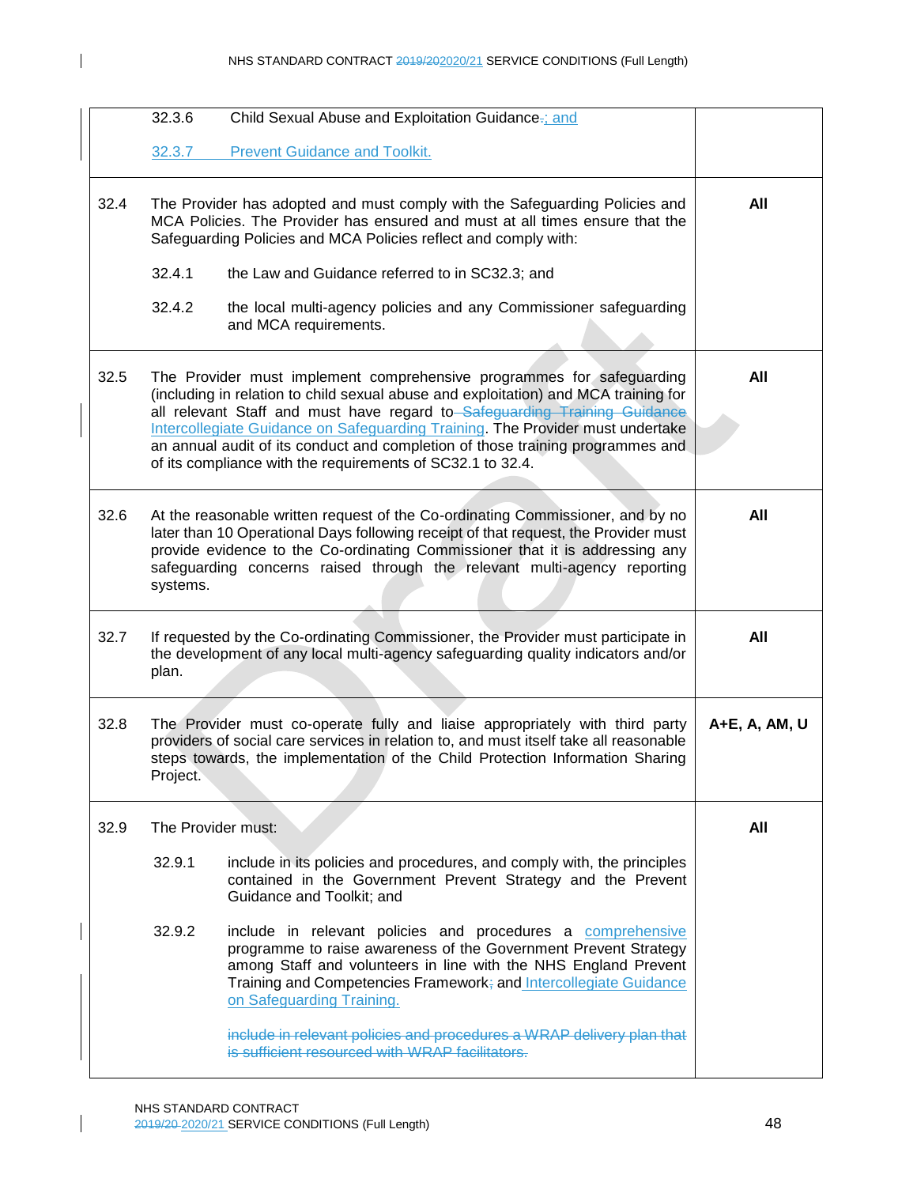| | | |
|---|---|---|
| | 32.3.6 Child Sexual Abuse and Exploitation Guidance.; and<br><br>32.3.7 Prevent Guidance and Toolkit. | |
| 32.4 | The Provider has adopted and must comply with the Safeguarding Policies and MCA Policies. The Provider has ensured and must at all times ensure that the Safeguarding Policies and MCA Policies reflect and comply with:<br><br>32.4.1 the Law and Guidance referred to in SC32.3; and<br><br>32.4.2 the local multi-agency policies and any Commissioner safeguarding and MCA requirements. | **All** |
| 32.5 | The Provider must implement comprehensive programmes for safeguarding (including in relation to child sexual abuse and exploitation) and MCA training for all relevant Staff and must have regard to ~~Safeguarding Training Guidance~~ Intercollegiate Guidance on Safeguarding Training. The Provider must undertake an annual audit of its conduct and completion of those training programmes and of its compliance with the requirements of SC32.1 to 32.4. | **All** |
| 32.6 | At the reasonable written request of the Co-ordinating Commissioner, and by no later than 10 Operational Days following receipt of that request, the Provider must provide evidence to the Co-ordinating Commissioner that it is addressing any safeguarding concerns raised through the relevant multi-agency reporting systems. | **All** |
| 32.7 | If requested by the Co-ordinating Commissioner, the Provider must participate in the development of any local multi-agency safeguarding quality indicators and/or plan. | **All** |
| 32.8 | The Provider must co-operate fully and liaise appropriately with third party providers of social care services in relation to, and must itself take all reasonable steps towards, the implementation of the Child Protection Information Sharing Project. | **A+E, A, AM, U** |
| 32.9 | The Provider must:<br><br>32.9.1 include in its policies and procedures, and comply with, the principles contained in the Government Prevent Strategy and the Prevent Guidance and Toolkit; and<br><br>32.9.2 include in relevant policies and procedures a comprehensive programme to raise awareness of the Government Prevent Strategy among Staff and volunteers in line with the NHS England Prevent Training and Competencies Framework~~;~~ and Intercollegiate Guidance on Safeguarding Training.<br><br>~~include in relevant policies and procedures a WRAP delivery plan that is sufficient resourced with WRAP facilitators.~~ | **All** |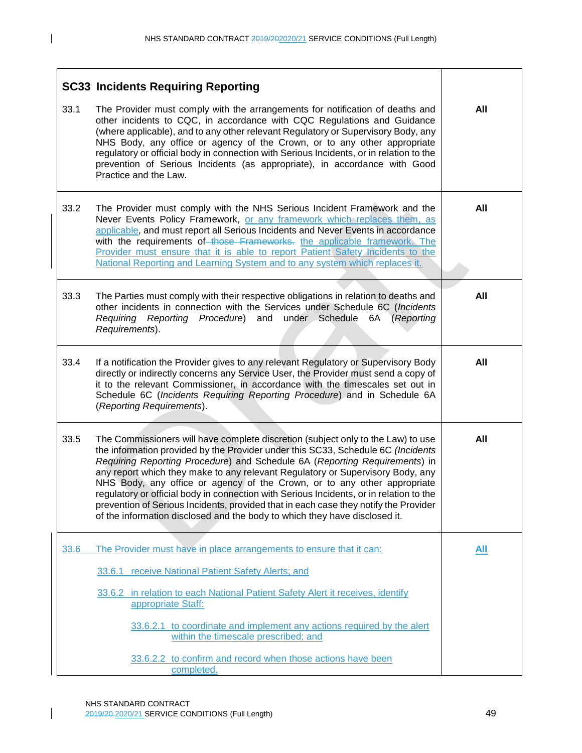| SC33 Incidents Requiring Reporting | |
|---|---|
| 33.1 The Provider must comply with the arrangements for notification of deaths and other incidents to CQC, in accordance with CQC Regulations and Guidance (where applicable), and to any other relevant Regulatory or Supervisory Body, any NHS Body, any office or agency of the Crown, or to any other appropriate regulatory or official body in connection with Serious Incidents, or in relation to the prevention of Serious Incidents (as appropriate), in accordance with Good Practice and the Law. | **All** |
| 33.2 The Provider must comply with the NHS Serious Incident Framework and the Never Events Policy Framework, or any framework which replaces them, as applicable, and must report all Serious Incidents and Never Events in accordance with the requirements of ~~those Frameworks.~~ the applicable framework. The Provider must ensure that it is able to report Patient Safety Incidents to the National Reporting and Learning System and to any system which replaces it. | **All** |
| 33.3 The Parties must comply with their respective obligations in relation to deaths and other incidents in connection with the Services under Schedule 6C (*Incidents Requiring Reporting Procedure*) and under Schedule 6A (*Reporting Requirements*). | **All** |
| 33.4 If a notification the Provider gives to any relevant Regulatory or Supervisory Body directly or indirectly concerns any Service User, the Provider must send a copy of it to the relevant Commissioner, in accordance with the timescales set out in Schedule 6C (*Incidents Requiring Reporting Procedure*) and in Schedule 6A (*Reporting Requirements*). | **All** |
| 33.5 The Commissioners will have complete discretion (subject only to the Law) to use the information provided by the Provider under this SC33, Schedule 6C (*Incidents Requiring Reporting Procedure*) and Schedule 6A (*Reporting Requirements*) in any report which they make to any relevant Regulatory or Supervisory Body, any NHS Body, any office or agency of the Crown, or to any other appropriate regulatory or official body in connection with Serious Incidents, or in relation to the prevention of Serious Incidents, provided that in each case they notify the Provider of the information disclosed and the body to which they have disclosed it. | **All** |
| 33.6 The Provider must have in place arrangements to ensure that it can:<br>33.6.1 receive National Patient Safety Alerts; and<br>33.6.2 in relation to each National Patient Safety Alert it receives, identify appropriate Staff:<br>33.6.2.1 to coordinate and implement any actions required by the alert within the timescale prescribed; and<br>33.6.2.2 to confirm and record when those actions have been completed. | **All** |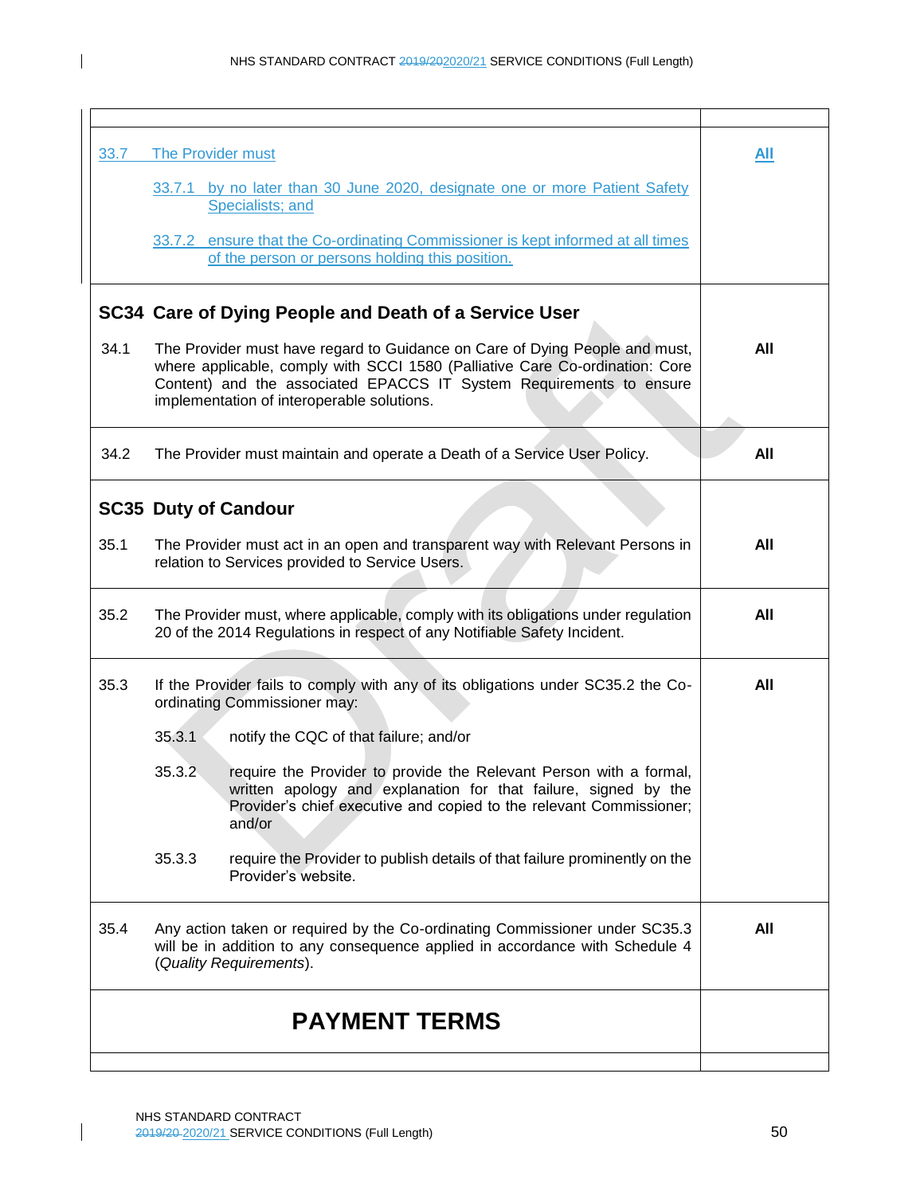| | |
|---|---|
| 33.7 The Provider must<br><br>33.7.1 by no later than 30 June 2020, designate one or more Patient Safety Specialists; and<br><br>33.7.2 ensure that the Co-ordinating Commissioner is kept informed at all times of the person or persons holding this position. | **All** |
| **SC34 Care of Dying People and Death of a Service User**<br><br>34.1 The Provider must have regard to Guidance on Care of Dying People and must, where applicable, comply with SCCI 1580 (Palliative Care Co-ordination: Core Content) and the associated EPACCS IT System Requirements to ensure implementation of interoperable solutions. | **All** |
| 34.2 The Provider must maintain and operate a Death of a Service User Policy. | **All** |
| **SC35 Duty of Candour**<br><br>35.1 The Provider must act in an open and transparent way with Relevant Persons in relation to Services provided to Service Users. | **All** |
| 35.2 The Provider must, where applicable, comply with its obligations under regulation 20 of the 2014 Regulations in respect of any Notifiable Safety Incident. | **All** |
| 35.3 If the Provider fails to comply with any of its obligations under SC35.2 the Co-ordinating Commissioner may:<br><br>35.3.1 notify the CQC of that failure; and/or<br><br>35.3.2 require the Provider to provide the Relevant Person with a formal, written apology and explanation for that failure, signed by the Provider's chief executive and copied to the relevant Commissioner; and/or<br><br>35.3.3 require the Provider to publish details of that failure prominently on the Provider's website. | **All** |
| 35.4 Any action taken or required by the Co-ordinating Commissioner under SC35.3 will be in addition to any consequence applied in accordance with Schedule 4 (*Quality Requirements*). | **All** |
| **PAYMENT TERMS** | |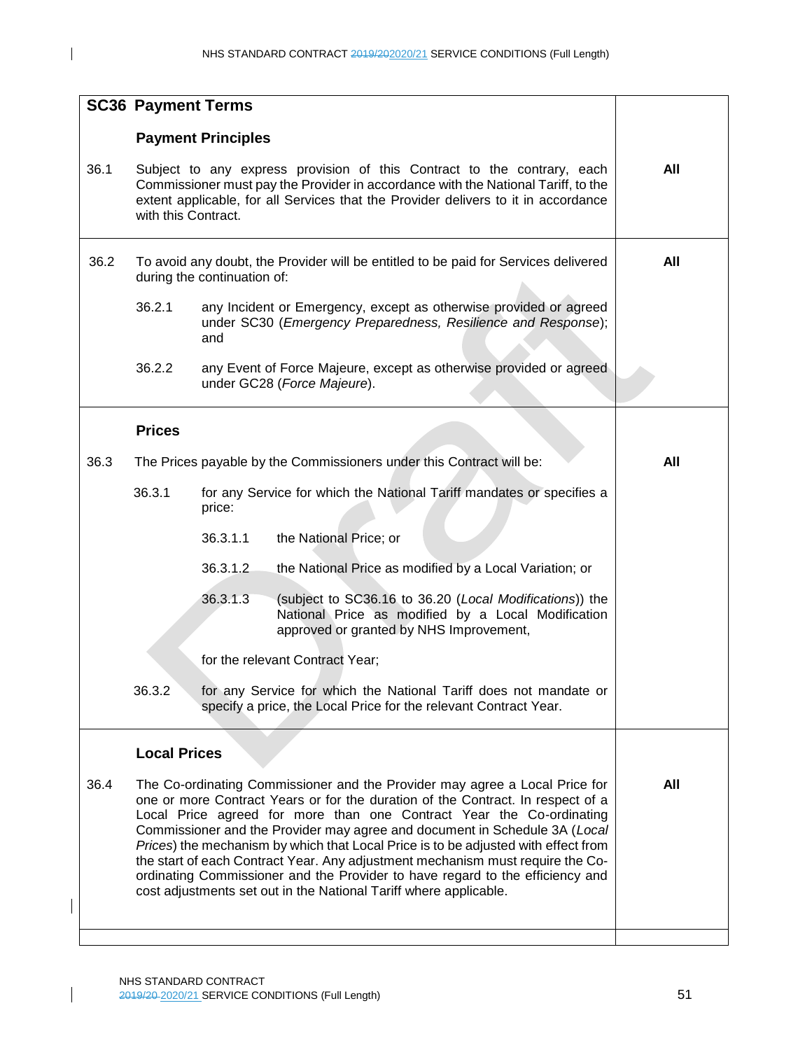## SC36 Payment Terms

### Payment Principles

| | | |
|---|---|---|
| 36.1 | Subject to any express provision of this Contract to the contrary, each Commissioner must pay the Provider in accordance with the National Tariff, to the extent applicable, for all Services that the Provider delivers to it in accordance with this Contract. | **All** |
| 36.2 | To avoid any doubt, the Provider will be entitled to be paid for Services delivered during the continuation of:<br><br>36.2.1 any Incident or Emergency, except as otherwise provided or agreed under SC30 (*Emergency Preparedness, Resilience and Response*); and<br><br>36.2.2 any Event of Force Majeure, except as otherwise provided or agreed under GC28 (*Force Majeure*). | **All** |

### Prices

| | | |
|---|---|---|
| 36.3 | The Prices payable by the Commissioners under this Contract will be:<br><br>36.3.1 for any Service for which the National Tariff mandates or specifies a price:<br><br>36.3.1.1 the National Price; or<br><br>36.3.1.2 the National Price as modified by a Local Variation; or<br><br>36.3.1.3 (subject to SC36.16 to 36.20 (*Local Modifications*)) the National Price as modified by a Local Modification approved or granted by NHS Improvement,<br><br>for the relevant Contract Year;<br><br>36.3.2 for any Service for which the National Tariff does not mandate or specify a price, the Local Price for the relevant Contract Year. | **All** |

### Local Prices

| | | |
|---|---|---|
| 36.4 | The Co-ordinating Commissioner and the Provider may agree a Local Price for one or more Contract Years or for the duration of the Contract. In respect of a Local Price agreed for more than one Contract Year the Co-ordinating Commissioner and the Provider may agree and document in Schedule 3A (*Local Prices*) the mechanism by which that Local Price is to be adjusted with effect from the start of each Contract Year. Any adjustment mechanism must require the Co-ordinating Commissioner and the Provider to have regard to the efficiency and cost adjustments set out in the National Tariff where applicable. | **All** |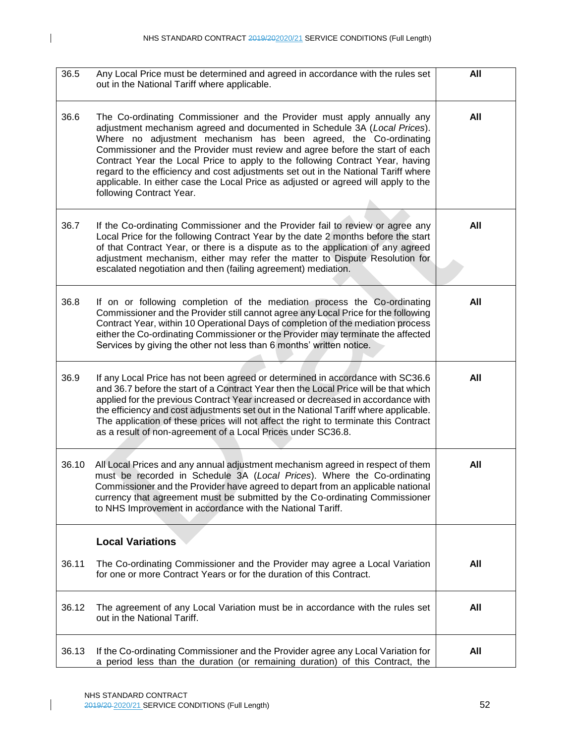| | | |
|---|---|---|
| 36.5 | Any Local Price must be determined and agreed in accordance with the rules set out in the National Tariff where applicable. | **All** |
| 36.6 | The Co-ordinating Commissioner and the Provider must apply annually any adjustment mechanism agreed and documented in Schedule 3A (*Local Prices*). Where no adjustment mechanism has been agreed, the Co-ordinating Commissioner and the Provider must review and agree before the start of each Contract Year the Local Price to apply to the following Contract Year, having regard to the efficiency and cost adjustments set out in the National Tariff where applicable. In either case the Local Price as adjusted or agreed will apply to the following Contract Year. | **All** |
| 36.7 | If the Co-ordinating Commissioner and the Provider fail to review or agree any Local Price for the following Contract Year by the date 2 months before the start of that Contract Year, or there is a dispute as to the application of any agreed adjustment mechanism, either may refer the matter to Dispute Resolution for escalated negotiation and then (failing agreement) mediation. | **All** |
| 36.8 | If on or following completion of the mediation process the Co-ordinating Commissioner and the Provider still cannot agree any Local Price for the following Contract Year, within 10 Operational Days of completion of the mediation process either the Co-ordinating Commissioner or the Provider may terminate the affected Services by giving the other not less than 6 months' written notice. | **All** |
| 36.9 | If any Local Price has not been agreed or determined in accordance with SC36.6 and 36.7 before the start of a Contract Year then the Local Price will be that which applied for the previous Contract Year increased or decreased in accordance with the efficiency and cost adjustments set out in the National Tariff where applicable. The application of these prices will not affect the right to terminate this Contract as a result of non-agreement of a Local Prices under SC36.8. | **All** |
| 36.10 | All Local Prices and any annual adjustment mechanism agreed in respect of them must be recorded in Schedule 3A (*Local Prices*). Where the Co-ordinating Commissioner and the Provider have agreed to depart from an applicable national currency that agreement must be submitted by the Co-ordinating Commissioner to NHS Improvement in accordance with the National Tariff. | **All** |
| | **Local Variations** | |
| 36.11 | The Co-ordinating Commissioner and the Provider may agree a Local Variation for one or more Contract Years or for the duration of this Contract. | **All** |
| 36.12 | The agreement of any Local Variation must be in accordance with the rules set out in the National Tariff. | **All** |
| 36.13 | If the Co-ordinating Commissioner and the Provider agree any Local Variation for a period less than the duration (or remaining duration) of this Contract, the | **All** |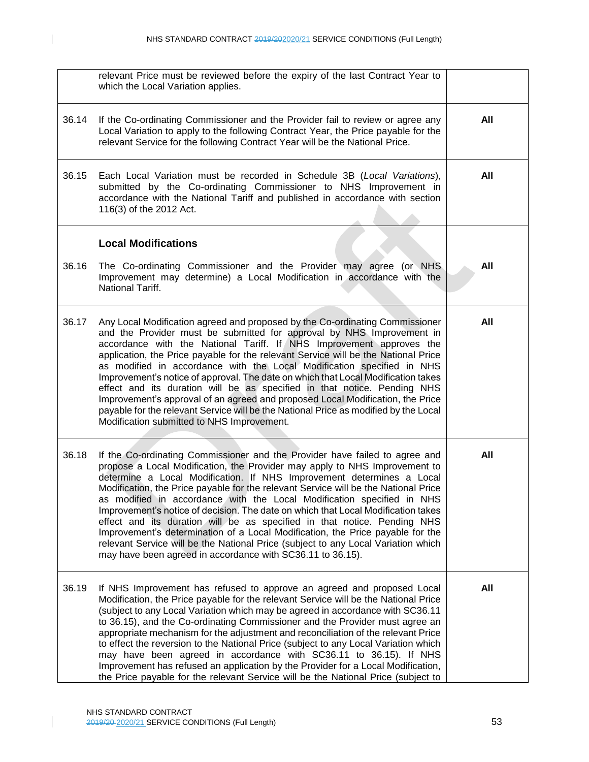| | | |
|---|---|---|
| | relevant Price must be reviewed before the expiry of the last Contract Year to which the Local Variation applies. | |
| 36.14 | If the Co-ordinating Commissioner and the Provider fail to review or agree any Local Variation to apply to the following Contract Year, the Price payable for the relevant Service for the following Contract Year will be the National Price. | **All** |
| 36.15 | Each Local Variation must be recorded in Schedule 3B (*Local Variations*), submitted by the Co-ordinating Commissioner to NHS Improvement in accordance with the National Tariff and published in accordance with section 116(3) of the 2012 Act. | **All** |
| | **Local Modifications** | |
| 36.16 | The Co-ordinating Commissioner and the Provider may agree (or NHS Improvement may determine) a Local Modification in accordance with the National Tariff. | **All** |
| 36.17 | Any Local Modification agreed and proposed by the Co-ordinating Commissioner and the Provider must be submitted for approval by NHS Improvement in accordance with the National Tariff. If NHS Improvement approves the application, the Price payable for the relevant Service will be the National Price as modified in accordance with the Local Modification specified in NHS Improvement's notice of approval. The date on which that Local Modification takes effect and its duration will be as specified in that notice. Pending NHS Improvement's approval of an agreed and proposed Local Modification, the Price payable for the relevant Service will be the National Price as modified by the Local Modification submitted to NHS Improvement. | **All** |
| 36.18 | If the Co-ordinating Commissioner and the Provider have failed to agree and propose a Local Modification, the Provider may apply to NHS Improvement to determine a Local Modification. If NHS Improvement determines a Local Modification, the Price payable for the relevant Service will be the National Price as modified in accordance with the Local Modification specified in NHS Improvement's notice of decision. The date on which that Local Modification takes effect and its duration will be as specified in that notice. Pending NHS Improvement's determination of a Local Modification, the Price payable for the relevant Service will be the National Price (subject to any Local Variation which may have been agreed in accordance with SC36.11 to 36.15). | **All** |
| 36.19 | If NHS Improvement has refused to approve an agreed and proposed Local Modification, the Price payable for the relevant Service will be the National Price (subject to any Local Variation which may be agreed in accordance with SC36.11 to 36.15), and the Co-ordinating Commissioner and the Provider must agree an appropriate mechanism for the adjustment and reconciliation of the relevant Price to effect the reversion to the National Price (subject to any Local Variation which may have been agreed in accordance with SC36.11 to 36.15). If NHS Improvement has refused an application by the Provider for a Local Modification, the Price payable for the relevant Service will be the National Price (subject to | **All** |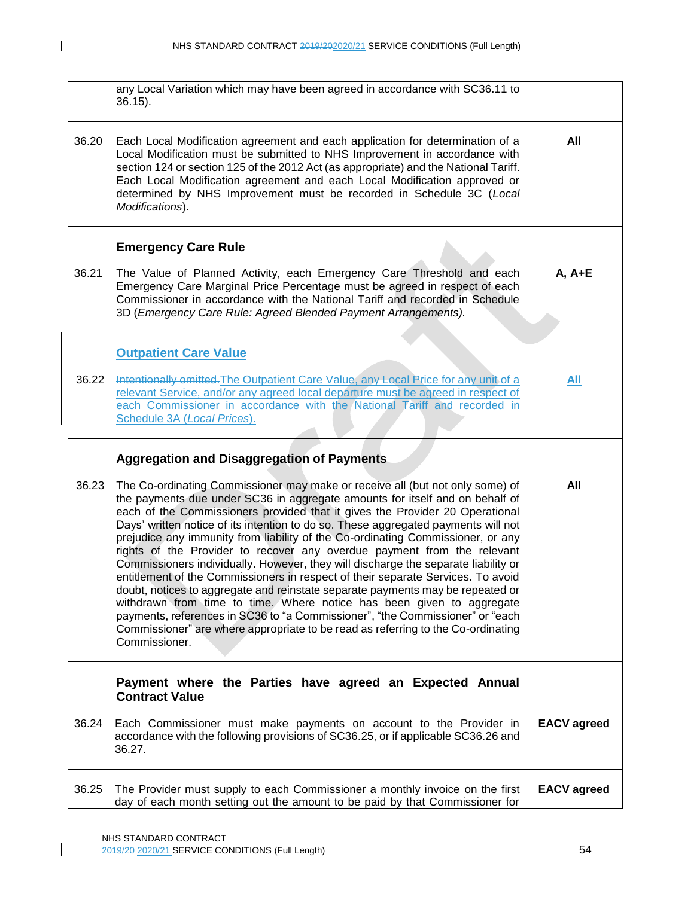| | | |
|---|---|---|
| | any Local Variation which may have been agreed in accordance with SC36.11 to 36.15). | |
| 36.20 | Each Local Modification agreement and each application for determination of a Local Modification must be submitted to NHS Improvement in accordance with section 124 or section 125 of the 2012 Act (as appropriate) and the National Tariff. Each Local Modification agreement and each Local Modification approved or determined by NHS Improvement must be recorded in Schedule 3C (*Local Modifications*). | **All** |
| | **Emergency Care Rule** | |
| 36.21 | The Value of Planned Activity, each Emergency Care Threshold and each Emergency Care Marginal Price Percentage must be agreed in respect of each Commissioner in accordance with the National Tariff and recorded in Schedule 3D (*Emergency Care Rule: Agreed Blended Payment Arrangements).* | **A, A+E** |
| | **Outpatient Care Value** | |
| 36.22 | ~~Intentionally omitted.~~The Outpatient Care Value, any Local Price for any unit of a relevant Service, and/or any agreed local departure must be agreed in respect of each Commissioner in accordance with the National Tariff and recorded in Schedule 3A (*Local Prices*). | **All** |
| | **Aggregation and Disaggregation of Payments** | |
| 36.23 | The Co-ordinating Commissioner may make or receive all (but not only some) of the payments due under SC36 in aggregate amounts for itself and on behalf of each of the Commissioners provided that it gives the Provider 20 Operational Days' written notice of its intention to do so. These aggregated payments will not prejudice any immunity from liability of the Co-ordinating Commissioner, or any rights of the Provider to recover any overdue payment from the relevant Commissioners individually. However, they will discharge the separate liability or entitlement of the Commissioners in respect of their separate Services. To avoid doubt, notices to aggregate and reinstate separate payments may be repeated or withdrawn from time to time. Where notice has been given to aggregate payments, references in SC36 to "a Commissioner", "the Commissioner" or "each Commissioner" are where appropriate to be read as referring to the Co-ordinating Commissioner. | **All** |
| | **Payment where the Parties have agreed an Expected Annual Contract Value** | |
| 36.24 | Each Commissioner must make payments on account to the Provider in accordance with the following provisions of SC36.25, or if applicable SC36.26 and 36.27. | **EACV agreed** |
| 36.25 | The Provider must supply to each Commissioner a monthly invoice on the first day of each month setting out the amount to be paid by that Commissioner for | **EACV agreed** |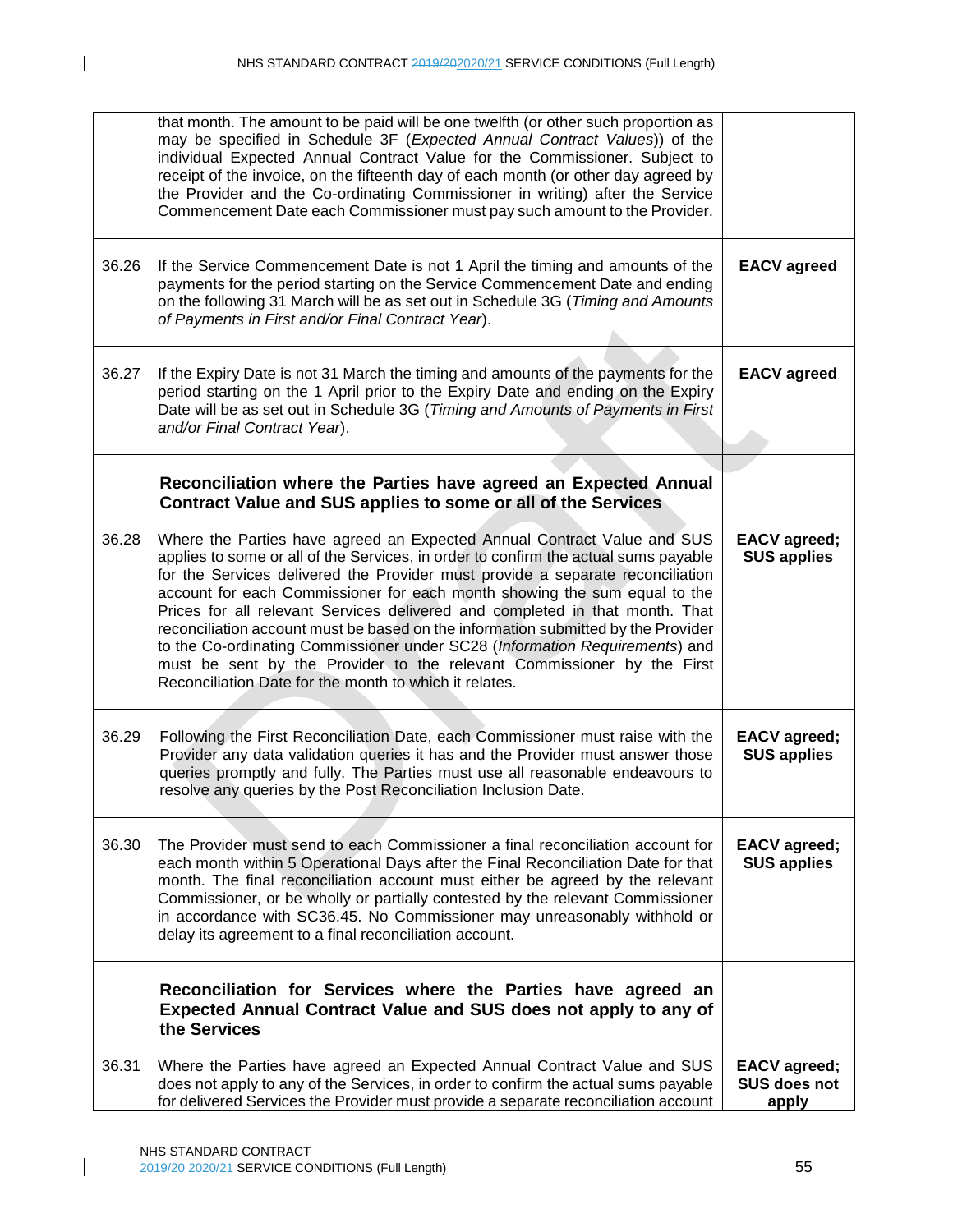| | | |
|---|---|---|
| | that month. The amount to be paid will be one twelfth (or other such proportion as may be specified in Schedule 3F (*Expected Annual Contract Values*)) of the individual Expected Annual Contract Value for the Commissioner. Subject to receipt of the invoice, on the fifteenth day of each month (or other day agreed by the Provider and the Co-ordinating Commissioner in writing) after the Service Commencement Date each Commissioner must pay such amount to the Provider. | |
| 36.26 | If the Service Commencement Date is not 1 April the timing and amounts of the payments for the period starting on the Service Commencement Date and ending on the following 31 March will be as set out in Schedule 3G (*Timing and Amounts of Payments in First and/or Final Contract Year*). | **EACV agreed** |
| 36.27 | If the Expiry Date is not 31 March the timing and amounts of the payments for the period starting on the 1 April prior to the Expiry Date and ending on the Expiry Date will be as set out in Schedule 3G (*Timing and Amounts of Payments in First and/or Final Contract Year*). | **EACV agreed** |
| | **Reconciliation where the Parties have agreed an Expected Annual Contract Value and SUS applies to some or all of the Services** | |
| 36.28 | Where the Parties have agreed an Expected Annual Contract Value and SUS applies to some or all of the Services, in order to confirm the actual sums payable for the Services delivered the Provider must provide a separate reconciliation account for each Commissioner for each month showing the sum equal to the Prices for all relevant Services delivered and completed in that month. That reconciliation account must be based on the information submitted by the Provider to the Co-ordinating Commissioner under SC28 (*Information Requirements*) and must be sent by the Provider to the relevant Commissioner by the First Reconciliation Date for the month to which it relates. | **EACV agreed; SUS applies** |
| 36.29 | Following the First Reconciliation Date, each Commissioner must raise with the Provider any data validation queries it has and the Provider must answer those queries promptly and fully. The Parties must use all reasonable endeavours to resolve any queries by the Post Reconciliation Inclusion Date. | **EACV agreed; SUS applies** |
| 36.30 | The Provider must send to each Commissioner a final reconciliation account for each month within 5 Operational Days after the Final Reconciliation Date for that month. The final reconciliation account must either be agreed by the relevant Commissioner, or be wholly or partially contested by the relevant Commissioner in accordance with SC36.45. No Commissioner may unreasonably withhold or delay its agreement to a final reconciliation account. | **EACV agreed; SUS applies** |
| | **Reconciliation for Services where the Parties have agreed an Expected Annual Contract Value and SUS does not apply to any of the Services** | |
| 36.31 | Where the Parties have agreed an Expected Annual Contract Value and SUS does not apply to any of the Services, in order to confirm the actual sums payable for delivered Services the Provider must provide a separate reconciliation account | **EACV agreed; SUS does not apply** |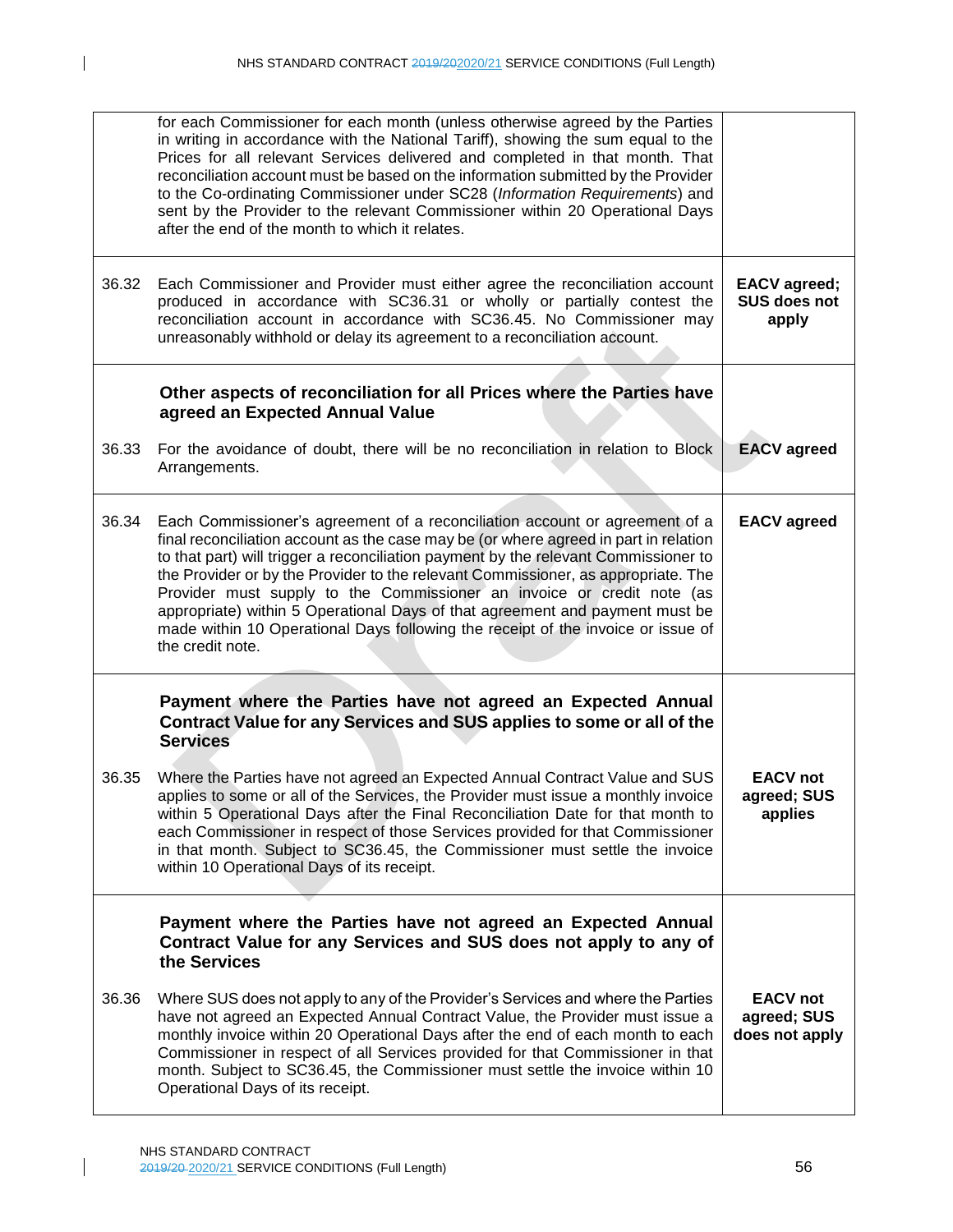| | | |
|---|---|---|
| | for each Commissioner for each month (unless otherwise agreed by the Parties in writing in accordance with the National Tariff), showing the sum equal to the Prices for all relevant Services delivered and completed in that month. That reconciliation account must be based on the information submitted by the Provider to the Co-ordinating Commissioner under SC28 (*Information Requirements*) and sent by the Provider to the relevant Commissioner within 20 Operational Days after the end of the month to which it relates. | |
| 36.32 | Each Commissioner and Provider must either agree the reconciliation account produced in accordance with SC36.31 or wholly or partially contest the reconciliation account in accordance with SC36.45. No Commissioner may unreasonably withhold or delay its agreement to a reconciliation account. | **EACV agreed; SUS does not apply** |
| | **Other aspects of reconciliation for all Prices where the Parties have agreed an Expected Annual Value** | |
| 36.33 | For the avoidance of doubt, there will be no reconciliation in relation to Block Arrangements. | **EACV agreed** |
| 36.34 | Each Commissioner's agreement of a reconciliation account or agreement of a final reconciliation account as the case may be (or where agreed in part in relation to that part) will trigger a reconciliation payment by the relevant Commissioner to the Provider or by the Provider to the relevant Commissioner, as appropriate. The Provider must supply to the Commissioner an invoice or credit note (as appropriate) within 5 Operational Days of that agreement and payment must be made within 10 Operational Days following the receipt of the invoice or issue of the credit note. | **EACV agreed** |
| | **Payment where the Parties have not agreed an Expected Annual Contract Value for any Services and SUS applies to some or all of the Services** | |
| 36.35 | Where the Parties have not agreed an Expected Annual Contract Value and SUS applies to some or all of the Services, the Provider must issue a monthly invoice within 5 Operational Days after the Final Reconciliation Date for that month to each Commissioner in respect of those Services provided for that Commissioner in that month. Subject to SC36.45, the Commissioner must settle the invoice within 10 Operational Days of its receipt. | **EACV not agreed; SUS applies** |
| | **Payment where the Parties have not agreed an Expected Annual Contract Value for any Services and SUS does not apply to any of the Services** | |
| 36.36 | Where SUS does not apply to any of the Provider's Services and where the Parties have not agreed an Expected Annual Contract Value, the Provider must issue a monthly invoice within 20 Operational Days after the end of each month to each Commissioner in respect of all Services provided for that Commissioner in that month. Subject to SC36.45, the Commissioner must settle the invoice within 10 Operational Days of its receipt. | **EACV not agreed; SUS does not apply** |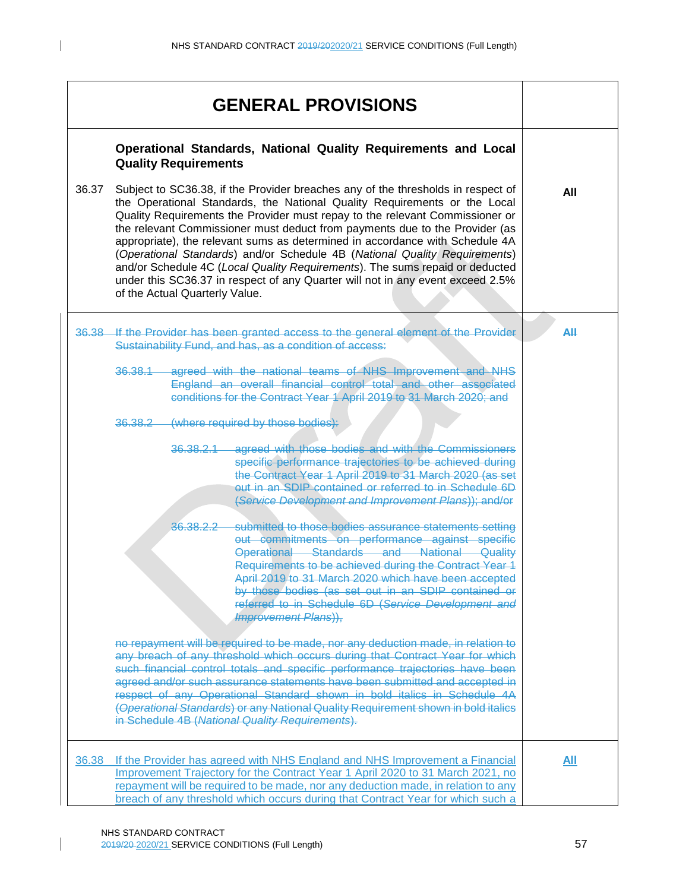| GENERAL PROVISIONS | |
|---|---|
| **Operational Standards, National Quality Requirements and Local Quality Requirements** | |
| 36.37 Subject to SC36.38, if the Provider breaches any of the thresholds in respect of the Operational Standards, the National Quality Requirements or the Local Quality Requirements the Provider must repay to the relevant Commissioner or the relevant Commissioner must deduct from payments due to the Provider (as appropriate), the relevant sums as determined in accordance with Schedule 4A (*Operational Standards*) and/or Schedule 4B (*National Quality Requirements*) and/or Schedule 4C (*Local Quality Requirements*). The sums repaid or deducted under this SC36.37 in respect of any Quarter will not in any event exceed 2.5% of the Actual Quarterly Value. | **All** |
| ~~36.38 If the Provider has been granted access to the general element of the Provider Sustainability Fund, and has, as a condition of access:~~<br><br>~~36.38.1 agreed with the national teams of NHS Improvement and NHS England an overall financial control total and other associated conditions for the Contract Year 1 April 2019 to 31 March 2020; and~~<br><br>~~36.38.2 (where required by those bodies):~~<br><br>~~36.38.2.1 agreed with those bodies and with the Commissioners specific performance trajectories to be achieved during the Contract Year 1 April 2019 to 31 March 2020 (as set out in an SDIP contained or referred to in Schedule 6D (*Service Development and Improvement Plans*)); and/or~~<br><br>~~36.38.2.2 submitted to those bodies assurance statements setting out commitments on performance against specific Operational Standards and National Quality Requirements to be achieved during the Contract Year 1 April 2019 to 31 March 2020 which have been accepted by those bodies (as set out in an SDIP contained or referred to in Schedule 6D (*Service Development and Improvement Plans*)),~~<br><br>~~no repayment will be required to be made, nor any deduction made, in relation to any breach of any threshold which occurs during that Contract Year for which such financial control totals and specific performance trajectories have been agreed and/or such assurance statements have been submitted and accepted in respect of any Operational Standard shown in bold italics in Schedule 4A (*Operational Standards*) or any National Quality Requirement shown in bold italics in Schedule 4B (*National Quality Requirements*).~~ | ~~**All**~~ |
| 36.38 If the Provider has agreed with NHS England and NHS Improvement a Financial Improvement Trajectory for the Contract Year 1 April 2020 to 31 March 2021, no repayment will be required to be made, nor any deduction made, in relation to any breach of any threshold which occurs during that Contract Year for which such a | **All** |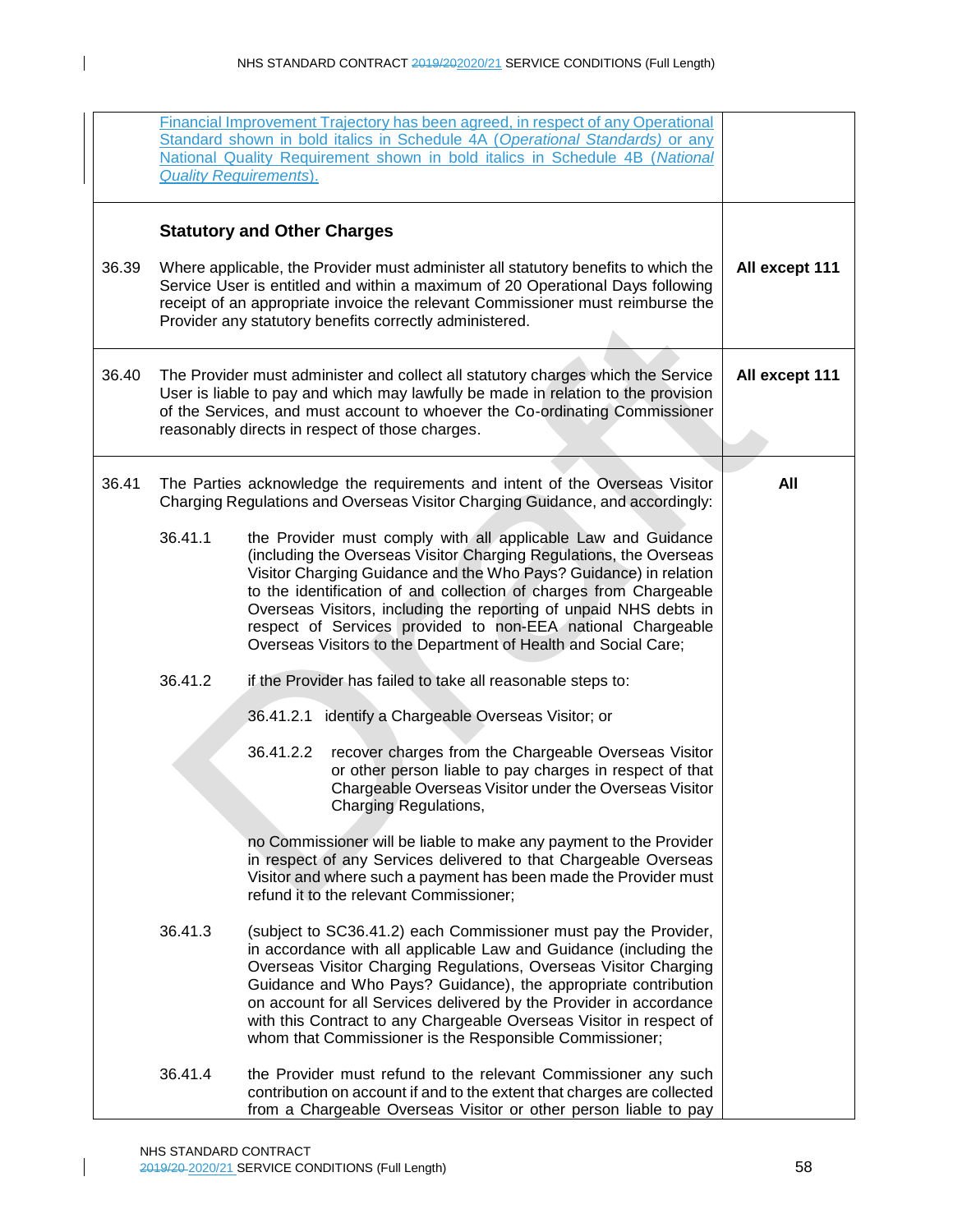| | | |
|---|---|---|
| | Financial Improvement Trajectory has been agreed, in respect of any Operational Standard shown in bold italics in Schedule 4A (*Operational Standards)* or any National Quality Requirement shown in bold italics in Schedule 4B (*National Quality Requirements*). | |
| | **Statutory and Other Charges** | |
| 36.39 | Where applicable, the Provider must administer all statutory benefits to which the Service User is entitled and within a maximum of 20 Operational Days following receipt of an appropriate invoice the relevant Commissioner must reimburse the Provider any statutory benefits correctly administered. | **All except 111** |
| 36.40 | The Provider must administer and collect all statutory charges which the Service User is liable to pay and which may lawfully be made in relation to the provision of the Services, and must account to whoever the Co-ordinating Commissioner reasonably directs in respect of those charges. | **All except 111** |
| 36.41 | The Parties acknowledge the requirements and intent of the Overseas Visitor Charging Regulations and Overseas Visitor Charging Guidance, and accordingly:<br><br>36.41.1 the Provider must comply with all applicable Law and Guidance (including the Overseas Visitor Charging Regulations, the Overseas Visitor Charging Guidance and the Who Pays? Guidance) in relation to the identification of and collection of charges from Chargeable Overseas Visitors, including the reporting of unpaid NHS debts in respect of Services provided to non-EEA national Chargeable Overseas Visitors to the Department of Health and Social Care;<br><br>36.41.2 if the Provider has failed to take all reasonable steps to:<br><br>36.41.2.1 identify a Chargeable Overseas Visitor; or<br><br>36.41.2.2 recover charges from the Chargeable Overseas Visitor or other person liable to pay charges in respect of that Chargeable Overseas Visitor under the Overseas Visitor Charging Regulations,<br><br>no Commissioner will be liable to make any payment to the Provider in respect of any Services delivered to that Chargeable Overseas Visitor and where such a payment has been made the Provider must refund it to the relevant Commissioner;<br><br>36.41.3 (subject to SC36.41.2) each Commissioner must pay the Provider, in accordance with all applicable Law and Guidance (including the Overseas Visitor Charging Regulations, Overseas Visitor Charging Guidance and Who Pays? Guidance), the appropriate contribution on account for all Services delivered by the Provider in accordance with this Contract to any Chargeable Overseas Visitor in respect of whom that Commissioner is the Responsible Commissioner;<br><br>36.41.4 the Provider must refund to the relevant Commissioner any such contribution on account if and to the extent that charges are collected from a Chargeable Overseas Visitor or other person liable to pay | **All** |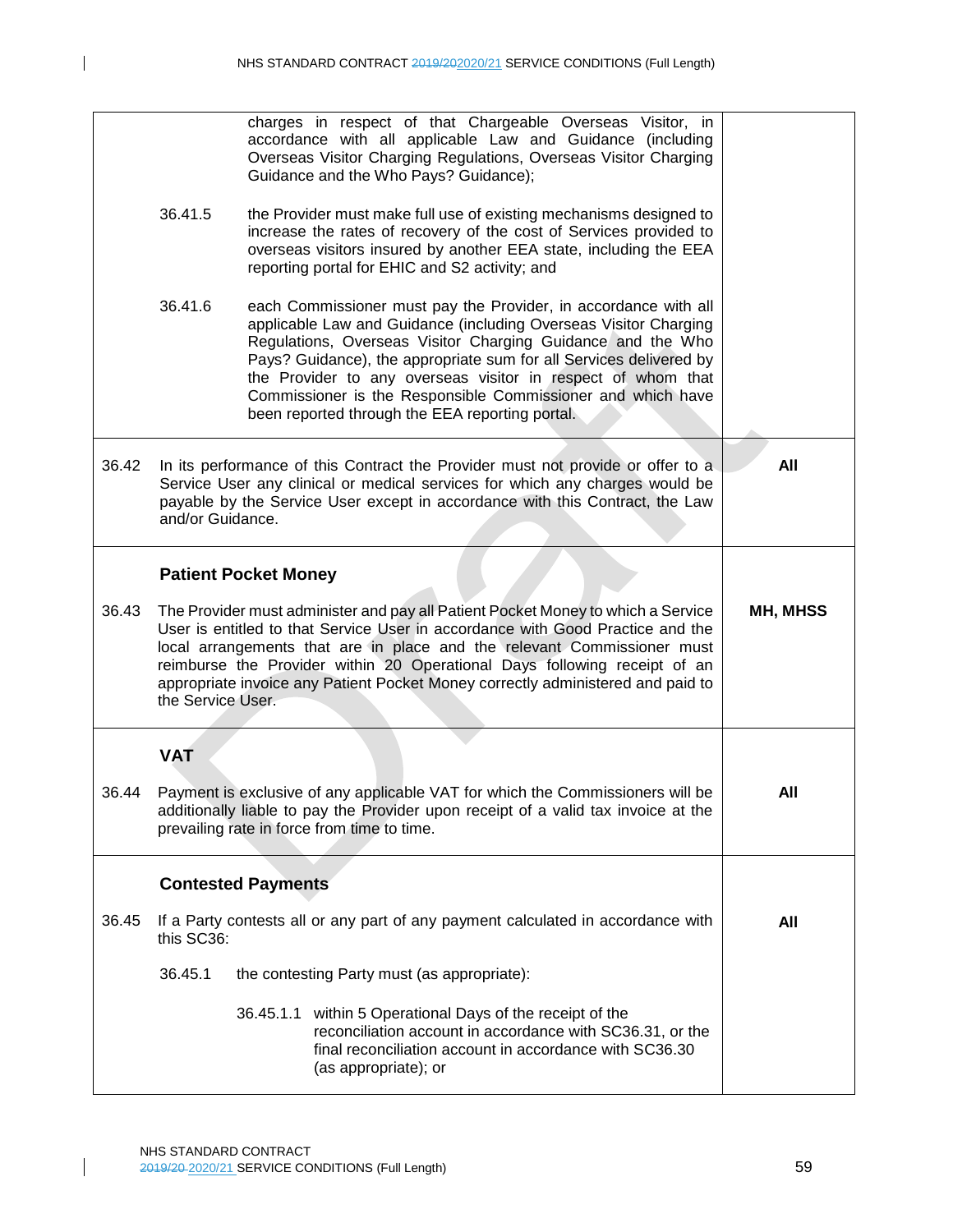| | | |
|---|---|---|
| | charges in respect of that Chargeable Overseas Visitor, in accordance with all applicable Law and Guidance (including Overseas Visitor Charging Regulations, Overseas Visitor Charging Guidance and the Who Pays? Guidance);<br><br>36.41.5 the Provider must make full use of existing mechanisms designed to increase the rates of recovery of the cost of Services provided to overseas visitors insured by another EEA state, including the EEA reporting portal for EHIC and S2 activity; and<br><br>36.41.6 each Commissioner must pay the Provider, in accordance with all applicable Law and Guidance (including Overseas Visitor Charging Regulations, Overseas Visitor Charging Guidance and the Who Pays? Guidance), the appropriate sum for all Services delivered by the Provider to any overseas visitor in respect of whom that Commissioner is the Responsible Commissioner and which have been reported through the EEA reporting portal. | |
| 36.42 | In its performance of this Contract the Provider must not provide or offer to a Service User any clinical or medical services for which any charges would be payable by the Service User except in accordance with this Contract, the Law and/or Guidance. | **All** |
| | **Patient Pocket Money** | |
| 36.43 | The Provider must administer and pay all Patient Pocket Money to which a Service User is entitled to that Service User in accordance with Good Practice and the local arrangements that are in place and the relevant Commissioner must reimburse the Provider within 20 Operational Days following receipt of an appropriate invoice any Patient Pocket Money correctly administered and paid to the Service User. | **MH, MHSS** |
| | **VAT** | |
| 36.44 | Payment is exclusive of any applicable VAT for which the Commissioners will be additionally liable to pay the Provider upon receipt of a valid tax invoice at the prevailing rate in force from time to time. | **All** |
| | **Contested Payments** | |
| 36.45 | If a Party contests all or any part of any payment calculated in accordance with this SC36:<br><br>36.45.1 the contesting Party must (as appropriate):<br><br>36.45.1.1 within 5 Operational Days of the receipt of the reconciliation account in accordance with SC36.31, or the final reconciliation account in accordance with SC36.30 (as appropriate); or | **All** |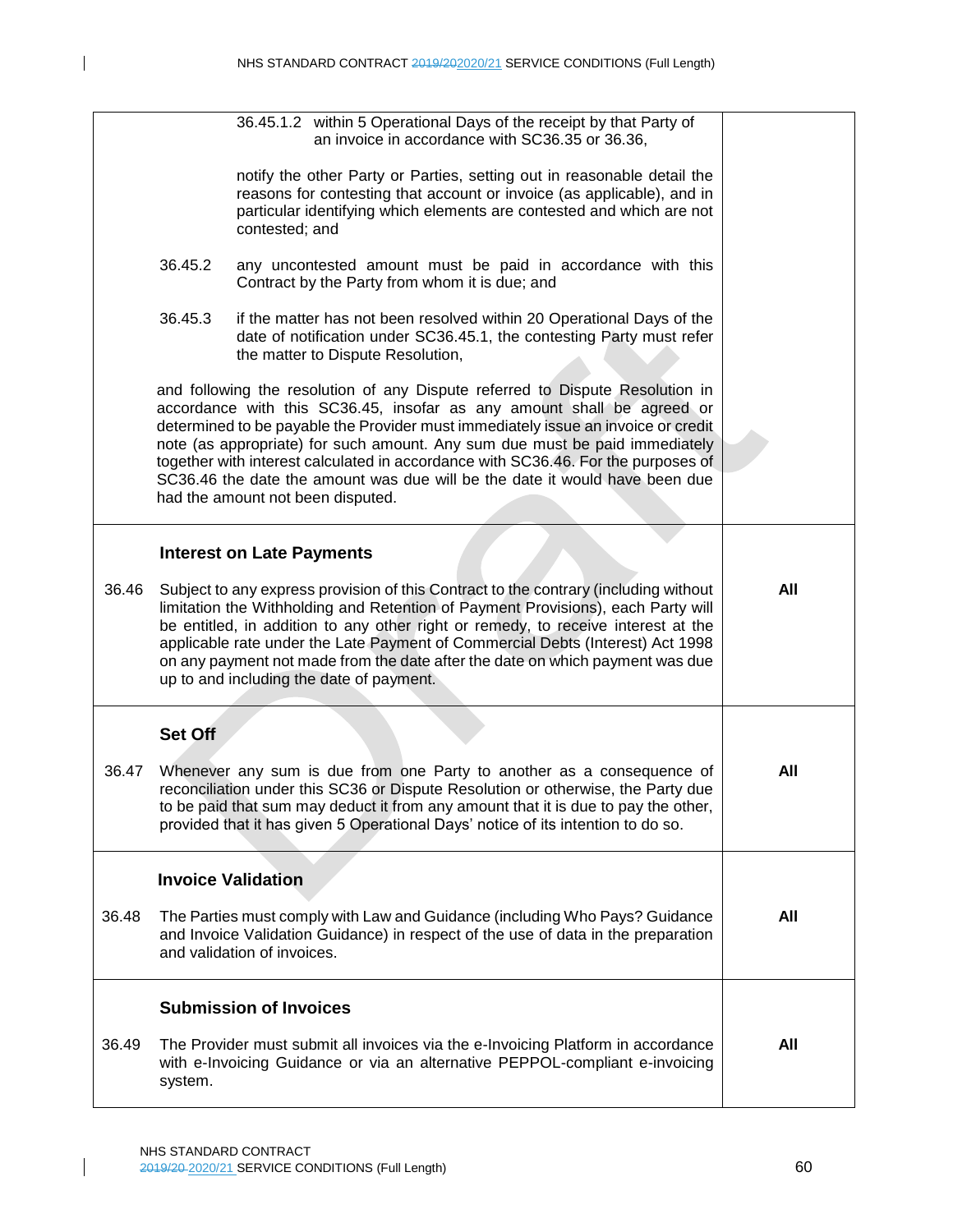| | | |
|---|---|---|
| | 36.45.1.2 within 5 Operational Days of the receipt by that Party of an invoice in accordance with SC36.35 or 36.36,<br><br>notify the other Party or Parties, setting out in reasonable detail the reasons for contesting that account or invoice (as applicable), and in particular identifying which elements are contested and which are not contested; and<br><br>36.45.2 any uncontested amount must be paid in accordance with this Contract by the Party from whom it is due; and<br><br>36.45.3 if the matter has not been resolved within 20 Operational Days of the date of notification under SC36.45.1, the contesting Party must refer the matter to Dispute Resolution,<br><br>and following the resolution of any Dispute referred to Dispute Resolution in accordance with this SC36.45, insofar as any amount shall be agreed or determined to be payable the Provider must immediately issue an invoice or credit note (as appropriate) for such amount. Any sum due must be paid immediately together with interest calculated in accordance with SC36.46. For the purposes of SC36.46 the date the amount was due will be the date it would have been due had the amount not been disputed. | |
| | **Interest on Late Payments** | |
| 36.46 | Subject to any express provision of this Contract to the contrary (including without limitation the Withholding and Retention of Payment Provisions), each Party will be entitled, in addition to any other right or remedy, to receive interest at the applicable rate under the Late Payment of Commercial Debts (Interest) Act 1998 on any payment not made from the date after the date on which payment was due up to and including the date of payment. | **All** |
| | **Set Off** | |
| 36.47 | Whenever any sum is due from one Party to another as a consequence of reconciliation under this SC36 or Dispute Resolution or otherwise, the Party due to be paid that sum may deduct it from any amount that it is due to pay the other, provided that it has given 5 Operational Days' notice of its intention to do so. | **All** |
| | **Invoice Validation** | |
| 36.48 | The Parties must comply with Law and Guidance (including Who Pays? Guidance and Invoice Validation Guidance) in respect of the use of data in the preparation and validation of invoices. | **All** |
| | **Submission of Invoices** | |
| 36.49 | The Provider must submit all invoices via the e-Invoicing Platform in accordance with e-Invoicing Guidance or via an alternative PEPPOL-compliant e-invoicing system. | **All** |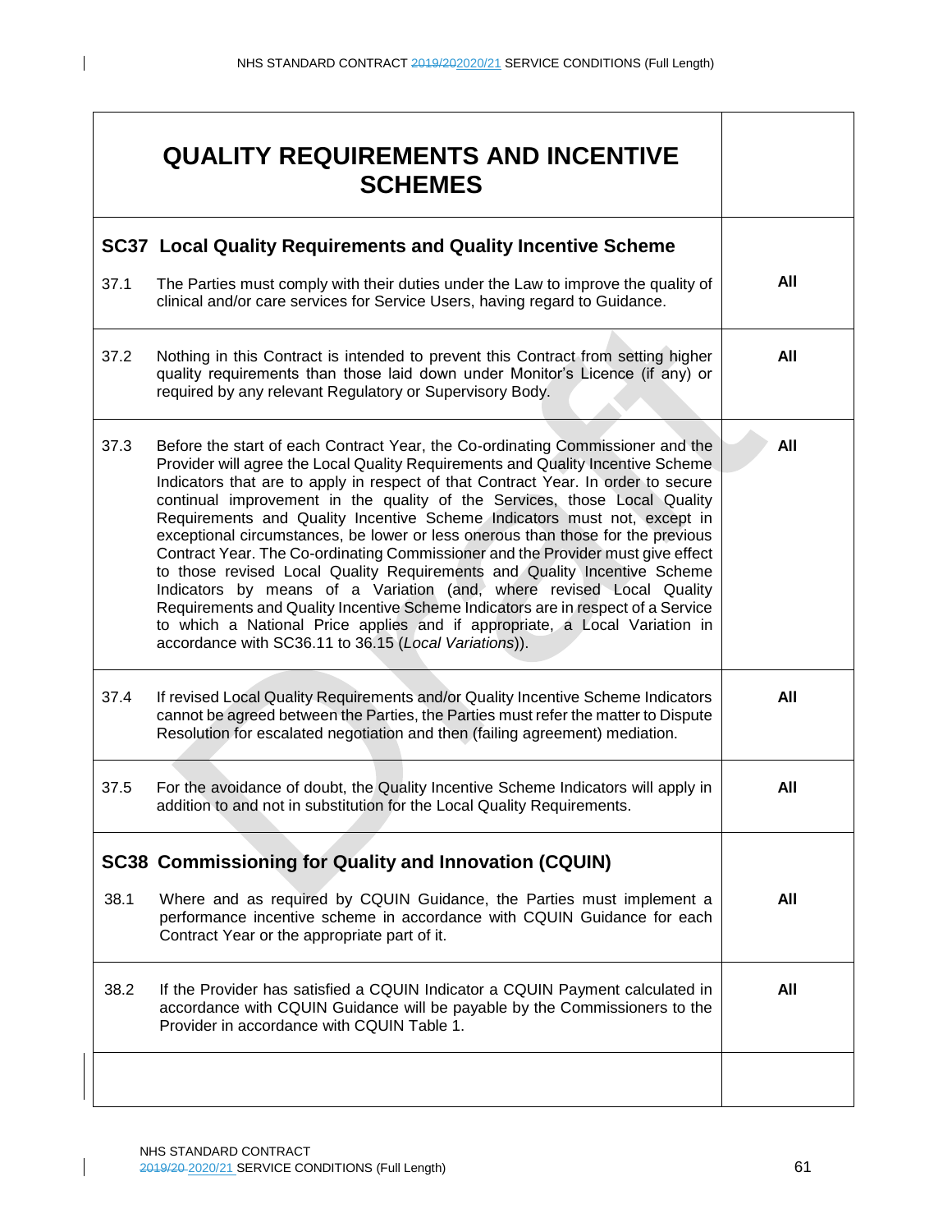| QUALITY REQUIREMENTS AND INCENTIVE SCHEMES | |
|---|---|
| **SC37 Local Quality Requirements and Quality Incentive Scheme** | |
| 37.1 The Parties must comply with their duties under the Law to improve the quality of clinical and/or care services for Service Users, having regard to Guidance. | **All** |
| 37.2 Nothing in this Contract is intended to prevent this Contract from setting higher quality requirements than those laid down under Monitor's Licence (if any) or required by any relevant Regulatory or Supervisory Body. | **All** |
| 37.3 Before the start of each Contract Year, the Co-ordinating Commissioner and the Provider will agree the Local Quality Requirements and Quality Incentive Scheme Indicators that are to apply in respect of that Contract Year. In order to secure continual improvement in the quality of the Services, those Local Quality Requirements and Quality Incentive Scheme Indicators must not, except in exceptional circumstances, be lower or less onerous than those for the previous Contract Year. The Co-ordinating Commissioner and the Provider must give effect to those revised Local Quality Requirements and Quality Incentive Scheme Indicators by means of a Variation (and, where revised Local Quality Requirements and Quality Incentive Scheme Indicators are in respect of a Service to which a National Price applies and if appropriate, a Local Variation in accordance with SC36.11 to 36.15 (*Local Variations*)). | **All** |
| 37.4 If revised Local Quality Requirements and/or Quality Incentive Scheme Indicators cannot be agreed between the Parties, the Parties must refer the matter to Dispute Resolution for escalated negotiation and then (failing agreement) mediation. | **All** |
| 37.5 For the avoidance of doubt, the Quality Incentive Scheme Indicators will apply in addition to and not in substitution for the Local Quality Requirements. | **All** |
| **SC38 Commissioning for Quality and Innovation (CQUIN)** | |
| 38.1 Where and as required by CQUIN Guidance, the Parties must implement a performance incentive scheme in accordance with CQUIN Guidance for each Contract Year or the appropriate part of it. | **All** |
| 38.2 If the Provider has satisfied a CQUIN Indicator a CQUIN Payment calculated in accordance with CQUIN Guidance will be payable by the Commissioners to the Provider in accordance with CQUIN Table 1. | **All** |
| | |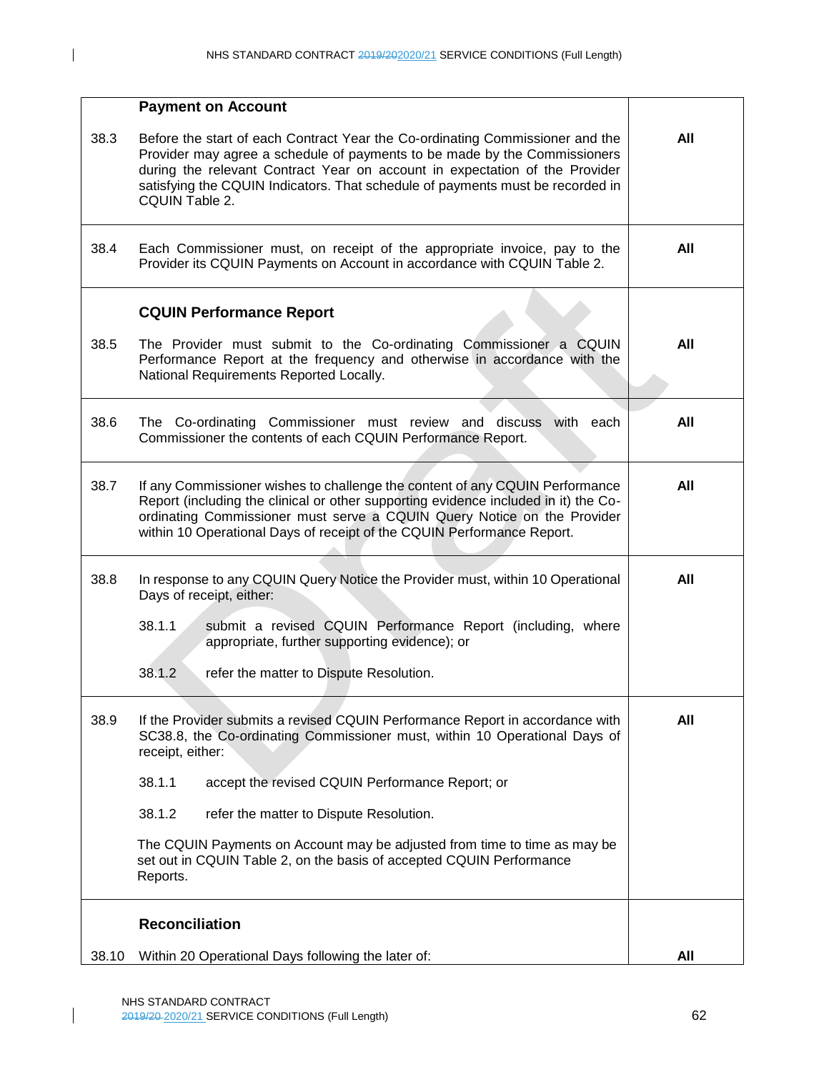| | | |
|---|---|---|
| | **Payment on Account** | |
| 38.3 | Before the start of each Contract Year the Co-ordinating Commissioner and the Provider may agree a schedule of payments to be made by the Commissioners during the relevant Contract Year on account in expectation of the Provider satisfying the CQUIN Indicators. That schedule of payments must be recorded in CQUIN Table 2. | **All** |
| 38.4 | Each Commissioner must, on receipt of the appropriate invoice, pay to the Provider its CQUIN Payments on Account in accordance with CQUIN Table 2. | **All** |
| | **CQUIN Performance Report** | |
| 38.5 | The Provider must submit to the Co-ordinating Commissioner a CQUIN Performance Report at the frequency and otherwise in accordance with the National Requirements Reported Locally. | **All** |
| 38.6 | The Co-ordinating Commissioner must review and discuss with each Commissioner the contents of each CQUIN Performance Report. | **All** |
| 38.7 | If any Commissioner wishes to challenge the content of any CQUIN Performance Report (including the clinical or other supporting evidence included in it) the Co-ordinating Commissioner must serve a CQUIN Query Notice on the Provider within 10 Operational Days of receipt of the CQUIN Performance Report. | **All** |
| 38.8 | In response to any CQUIN Query Notice the Provider must, within 10 Operational Days of receipt, either:<br><br>38.1.1 submit a revised CQUIN Performance Report (including, where appropriate, further supporting evidence); or<br><br>38.1.2 refer the matter to Dispute Resolution. | **All** |
| 38.9 | If the Provider submits a revised CQUIN Performance Report in accordance with SC38.8, the Co-ordinating Commissioner must, within 10 Operational Days of receipt, either:<br><br>38.1.1 accept the revised CQUIN Performance Report; or<br><br>38.1.2 refer the matter to Dispute Resolution.<br><br>The CQUIN Payments on Account may be adjusted from time to time as may be set out in CQUIN Table 2, on the basis of accepted CQUIN Performance Reports. | **All** |
| | **Reconciliation** | |
| 38.10 | Within 20 Operational Days following the later of: | **All** |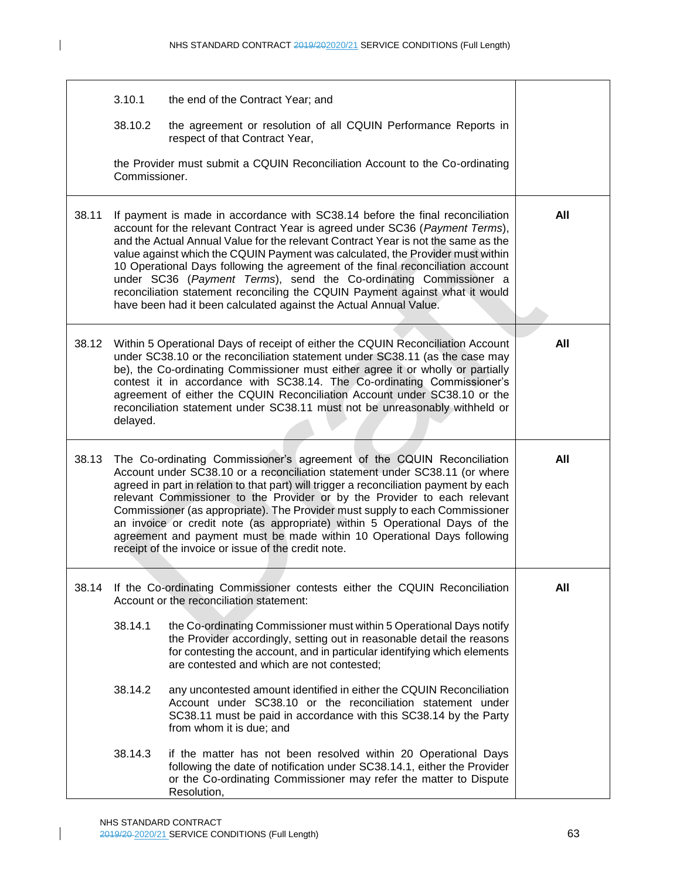| | |
|---|---|
| 3.10.1 the end of the Contract Year; and<br><br>38.10.2 the agreement or resolution of all CQUIN Performance Reports in respect of that Contract Year,<br><br>the Provider must submit a CQUIN Reconciliation Account to the Co-ordinating Commissioner. | |
| 38.11 If payment is made in accordance with SC38.14 before the final reconciliation account for the relevant Contract Year is agreed under SC36 (*Payment Terms*), and the Actual Annual Value for the relevant Contract Year is not the same as the value against which the CQUIN Payment was calculated, the Provider must within 10 Operational Days following the agreement of the final reconciliation account under SC36 (*Payment Terms*), send the Co-ordinating Commissioner a reconciliation statement reconciling the CQUIN Payment against what it would have been had it been calculated against the Actual Annual Value. | **All** |
| 38.12 Within 5 Operational Days of receipt of either the CQUIN Reconciliation Account under SC38.10 or the reconciliation statement under SC38.11 (as the case may be), the Co-ordinating Commissioner must either agree it or wholly or partially contest it in accordance with SC38.14. The Co-ordinating Commissioner's agreement of either the CQUIN Reconciliation Account under SC38.10 or the reconciliation statement under SC38.11 must not be unreasonably withheld or delayed. | **All** |
| 38.13 The Co-ordinating Commissioner's agreement of the CQUIN Reconciliation Account under SC38.10 or a reconciliation statement under SC38.11 (or where agreed in part in relation to that part) will trigger a reconciliation payment by each relevant Commissioner to the Provider or by the Provider to each relevant Commissioner (as appropriate). The Provider must supply to each Commissioner an invoice or credit note (as appropriate) within 5 Operational Days of the agreement and payment must be made within 10 Operational Days following receipt of the invoice or issue of the credit note. | **All** |
| 38.14 If the Co-ordinating Commissioner contests either the CQUIN Reconciliation Account or the reconciliation statement:<br><br>38.14.1 the Co-ordinating Commissioner must within 5 Operational Days notify the Provider accordingly, setting out in reasonable detail the reasons for contesting the account, and in particular identifying which elements are contested and which are not contested;<br><br>38.14.2 any uncontested amount identified in either the CQUIN Reconciliation Account under SC38.10 or the reconciliation statement under SC38.11 must be paid in accordance with this SC38.14 by the Party from whom it is due; and<br><br>38.14.3 if the matter has not been resolved within 20 Operational Days following the date of notification under SC38.14.1, either the Provider or the Co-ordinating Commissioner may refer the matter to Dispute Resolution, | **All** |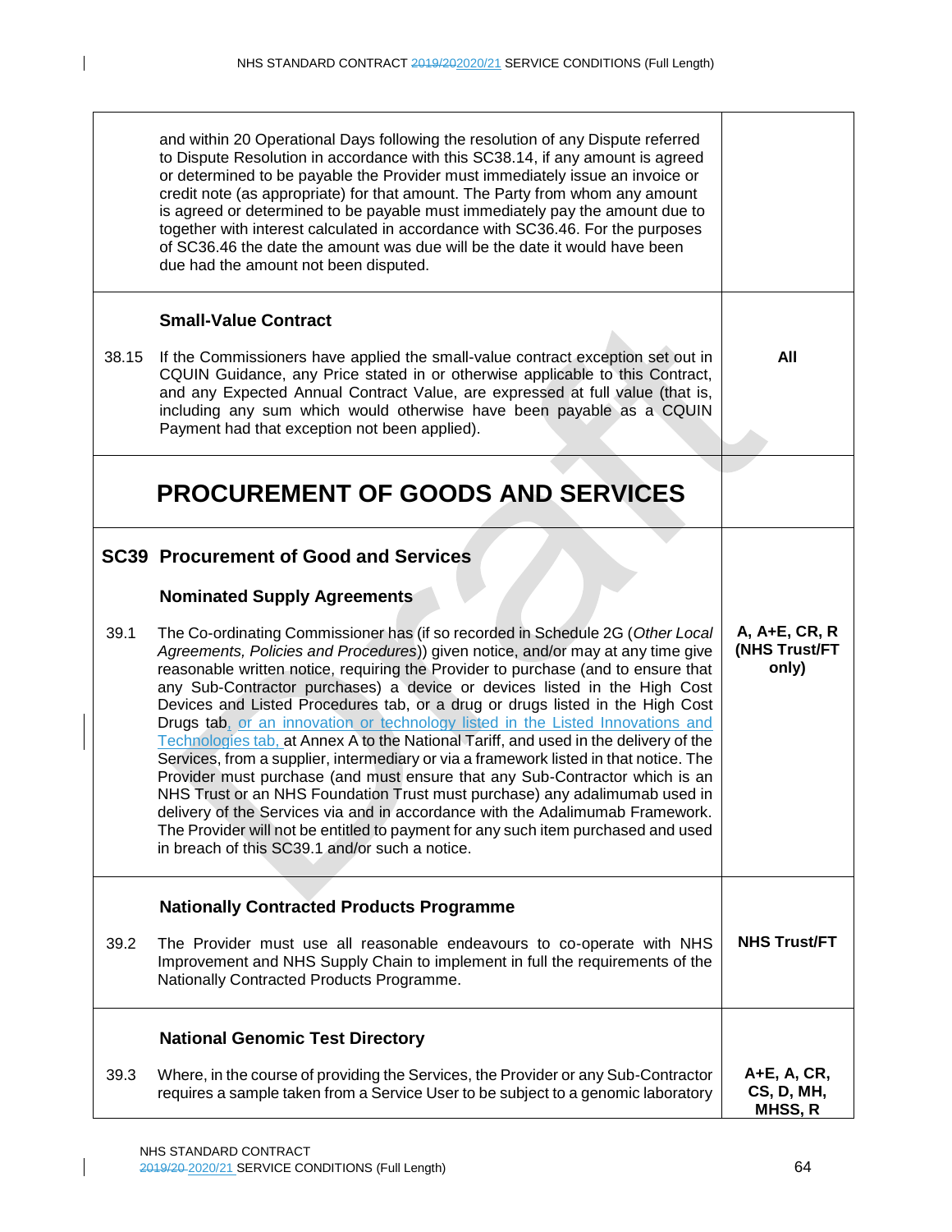| | | |
|---|---|---|
| | and within 20 Operational Days following the resolution of any Dispute referred to Dispute Resolution in accordance with this SC38.14, if any amount is agreed or determined to be payable the Provider must immediately issue an invoice or credit note (as appropriate) for that amount. The Party from whom any amount is agreed or determined to be payable must immediately pay the amount due to together with interest calculated in accordance with SC36.46. For the purposes of SC36.46 the date the amount was due will be the date it would have been due had the amount not been disputed. | |
| | **Small-Value Contract** | |
| 38.15 | If the Commissioners have applied the small-value contract exception set out in CQUIN Guidance, any Price stated in or otherwise applicable to this Contract, and any Expected Annual Contract Value, are expressed at full value (that is, including any sum which would otherwise have been payable as a CQUIN Payment had that exception not been applied). | **All** |
| | **PROCUREMENT OF GOODS AND SERVICES** | |
| **SC39** | **Procurement of Good and Services** | |
| | **Nominated Supply Agreements** | |
| 39.1 | The Co-ordinating Commissioner has (if so recorded in Schedule 2G (*Other Local Agreements, Policies and Procedures*)) given notice, and/or may at any time give reasonable written notice, requiring the Provider to purchase (and to ensure that any Sub-Contractor purchases) a device or devices listed in the High Cost Devices and Listed Procedures tab, or a drug or drugs listed in the High Cost Drugs tab, or an innovation or technology listed in the Listed Innovations and Technologies tab, at Annex A to the National Tariff, and used in the delivery of the Services, from a supplier, intermediary or via a framework listed in that notice. The Provider must purchase (and must ensure that any Sub-Contractor which is an NHS Trust or an NHS Foundation Trust must purchase) any adalimumab used in delivery of the Services via and in accordance with the Adalimumab Framework. The Provider will not be entitled to payment for any such item purchased and used in breach of this SC39.1 and/or such a notice. | **A, A+E, CR, R (NHS Trust/FT only)** |
| | **Nationally Contracted Products Programme** | |
| 39.2 | The Provider must use all reasonable endeavours to co-operate with NHS Improvement and NHS Supply Chain to implement in full the requirements of the Nationally Contracted Products Programme. | **NHS Trust/FT** |
| | **National Genomic Test Directory** | |
| 39.3 | Where, in the course of providing the Services, the Provider or any Sub-Contractor requires a sample taken from a Service User to be subject to a genomic laboratory | **A+E, A, CR, CS, D, MH, MHSS, R** |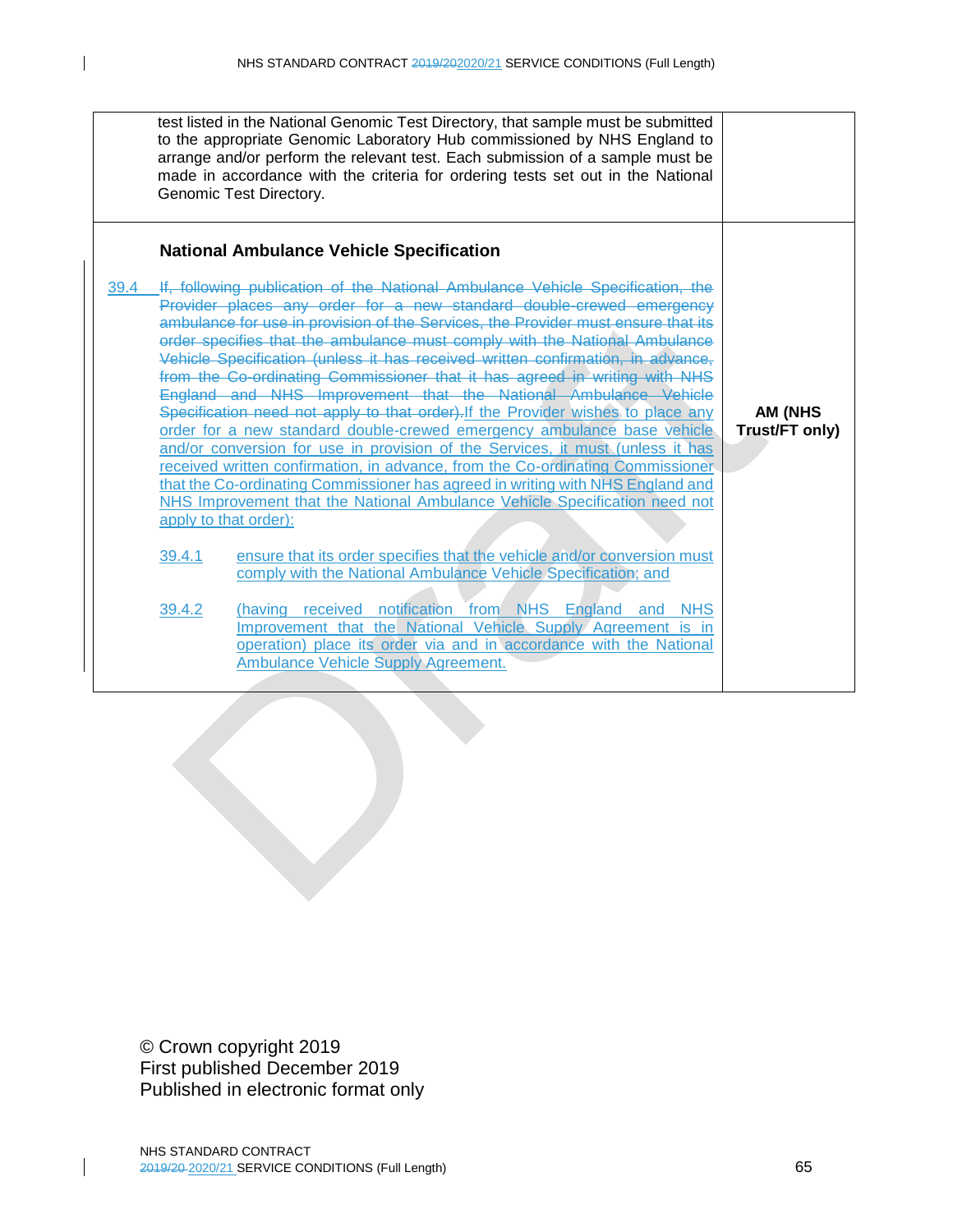| | |
|---|---|
| test listed in the National Genomic Test Directory, that sample must be submitted to the appropriate Genomic Laboratory Hub commissioned by NHS England to arrange and/or perform the relevant test. Each submission of a sample must be made in accordance with the criteria for ordering tests set out in the National Genomic Test Directory. | |
| **National Ambulance Vehicle Specification**<br><br>39.4 ~~If, following publication of the National Ambulance Vehicle Specification, the Provider places any order for a new standard double-crewed emergency ambulance for use in provision of the Services, the Provider must ensure that its order specifies that the ambulance must comply with the National Ambulance Vehicle Specification (unless it has received written confirmation, in advance, from the Co-ordinating Commissioner that it has agreed in writing with NHS England and NHS Improvement that the National Ambulance Vehicle Specification need not apply to that order).~~ If the Provider wishes to place any order for a new standard double-crewed emergency ambulance base vehicle and/or conversion for use in provision of the Services, it must (unless it has received written confirmation, in advance, from the Co-ordinating Commissioner that the Co-ordinating Commissioner has agreed in writing with NHS England and NHS Improvement that the National Ambulance Vehicle Specification need not apply to that order):<br><br>39.4.1 ensure that its order specifies that the vehicle and/or conversion must comply with the National Ambulance Vehicle Specification; and<br><br>39.4.2 (having received notification from NHS England and NHS Improvement that the National Vehicle Supply Agreement is in operation) place its order via and in accordance with the National Ambulance Vehicle Supply Agreement. | **AM (NHS Trust/FT only)** |

© Crown copyright 2019
First published December 2019
Published in electronic format only